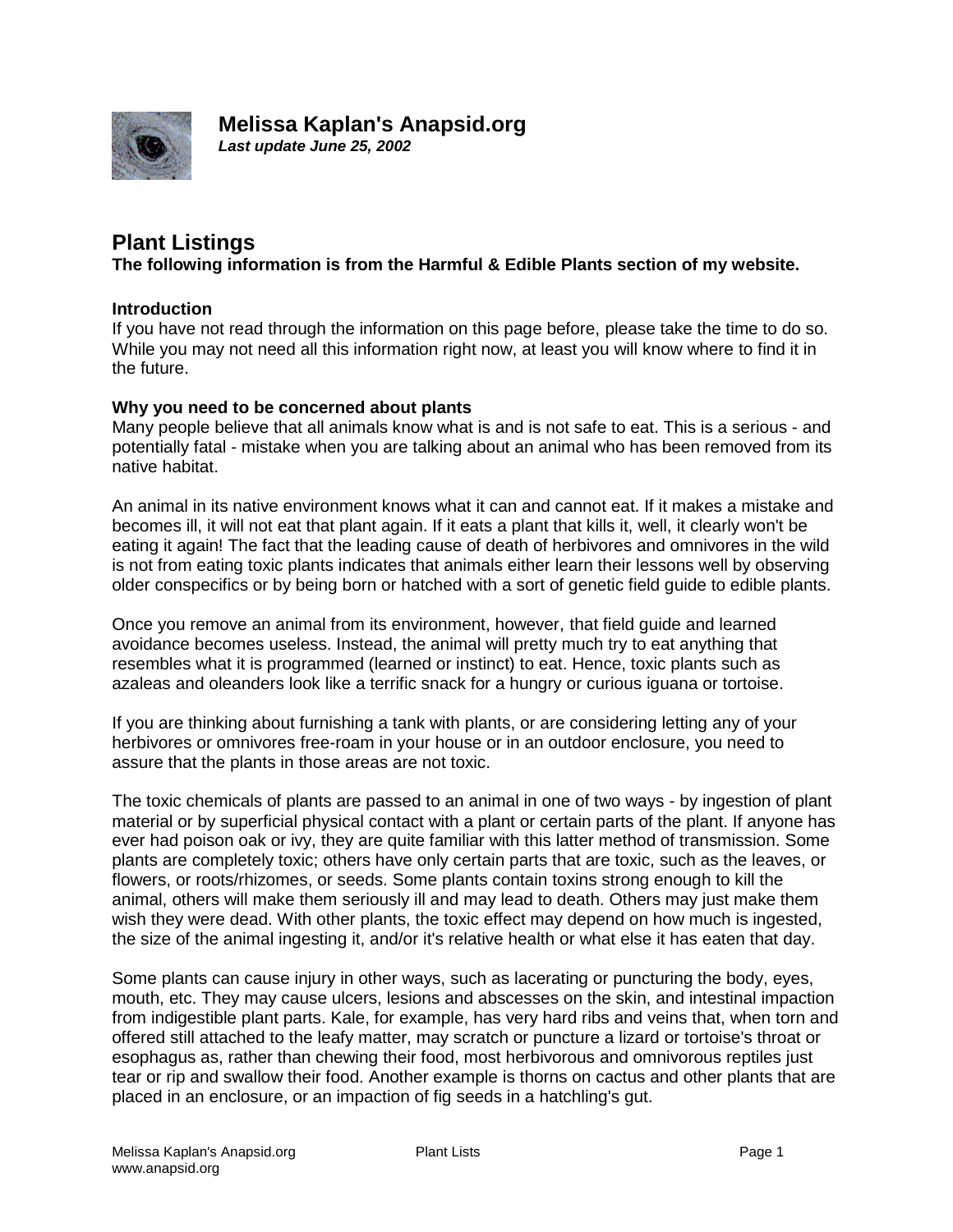**Melissa Kaplan's Anapsid.org**
***Last update June 25, 2002***

# Plant Listings

**The following information is from the Harmful & Edible Plants section of my website.**

### Introduction

If you have not read through the information on this page before, please take the time to do so. While you may not need all this information right now, at least you will know where to find it in the future.

### Why you need to be concerned about plants

Many people believe that all animals know what is and is not safe to eat. This is a serious - and potentially fatal - mistake when you are talking about an animal who has been removed from its native habitat.

An animal in its native environment knows what it can and cannot eat. If it makes a mistake and becomes ill, it will not eat that plant again. If it eats a plant that kills it, well, it clearly won't be eating it again! The fact that the leading cause of death of herbivores and omnivores in the wild is not from eating toxic plants indicates that animals either learn their lessons well by observing older conspecifics or by being born or hatched with a sort of genetic field guide to edible plants.

Once you remove an animal from its environment, however, that field guide and learned avoidance becomes useless. Instead, the animal will pretty much try to eat anything that resembles what it is programmed (learned or instinct) to eat. Hence, toxic plants such as azaleas and oleanders look like a terrific snack for a hungry or curious iguana or tortoise.

If you are thinking about furnishing a tank with plants, or are considering letting any of your herbivores or omnivores free-roam in your house or in an outdoor enclosure, you need to assure that the plants in those areas are not toxic.

The toxic chemicals of plants are passed to an animal in one of two ways - by ingestion of plant material or by superficial physical contact with a plant or certain parts of the plant. If anyone has ever had poison oak or ivy, they are quite familiar with this latter method of transmission. Some plants are completely toxic; others have only certain parts that are toxic, such as the leaves, or flowers, or roots/rhizomes, or seeds. Some plants contain toxins strong enough to kill the animal, others will make them seriously ill and may lead to death. Others may just make them wish they were dead. With other plants, the toxic effect may depend on how much is ingested, the size of the animal ingesting it, and/or it's relative health or what else it has eaten that day.

Some plants can cause injury in other ways, such as lacerating or puncturing the body, eyes, mouth, etc. They may cause ulcers, lesions and abscesses on the skin, and intestinal impaction from indigestible plant parts. Kale, for example, has very hard ribs and veins that, when torn and offered still attached to the leafy matter, may scratch or puncture a lizard or tortoise's throat or esophagus as, rather than chewing their food, most herbivorous and omnivorous reptiles just tear or rip and swallow their food. Another example is thorns on cactus and other plants that are placed in an enclosure, or an impaction of fig seeds in a hatchling's gut.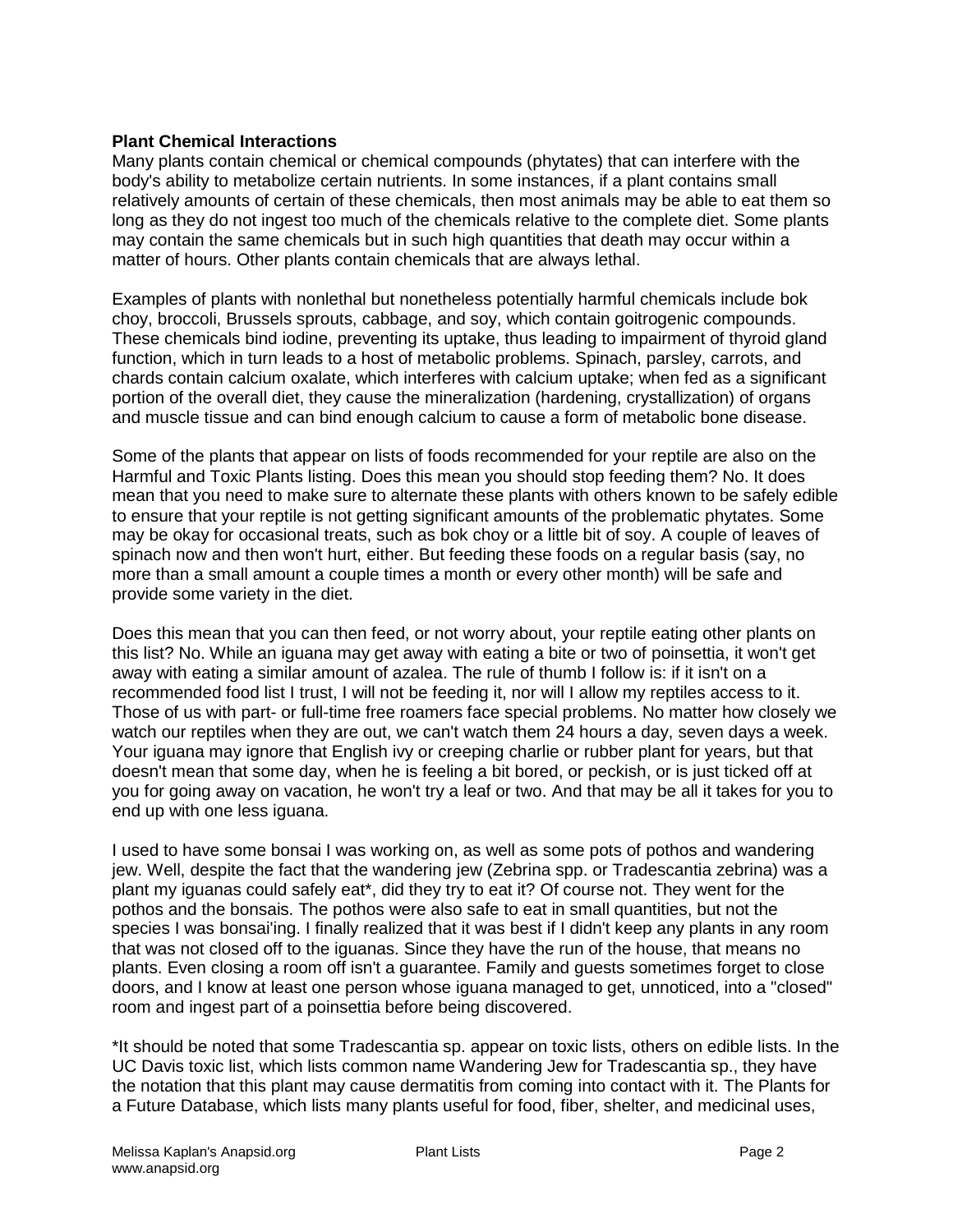**Plant Chemical Interactions**

Many plants contain chemical or chemical compounds (phytates) that can interfere with the body's ability to metabolize certain nutrients. In some instances, if a plant contains small relatively amounts of certain of these chemicals, then most animals may be able to eat them so long as they do not ingest too much of the chemicals relative to the complete diet. Some plants may contain the same chemicals but in such high quantities that death may occur within a matter of hours. Other plants contain chemicals that are always lethal.

Examples of plants with nonlethal but nonetheless potentially harmful chemicals include bok choy, broccoli, Brussels sprouts, cabbage, and soy, which contain goitrogenic compounds. These chemicals bind iodine, preventing its uptake, thus leading to impairment of thyroid gland function, which in turn leads to a host of metabolic problems. Spinach, parsley, carrots, and chards contain calcium oxalate, which interferes with calcium uptake; when fed as a significant portion of the overall diet, they cause the mineralization (hardening, crystallization) of organs and muscle tissue and can bind enough calcium to cause a form of metabolic bone disease.

Some of the plants that appear on lists of foods recommended for your reptile are also on the Harmful and Toxic Plants listing. Does this mean you should stop feeding them? No. It does mean that you need to make sure to alternate these plants with others known to be safely edible to ensure that your reptile is not getting significant amounts of the problematic phytates. Some may be okay for occasional treats, such as bok choy or a little bit of soy. A couple of leaves of spinach now and then won't hurt, either. But feeding these foods on a regular basis (say, no more than a small amount a couple times a month or every other month) will be safe and provide some variety in the diet.

Does this mean that you can then feed, or not worry about, your reptile eating other plants on this list? No. While an iguana may get away with eating a bite or two of poinsettia, it won't get away with eating a similar amount of azalea. The rule of thumb I follow is: if it isn't on a recommended food list I trust, I will not be feeding it, nor will I allow my reptiles access to it. Those of us with part- or full-time free roamers face special problems. No matter how closely we watch our reptiles when they are out, we can't watch them 24 hours a day, seven days a week. Your iguana may ignore that English ivy or creeping charlie or rubber plant for years, but that doesn't mean that some day, when he is feeling a bit bored, or peckish, or is just ticked off at you for going away on vacation, he won't try a leaf or two. And that may be all it takes for you to end up with one less iguana.

I used to have some bonsai I was working on, as well as some pots of pothos and wandering jew. Well, despite the fact that the wandering jew (Zebrina spp. or Tradescantia zebrina) was a plant my iguanas could safely eat*, did they try to eat it? Of course not. They went for the pothos and the bonsais. The pothos were also safe to eat in small quantities, but not the species I was bonsai'ing. I finally realized that it was best if I didn't keep any plants in any room that was not closed off to the iguanas. Since they have the run of the house, that means no plants. Even closing a room off isn't a guarantee. Family and guests sometimes forget to close doors, and I know at least one person whose iguana managed to get, unnoticed, into a "closed" room and ingest part of a poinsettia before being discovered.

*It should be noted that some Tradescantia sp. appear on toxic lists, others on edible lists. In the UC Davis toxic list, which lists common name Wandering Jew for Tradescantia sp., they have the notation that this plant may cause dermatitis from coming into contact with it. The Plants for a Future Database, which lists many plants useful for food, fiber, shelter, and medicinal uses,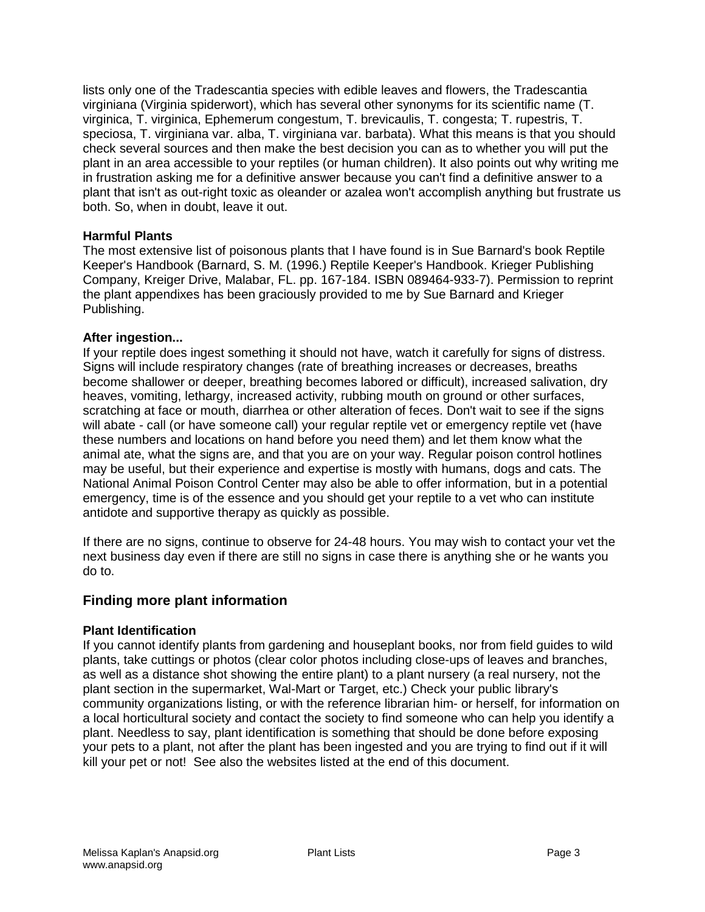lists only one of the Tradescantia species with edible leaves and flowers, the Tradescantia virginiana (Virginia spiderwort), which has several other synonyms for its scientific name (T. virginica, T. virginica, Ephemerum congestum, T. brevicaulis, T. congesta; T. rupestris, T. speciosa, T. virginiana var. alba, T. virginiana var. barbata). What this means is that you should check several sources and then make the best decision you can as to whether you will put the plant in an area accessible to your reptiles (or human children). It also points out why writing me in frustration asking me for a definitive answer because you can't find a definitive answer to a plant that isn't as out-right toxic as oleander or azalea won't accomplish anything but frustrate us both. So, when in doubt, leave it out.

### Harmful Plants

The most extensive list of poisonous plants that I have found is in Sue Barnard's book Reptile Keeper's Handbook (Barnard, S. M. (1996.) Reptile Keeper's Handbook. Krieger Publishing Company, Kreiger Drive, Malabar, FL. pp. 167-184. ISBN 089464-933-7). Permission to reprint the plant appendixes has been graciously provided to me by Sue Barnard and Krieger Publishing.

### After ingestion...

If your reptile does ingest something it should not have, watch it carefully for signs of distress. Signs will include respiratory changes (rate of breathing increases or decreases, breaths become shallower or deeper, breathing becomes labored or difficult), increased salivation, dry heaves, vomiting, lethargy, increased activity, rubbing mouth on ground or other surfaces, scratching at face or mouth, diarrhea or other alteration of feces. Don't wait to see if the signs will abate - call (or have someone call) your regular reptile vet or emergency reptile vet (have these numbers and locations on hand before you need them) and let them know what the animal ate, what the signs are, and that you are on your way. Regular poison control hotlines may be useful, but their experience and expertise is mostly with humans, dogs and cats. The National Animal Poison Control Center may also be able to offer information, but in a potential emergency, time is of the essence and you should get your reptile to a vet who can institute antidote and supportive therapy as quickly as possible.

If there are no signs, continue to observe for 24-48 hours. You may wish to contact your vet the next business day even if there are still no signs in case there is anything she or he wants you do to.

## Finding more plant information

### Plant Identification

If you cannot identify plants from gardening and houseplant books, nor from field guides to wild plants, take cuttings or photos (clear color photos including close-ups of leaves and branches, as well as a distance shot showing the entire plant) to a plant nursery (a real nursery, not the plant section in the supermarket, Wal-Mart or Target, etc.) Check your public library's community organizations listing, or with the reference librarian him- or herself, for information on a local horticultural society and contact the society to find someone who can help you identify a plant. Needless to say, plant identification is something that should be done before exposing your pets to a plant, not after the plant has been ingested and you are trying to find out if it will kill your pet or not! See also the websites listed at the end of this document.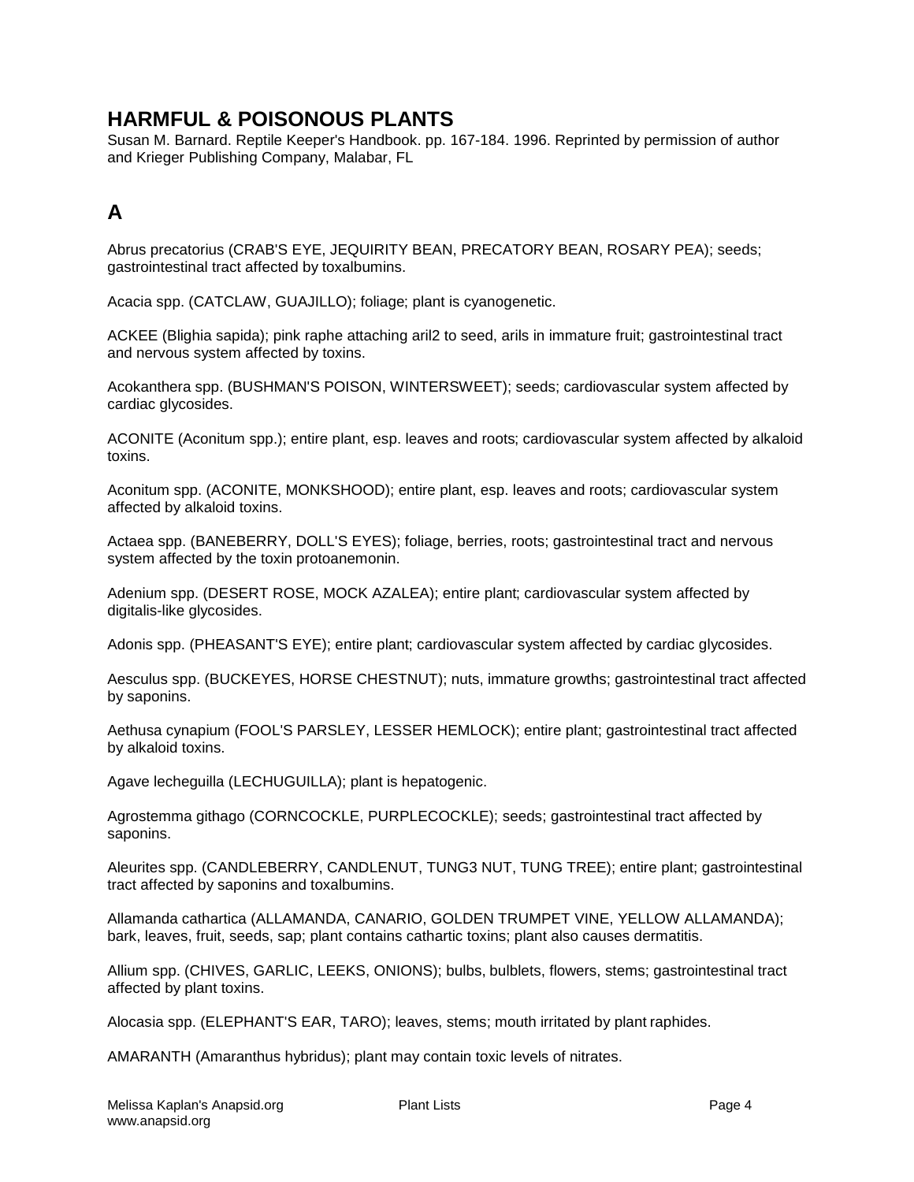## HARMFUL & POISONOUS PLANTS

Susan M. Barnard. Reptile Keeper's Handbook. pp. 167-184. 1996. Reprinted by permission of author and Krieger Publishing Company, Malabar, FL

## A

Abrus precatorius (CRAB'S EYE, JEQUIRITY BEAN, PRECATORY BEAN, ROSARY PEA); seeds; gastrointestinal tract affected by toxalbumins.

Acacia spp. (CATCLAW, GUAJILLO); foliage; plant is cyanogenetic.

ACKEE (Blighia sapida); pink raphe attaching aril2 to seed, arils in immature fruit; gastrointestinal tract and nervous system affected by toxins.

Acokanthera spp. (BUSHMAN'S POISON, WINTERSWEET); seeds; cardiovascular system affected by cardiac glycosides.

ACONITE (Aconitum spp.); entire plant, esp. leaves and roots; cardiovascular system affected by alkaloid toxins.

Aconitum spp. (ACONITE, MONKSHOOD); entire plant, esp. leaves and roots; cardiovascular system affected by alkaloid toxins.

Actaea spp. (BANEBERRY, DOLL'S EYES); foliage, berries, roots; gastrointestinal tract and nervous system affected by the toxin protoanemonin.

Adenium spp. (DESERT ROSE, MOCK AZALEA); entire plant; cardiovascular system affected by digitalis-like glycosides.

Adonis spp. (PHEASANT'S EYE); entire plant; cardiovascular system affected by cardiac glycosides.

Aesculus spp. (BUCKEYES, HORSE CHESTNUT); nuts, immature growths; gastrointestinal tract affected by saponins.

Aethusa cynapium (FOOL'S PARSLEY, LESSER HEMLOCK); entire plant; gastrointestinal tract affected by alkaloid toxins.

Agave lecheguilla (LECHUGUILLA); plant is hepatogenic.

Agrostemma githago (CORNCOCKLE, PURPLECOCKLE); seeds; gastrointestinal tract affected by saponins.

Aleurites spp. (CANDLEBERRY, CANDLENUT, TUNG3 NUT, TUNG TREE); entire plant; gastrointestinal tract affected by saponins and toxalbumins.

Allamanda cathartica (ALLAMANDA, CANARIO, GOLDEN TRUMPET VINE, YELLOW ALLAMANDA); bark, leaves, fruit, seeds, sap; plant contains cathartic toxins; plant also causes dermatitis.

Allium spp. (CHIVES, GARLIC, LEEKS, ONIONS); bulbs, bulblets, flowers, stems; gastrointestinal tract affected by plant toxins.

Alocasia spp. (ELEPHANT'S EAR, TARO); leaves, stems; mouth irritated by plant raphides.

AMARANTH (Amaranthus hybridus); plant may contain toxic levels of nitrates.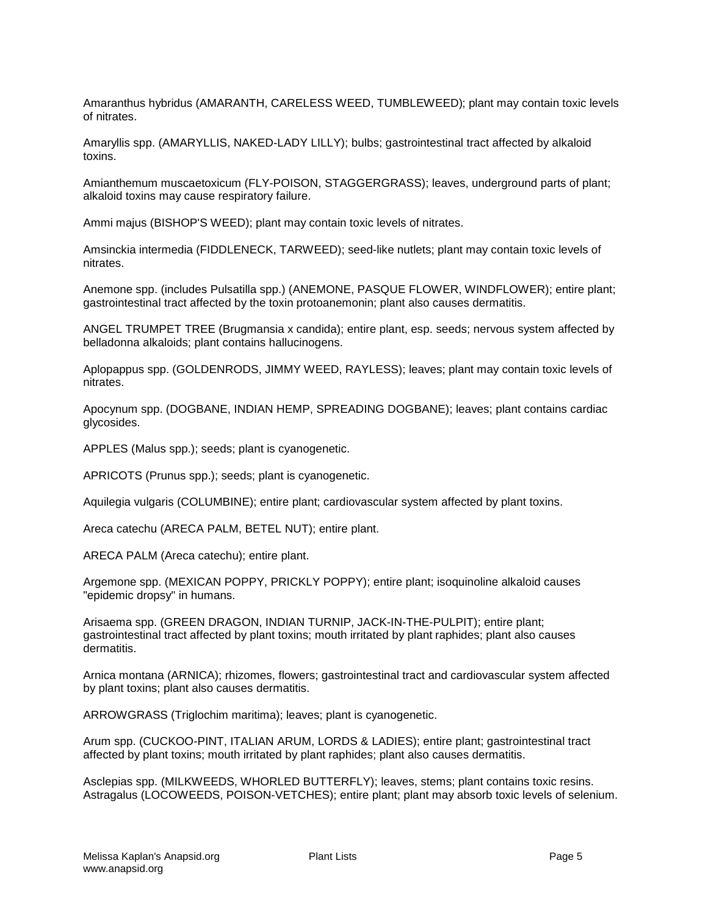Amaranthus hybridus (AMARANTH, CARELESS WEED, TUMBLEWEED); plant may contain toxic levels of nitrates.

Amaryllis spp. (AMARYLLIS, NAKED-LADY LILLY); bulbs; gastrointestinal tract affected by alkaloid toxins.

Amianthemum muscaetoxicum (FLY-POISON, STAGGERGRASS); leaves, underground parts of plant; alkaloid toxins may cause respiratory failure.

Ammi majus (BISHOP'S WEED); plant may contain toxic levels of nitrates.

Amsinckia intermedia (FIDDLENECK, TARWEED); seed-like nutlets; plant may contain toxic levels of nitrates.

Anemone spp. (includes Pulsatilla spp.) (ANEMONE, PASQUE FLOWER, WINDFLOWER); entire plant; gastrointestinal tract affected by the toxin protoanemonin; plant also causes dermatitis.

ANGEL TRUMPET TREE (Brugmansia x candida); entire plant, esp. seeds; nervous system affected by belladonna alkaloids; plant contains hallucinogens.

Aplopappus spp. (GOLDENRODS, JIMMY WEED, RAYLESS); leaves; plant may contain toxic levels of nitrates.

Apocynum spp. (DOGBANE, INDIAN HEMP, SPREADING DOGBANE); leaves; plant contains cardiac glycosides.

APPLES (Malus spp.); seeds; plant is cyanogenetic.

APRICOTS (Prunus spp.); seeds; plant is cyanogenetic.

Aquilegia vulgaris (COLUMBINE); entire plant; cardiovascular system affected by plant toxins.

Areca catechu (ARECA PALM, BETEL NUT); entire plant.

ARECA PALM (Areca catechu); entire plant.

Argemone spp. (MEXICAN POPPY, PRICKLY POPPY); entire plant; isoquinoline alkaloid causes "epidemic dropsy" in humans.

Arisaema spp. (GREEN DRAGON, INDIAN TURNIP, JACK-IN-THE-PULPIT); entire plant; gastrointestinal tract affected by plant toxins; mouth irritated by plant raphides; plant also causes dermatitis.

Arnica montana (ARNICA); rhizomes, flowers; gastrointestinal tract and cardiovascular system affected by plant toxins; plant also causes dermatitis.

ARROWGRASS (Triglochim maritima); leaves; plant is cyanogenetic.

Arum spp. (CUCKOO-PINT, ITALIAN ARUM, LORDS & LADIES); entire plant; gastrointestinal tract affected by plant toxins; mouth irritated by plant raphides; plant also causes dermatitis.

Asclepias spp. (MILKWEEDS, WHORLED BUTTERFLY); leaves, stems; plant contains toxic resins.
Astragalus (LOCOWEEDS, POISON-VETCHES); entire plant; plant may absorb toxic levels of selenium.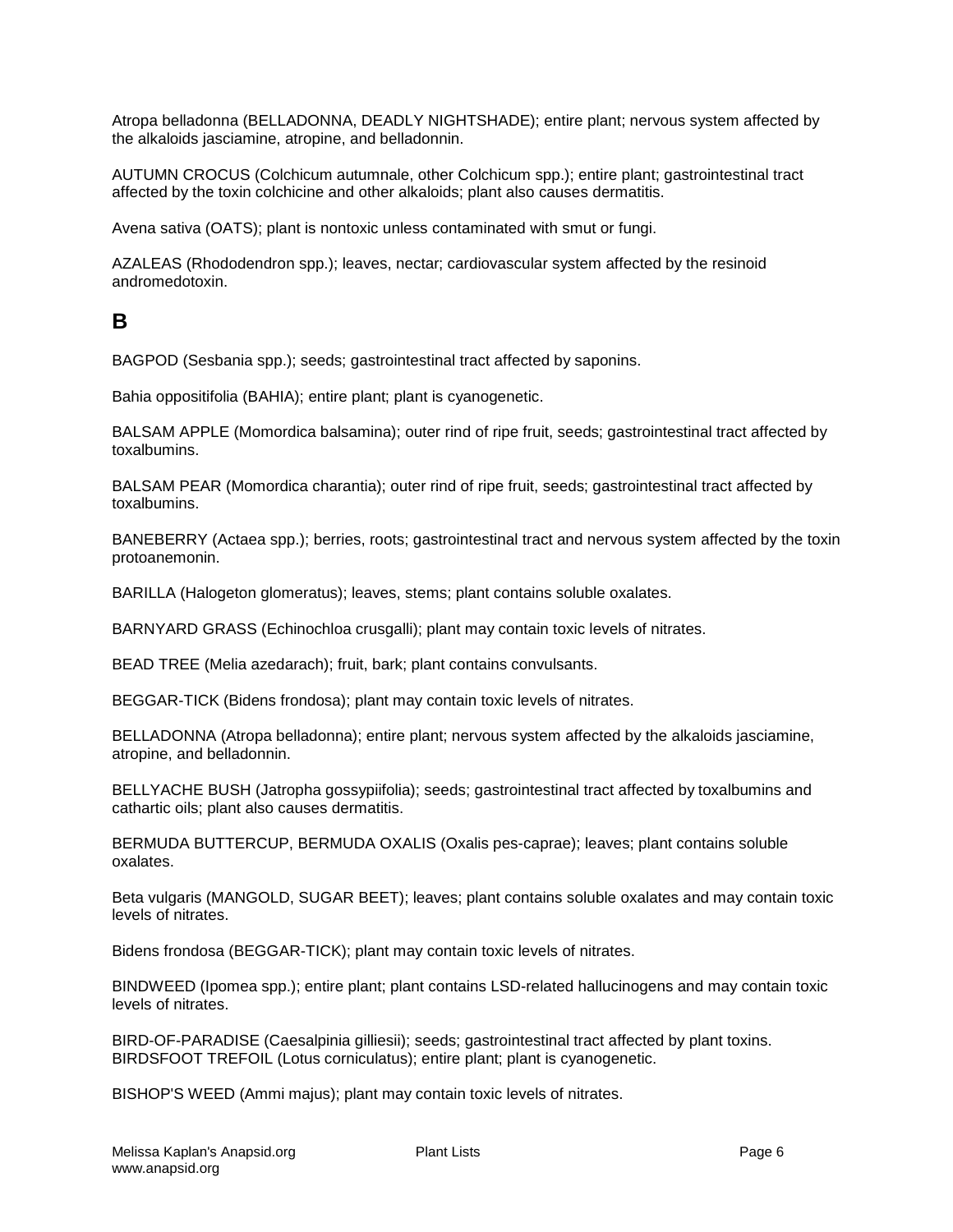Atropa belladonna (BELLADONNA, DEADLY NIGHTSHADE); entire plant; nervous system affected by the alkaloids jasciamine, atropine, and belladonnin.

AUTUMN CROCUS (Colchicum autumnale, other Colchicum spp.); entire plant; gastrointestinal tract affected by the toxin colchicine and other alkaloids; plant also causes dermatitis.

Avena sativa (OATS); plant is nontoxic unless contaminated with smut or fungi.

AZALEAS (Rhododendron spp.); leaves, nectar; cardiovascular system affected by the resinoid andromedotoxin.

## B

BAGPOD (Sesbania spp.); seeds; gastrointestinal tract affected by saponins.

Bahia oppositifolia (BAHIA); entire plant; plant is cyanogenetic.

BALSAM APPLE (Momordica balsamina); outer rind of ripe fruit, seeds; gastrointestinal tract affected by toxalbumins.

BALSAM PEAR (Momordica charantia); outer rind of ripe fruit, seeds; gastrointestinal tract affected by toxalbumins.

BANEBERRY (Actaea spp.); berries, roots; gastrointestinal tract and nervous system affected by the toxin protoanemonin.

BARILLA (Halogeton glomeratus); leaves, stems; plant contains soluble oxalates.

BARNYARD GRASS (Echinochloa crusgalli); plant may contain toxic levels of nitrates.

BEAD TREE (Melia azedarach); fruit, bark; plant contains convulsants.

BEGGAR-TICK (Bidens frondosa); plant may contain toxic levels of nitrates.

BELLADONNA (Atropa belladonna); entire plant; nervous system affected by the alkaloids jasciamine, atropine, and belladonnin.

BELLYACHE BUSH (Jatropha gossypiifolia); seeds; gastrointestinal tract affected by toxalbumins and cathartic oils; plant also causes dermatitis.

BERMUDA BUTTERCUP, BERMUDA OXALIS (Oxalis pes-caprae); leaves; plant contains soluble oxalates.

Beta vulgaris (MANGOLD, SUGAR BEET); leaves; plant contains soluble oxalates and may contain toxic levels of nitrates.

Bidens frondosa (BEGGAR-TICK); plant may contain toxic levels of nitrates.

BINDWEED (Ipomea spp.); entire plant; plant contains LSD-related hallucinogens and may contain toxic levels of nitrates.

BIRD-OF-PARADISE (Caesalpinia gilliesii); seeds; gastrointestinal tract affected by plant toxins.
BIRDSFOOT TREFOIL (Lotus corniculatus); entire plant; plant is cyanogenetic.

BISHOP'S WEED (Ammi majus); plant may contain toxic levels of nitrates.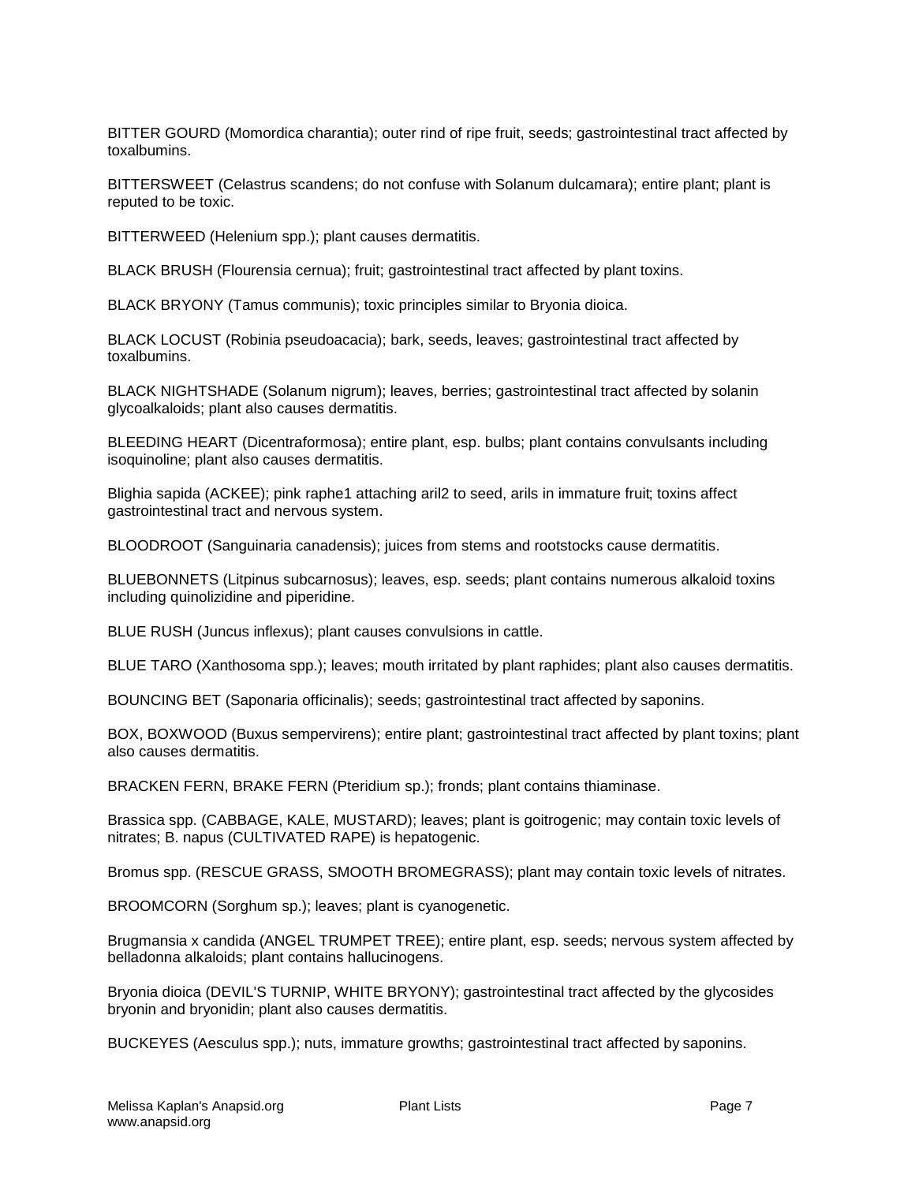BITTER GOURD (Momordica charantia); outer rind of ripe fruit, seeds; gastrointestinal tract affected by toxalbumins.

BITTERSWEET (Celastrus scandens; do not confuse with Solanum dulcamara); entire plant; plant is reputed to be toxic.

BITTERWEED (Helenium spp.); plant causes dermatitis.

BLACK BRUSH (Flourensia cernua); fruit; gastrointestinal tract affected by plant toxins.

BLACK BRYONY (Tamus communis); toxic principles similar to Bryonia dioica.

BLACK LOCUST (Robinia pseudoacacia); bark, seeds, leaves; gastrointestinal tract affected by toxalbumins.

BLACK NIGHTSHADE (Solanum nigrum); leaves, berries; gastrointestinal tract affected by solanin glycoalkaloids; plant also causes dermatitis.

BLEEDING HEART (Dicentraformosa); entire plant, esp. bulbs; plant contains convulsants including isoquinoline; plant also causes dermatitis.

Blighia sapida (ACKEE); pink raphe1 attaching aril2 to seed, arils in immature fruit; toxins affect gastrointestinal tract and nervous system.

BLOODROOT (Sanguinaria canadensis); juices from stems and rootstocks cause dermatitis.

BLUEBONNETS (Litpinus subcarnosus); leaves, esp. seeds; plant contains numerous alkaloid toxins including quinolizidine and piperidine.

BLUE RUSH (Juncus inflexus); plant causes convulsions in cattle.

BLUE TARO (Xanthosoma spp.); leaves; mouth irritated by plant raphides; plant also causes dermatitis.

BOUNCING BET (Saponaria officinalis); seeds; gastrointestinal tract affected by saponins.

BOX, BOXWOOD (Buxus sempervirens); entire plant; gastrointestinal tract affected by plant toxins; plant also causes dermatitis.

BRACKEN FERN, BRAKE FERN (Pteridium sp.); fronds; plant contains thiaminase.

Brassica spp. (CABBAGE, KALE, MUSTARD); leaves; plant is goitrogenic; may contain toxic levels of nitrates; B. napus (CULTIVATED RAPE) is hepatogenic.

Bromus spp. (RESCUE GRASS, SMOOTH BROMEGRASS); plant may contain toxic levels of nitrates.

BROOMCORN (Sorghum sp.); leaves; plant is cyanogenetic.

Brugmansia x candida (ANGEL TRUMPET TREE); entire plant, esp. seeds; nervous system affected by belladonna alkaloids; plant contains hallucinogens.

Bryonia dioica (DEVIL'S TURNIP, WHITE BRYONY); gastrointestinal tract affected by the glycosides bryonin and bryonidin; plant also causes dermatitis.

BUCKEYES (Aesculus spp.); nuts, immature growths; gastrointestinal tract affected by saponins.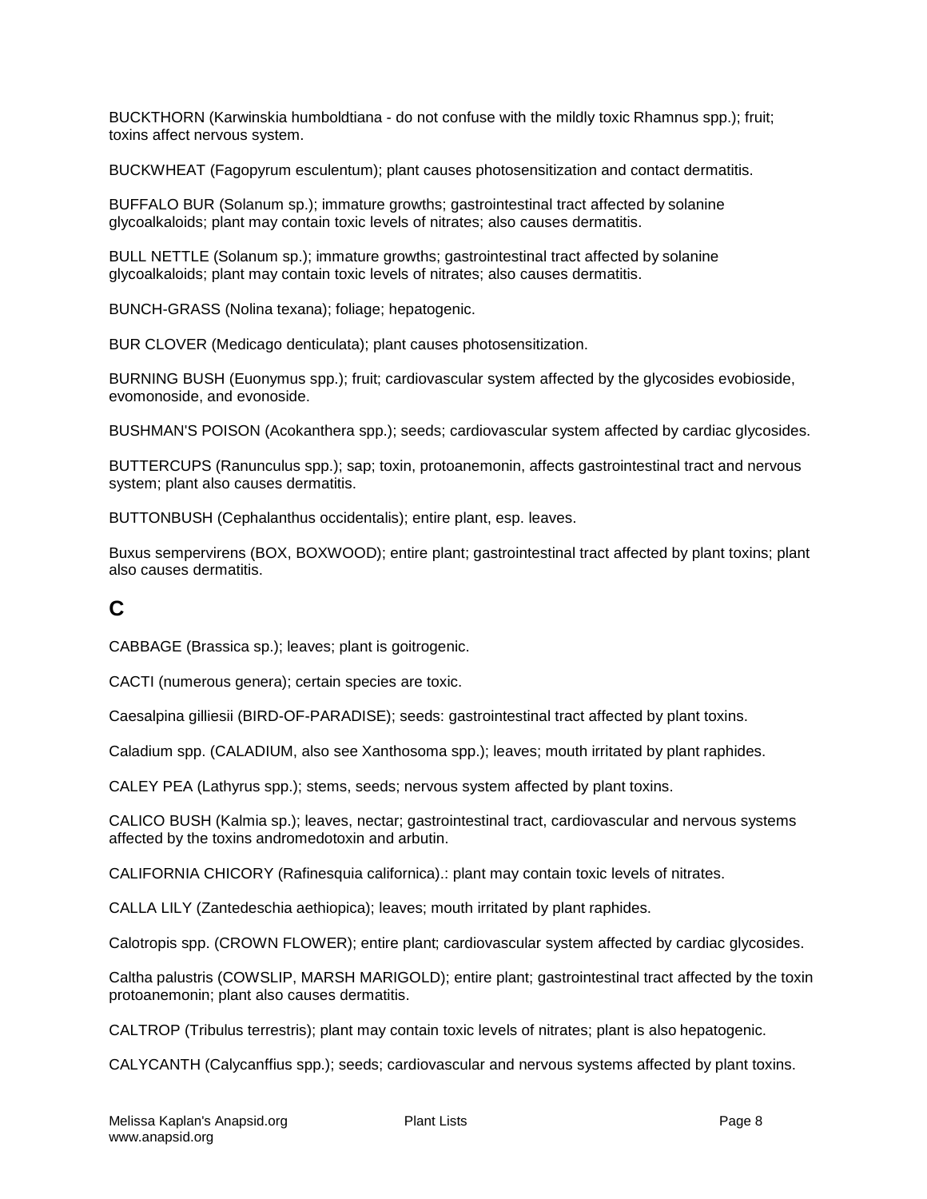BUCKTHORN (Karwinskia humboldtiana - do not confuse with the mildly toxic Rhamnus spp.); fruit; toxins affect nervous system.

BUCKWHEAT (Fagopyrum esculentum); plant causes photosensitization and contact dermatitis.

BUFFALO BUR (Solanum sp.); immature growths; gastrointestinal tract affected by solanine glycoalkaloids; plant may contain toxic levels of nitrates; also causes dermatitis.

BULL NETTLE (Solanum sp.); immature growths; gastrointestinal tract affected by solanine glycoalkaloids; plant may contain toxic levels of nitrates; also causes dermatitis.

BUNCH-GRASS (Nolina texana); foliage; hepatogenic.

BUR CLOVER (Medicago denticulata); plant causes photosensitization.

BURNING BUSH (Euonymus spp.); fruit; cardiovascular system affected by the glycosides evobioside, evomonoside, and evonoside.

BUSHMAN'S POISON (Acokanthera spp.); seeds; cardiovascular system affected by cardiac glycosides.

BUTTERCUPS (Ranunculus spp.); sap; toxin, protoanemonin, affects gastrointestinal tract and nervous system; plant also causes dermatitis.

BUTTONBUSH (Cephalanthus occidentalis); entire plant, esp. leaves.

Buxus sempervirens (BOX, BOXWOOD); entire plant; gastrointestinal tract affected by plant toxins; plant also causes dermatitis.

## C

CABBAGE (Brassica sp.); leaves; plant is goitrogenic.

CACTI (numerous genera); certain species are toxic.

Caesalpina gilliesii (BIRD-OF-PARADISE); seeds: gastrointestinal tract affected by plant toxins.

Caladium spp. (CALADIUM, also see Xanthosoma spp.); leaves; mouth irritated by plant raphides.

CALEY PEA (Lathyrus spp.); stems, seeds; nervous system affected by plant toxins.

CALICO BUSH (Kalmia sp.); leaves, nectar; gastrointestinal tract, cardiovascular and nervous systems affected by the toxins andromedotoxin and arbutin.

CALIFORNIA CHICORY (Rafinesquia californica).: plant may contain toxic levels of nitrates.

CALLA LILY (Zantedeschia aethiopica); leaves; mouth irritated by plant raphides.

Calotropis spp. (CROWN FLOWER); entire plant; cardiovascular system affected by cardiac glycosides.

Caltha palustris (COWSLIP, MARSH MARIGOLD); entire plant; gastrointestinal tract affected by the toxin protoanemonin; plant also causes dermatitis.

CALTROP (Tribulus terrestris); plant may contain toxic levels of nitrates; plant is also hepatogenic.

CALYCANTH (Calycanffius spp.); seeds; cardiovascular and nervous systems affected by plant toxins.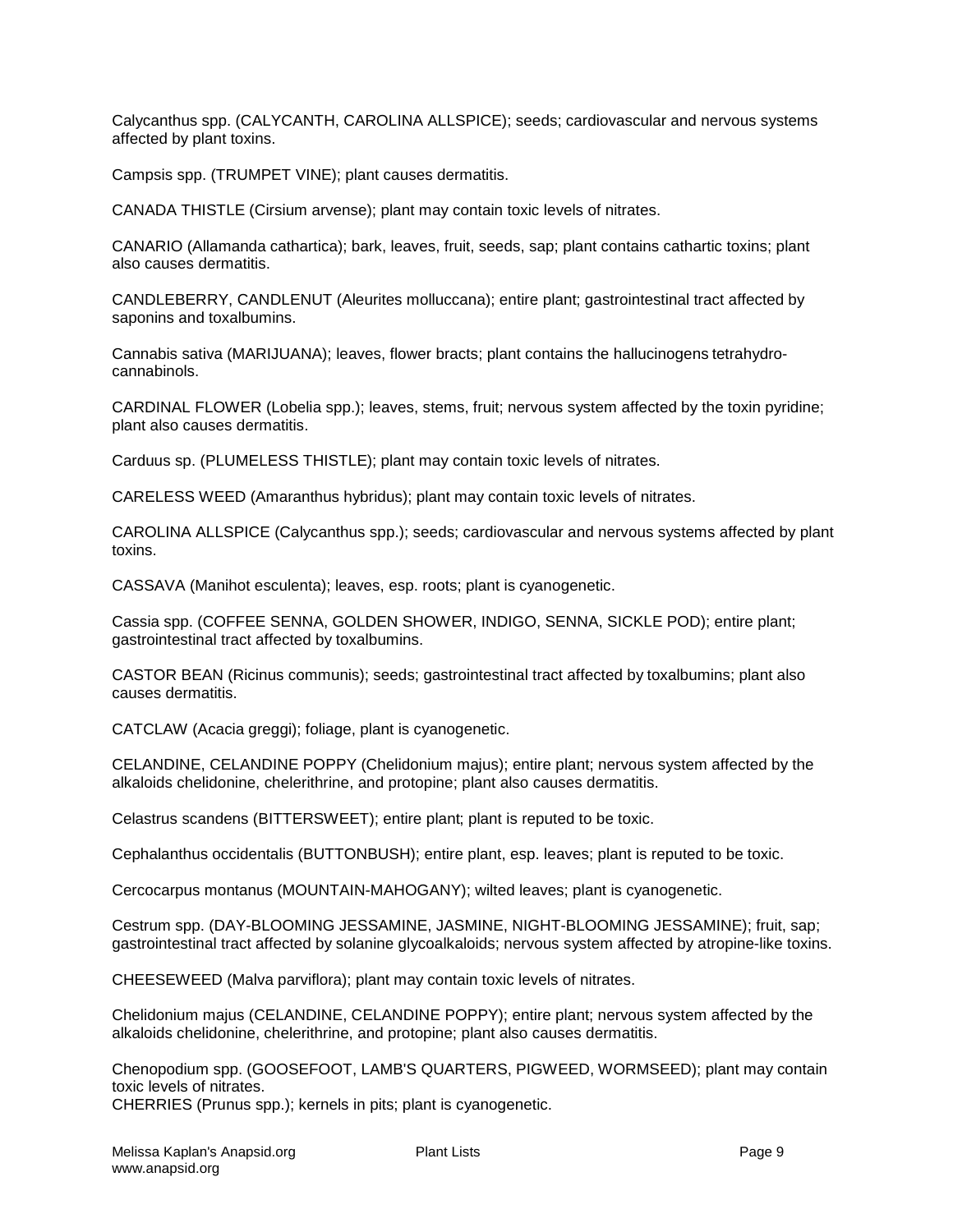Calycanthus spp. (CALYCANTH, CAROLINA ALLSPICE); seeds; cardiovascular and nervous systems affected by plant toxins.

Campsis spp. (TRUMPET VINE); plant causes dermatitis.

CANADA THISTLE (Cirsium arvense); plant may contain toxic levels of nitrates.

CANARIO (Allamanda cathartica); bark, leaves, fruit, seeds, sap; plant contains cathartic toxins; plant also causes dermatitis.

CANDLEBERRY, CANDLENUT (Aleurites molluccana); entire plant; gastrointestinal tract affected by saponins and toxalbumins.

Cannabis sativa (MARIJUANA); leaves, flower bracts; plant contains the hallucinogens tetrahydro-cannabinols.

CARDINAL FLOWER (Lobelia spp.); leaves, stems, fruit; nervous system affected by the toxin pyridine; plant also causes dermatitis.

Carduus sp. (PLUMELESS THISTLE); plant may contain toxic levels of nitrates.

CARELESS WEED (Amaranthus hybridus); plant may contain toxic levels of nitrates.

CAROLINA ALLSPICE (Calycanthus spp.); seeds; cardiovascular and nervous systems affected by plant toxins.

CASSAVA (Manihot esculenta); leaves, esp. roots; plant is cyanogenetic.

Cassia spp. (COFFEE SENNA, GOLDEN SHOWER, INDIGO, SENNA, SICKLE POD); entire plant; gastrointestinal tract affected by toxalbumins.

CASTOR BEAN (Ricinus communis); seeds; gastrointestinal tract affected by toxalbumins; plant also causes dermatitis.

CATCLAW (Acacia greggi); foliage, plant is cyanogenetic.

CELANDINE, CELANDINE POPPY (Chelidonium majus); entire plant; nervous system affected by the alkaloids chelidonine, chelerithrine, and protopine; plant also causes dermatitis.

Celastrus scandens (BITTERSWEET); entire plant; plant is reputed to be toxic.

Cephalanthus occidentalis (BUTTONBUSH); entire plant, esp. leaves; plant is reputed to be toxic.

Cercocarpus montanus (MOUNTAIN-MAHOGANY); wilted leaves; plant is cyanogenetic.

Cestrum spp. (DAY-BLOOMING JESSAMINE, JASMINE, NIGHT-BLOOMING JESSAMINE); fruit, sap; gastrointestinal tract affected by solanine glycoalkaloids; nervous system affected by atropine-like toxins.

CHEESEWEED (Malva parviflora); plant may contain toxic levels of nitrates.

Chelidonium majus (CELANDINE, CELANDINE POPPY); entire plant; nervous system affected by the alkaloids chelidonine, chelerithrine, and protopine; plant also causes dermatitis.

Chenopodium spp. (GOOSEFOOT, LAMB'S QUARTERS, PIGWEED, WORMSEED); plant may contain toxic levels of nitrates.

CHERRIES (Prunus spp.); kernels in pits; plant is cyanogenetic.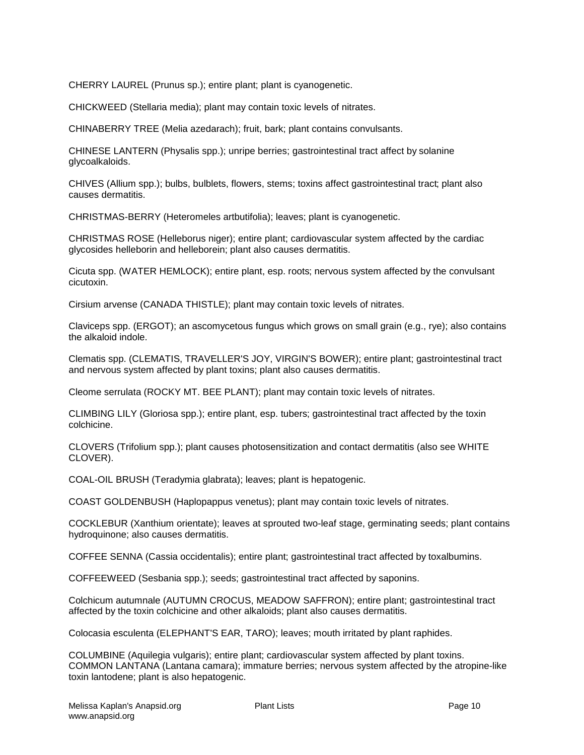CHERRY LAUREL (Prunus sp.); entire plant; plant is cyanogenetic.

CHICKWEED (Stellaria media); plant may contain toxic levels of nitrates.

CHINABERRY TREE (Melia azedarach); fruit, bark; plant contains convulsants.

CHINESE LANTERN (Physalis spp.); unripe berries; gastrointestinal tract affect by solanine glycoalkaloids.

CHIVES (Allium spp.); bulbs, bulblets, flowers, stems; toxins affect gastrointestinal tract; plant also causes dermatitis.

CHRISTMAS-BERRY (Heteromeles artbutifolia); leaves; plant is cyanogenetic.

CHRISTMAS ROSE (Helleborus niger); entire plant; cardiovascular system affected by the cardiac glycosides helleborin and helleborein; plant also causes dermatitis.

Cicuta spp. (WATER HEMLOCK); entire plant, esp. roots; nervous system affected by the convulsant cicutoxin.

Cirsium arvense (CANADA THISTLE); plant may contain toxic levels of nitrates.

Claviceps spp. (ERGOT); an ascomycetous fungus which grows on small grain (e.g., rye); also contains the alkaloid indole.

Clematis spp. (CLEMATIS, TRAVELLER'S JOY, VIRGIN'S BOWER); entire plant; gastrointestinal tract and nervous system affected by plant toxins; plant also causes dermatitis.

Cleome serrulata (ROCKY MT. BEE PLANT); plant may contain toxic levels of nitrates.

CLIMBING LILY (Gloriosa spp.); entire plant, esp. tubers; gastrointestinal tract affected by the toxin colchicine.

CLOVERS (Trifolium spp.); plant causes photosensitization and contact dermatitis (also see WHITE CLOVER).

COAL-OIL BRUSH (Teradymia glabrata); leaves; plant is hepatogenic.

COAST GOLDENBUSH (Haplopappus venetus); plant may contain toxic levels of nitrates.

COCKLEBUR (Xanthium orientate); leaves at sprouted two-leaf stage, germinating seeds; plant contains hydroquinone; also causes dermatitis.

COFFEE SENNA (Cassia occidentalis); entire plant; gastrointestinal tract affected by toxalbumins.

COFFEEWEED (Sesbania spp.); seeds; gastrointestinal tract affected by saponins.

Colchicum autumnale (AUTUMN CROCUS, MEADOW SAFFRON); entire plant; gastrointestinal tract affected by the toxin colchicine and other alkaloids; plant also causes dermatitis.

Colocasia esculenta (ELEPHANT'S EAR, TARO); leaves; mouth irritated by plant raphides.

COLUMBINE (Aquilegia vulgaris); entire plant; cardiovascular system affected by plant toxins.
COMMON LANTANA (Lantana camara); immature berries; nervous system affected by the atropine-like toxin lantodene; plant is also hepatogenic.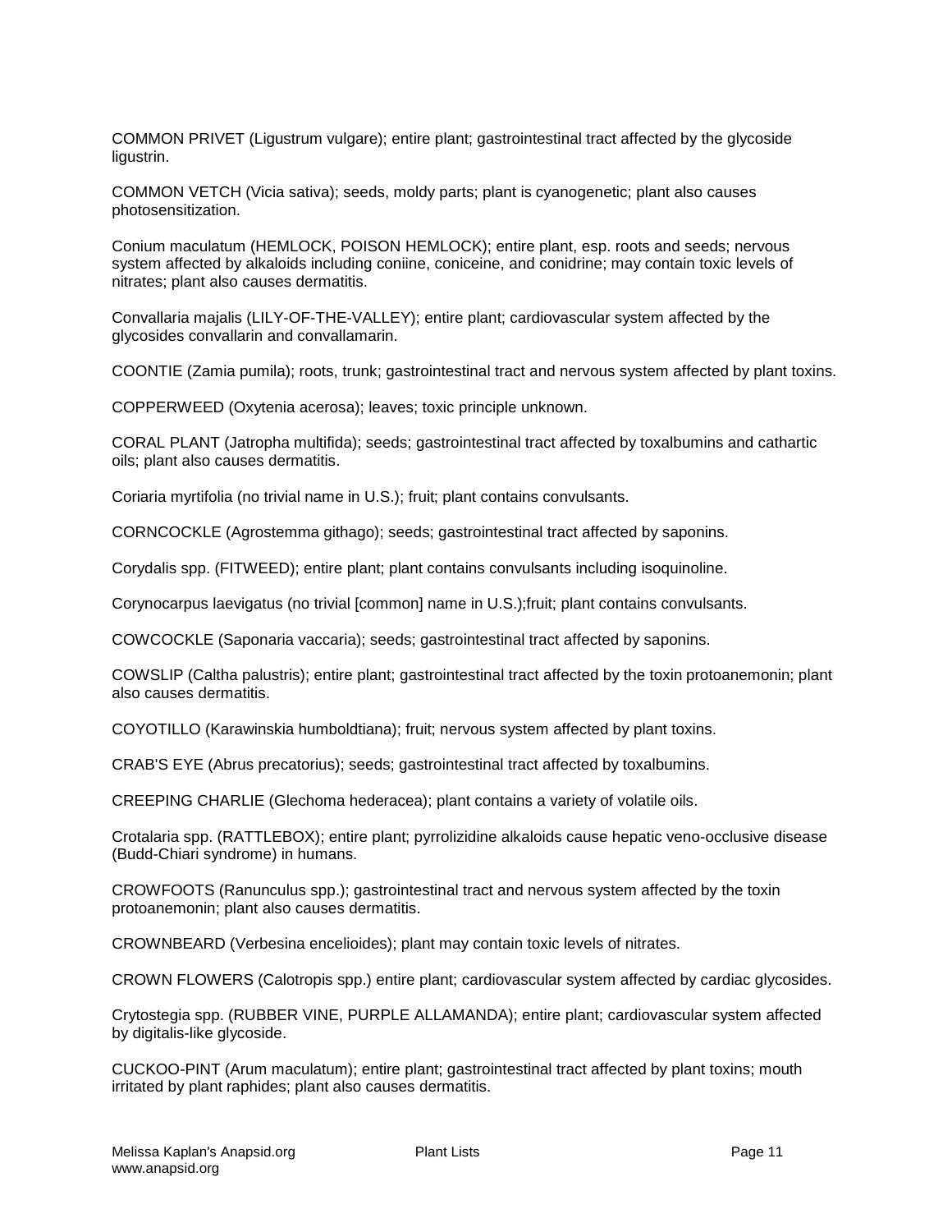COMMON PRIVET (Ligustrum vulgare); entire plant; gastrointestinal tract affected by the glycoside ligustrin.

COMMON VETCH (Vicia sativa); seeds, moldy parts; plant is cyanogenetic; plant also causes photosensitization.

Conium maculatum (HEMLOCK, POISON HEMLOCK); entire plant, esp. roots and seeds; nervous system affected by alkaloids including coniine, coniceine, and conidrine; may contain toxic levels of nitrates; plant also causes dermatitis.

Convallaria majalis (LILY-OF-THE-VALLEY); entire plant; cardiovascular system affected by the glycosides convallarin and convallamarin.

COONTIE (Zamia pumila); roots, trunk; gastrointestinal tract and nervous system affected by plant toxins.

COPPERWEED (Oxytenia acerosa); leaves; toxic principle unknown.

CORAL PLANT (Jatropha multifida); seeds; gastrointestinal tract affected by toxalbumins and cathartic oils; plant also causes dermatitis.

Coriaria myrtifolia (no trivial name in U.S.); fruit; plant contains convulsants.

CORNCOCKLE (Agrostemma githago); seeds; gastrointestinal tract affected by saponins.

Corydalis spp. (FITWEED); entire plant; plant contains convulsants including isoquinoline.

Corynocarpus laevigatus (no trivial [common] name in U.S.);fruit; plant contains convulsants.

COWCOCKLE (Saponaria vaccaria); seeds; gastrointestinal tract affected by saponins.

COWSLIP (Caltha palustris); entire plant; gastrointestinal tract affected by the toxin protoanemonin; plant also causes dermatitis.

COYOTILLO (Karawinskia humboldtiana); fruit; nervous system affected by plant toxins.

CRAB'S EYE (Abrus precatorius); seeds; gastrointestinal tract affected by toxalbumins.

CREEPING CHARLIE (Glechoma hederacea); plant contains a variety of volatile oils.

Crotalaria spp. (RATTLEBOX); entire plant; pyrrolizidine alkaloids cause hepatic veno-occlusive disease (Budd-Chiari syndrome) in humans.

CROWFOOTS (Ranunculus spp.); gastrointestinal tract and nervous system affected by the toxin protoanemonin; plant also causes dermatitis.

CROWNBEARD (Verbesina encelioides); plant may contain toxic levels of nitrates.

CROWN FLOWERS (Calotropis spp.) entire plant; cardiovascular system affected by cardiac glycosides.

Crytostegia spp. (RUBBER VINE, PURPLE ALLAMANDA); entire plant; cardiovascular system affected by digitalis-like glycoside.

CUCKOO-PINT (Arum maculatum); entire plant; gastrointestinal tract affected by plant toxins; mouth irritated by plant raphides; plant also causes dermatitis.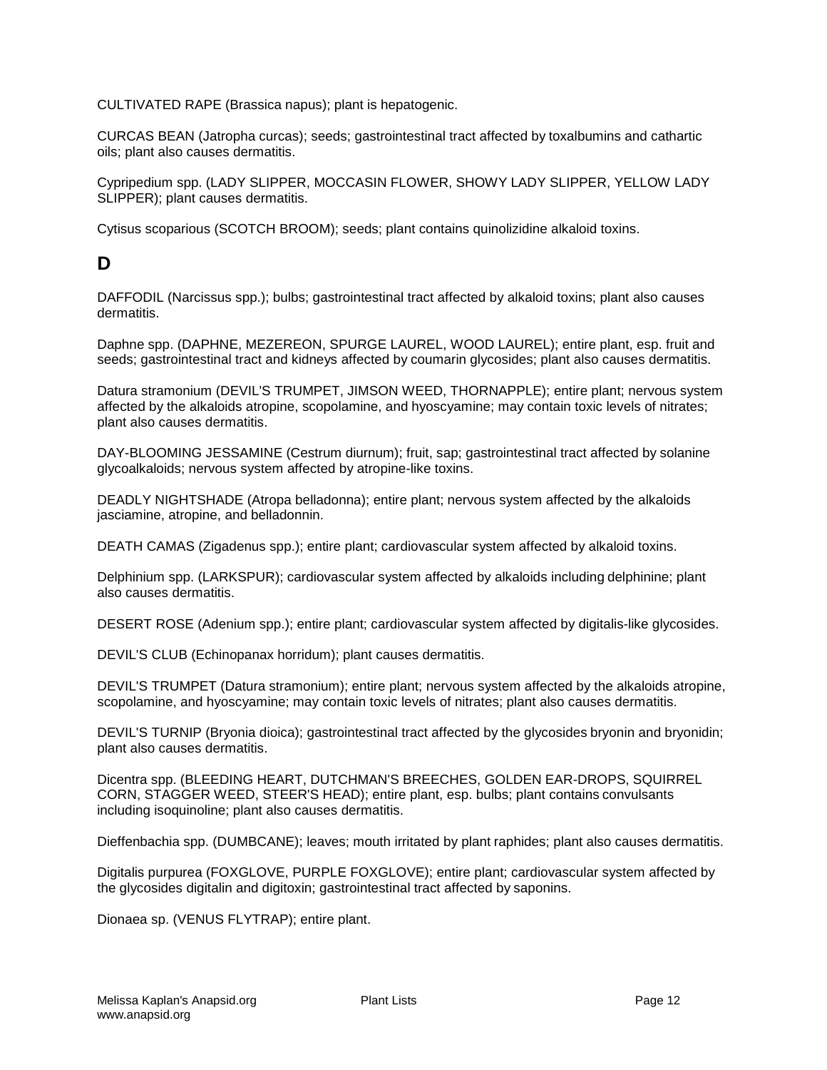CULTIVATED RAPE (Brassica napus); plant is hepatogenic.

CURCAS BEAN (Jatropha curcas); seeds; gastrointestinal tract affected by toxalbumins and cathartic oils; plant also causes dermatitis.

Cypripedium spp. (LADY SLIPPER, MOCCASIN FLOWER, SHOWY LADY SLIPPER, YELLOW LADY SLIPPER); plant causes dermatitis.

Cytisus scoparious (SCOTCH BROOM); seeds; plant contains quinolizidine alkaloid toxins.

## D

DAFFODIL (Narcissus spp.); bulbs; gastrointestinal tract affected by alkaloid toxins; plant also causes dermatitis.

Daphne spp. (DAPHNE, MEZEREON, SPURGE LAUREL, WOOD LAUREL); entire plant, esp. fruit and seeds; gastrointestinal tract and kidneys affected by coumarin glycosides; plant also causes dermatitis.

Datura stramonium (DEVIL'S TRUMPET, JIMSON WEED, THORNAPPLE); entire plant; nervous system affected by the alkaloids atropine, scopolamine, and hyoscyamine; may contain toxic levels of nitrates; plant also causes dermatitis.

DAY-BLOOMING JESSAMINE (Cestrum diurnum); fruit, sap; gastrointestinal tract affected by solanine glycoalkaloids; nervous system affected by atropine-like toxins.

DEADLY NIGHTSHADE (Atropa belladonna); entire plant; nervous system affected by the alkaloids jasciamine, atropine, and belladonnin.

DEATH CAMAS (Zigadenus spp.); entire plant; cardiovascular system affected by alkaloid toxins.

Delphinium spp. (LARKSPUR); cardiovascular system affected by alkaloids including delphinine; plant also causes dermatitis.

DESERT ROSE (Adenium spp.); entire plant; cardiovascular system affected by digitalis-like glycosides.

DEVIL'S CLUB (Echinopanax horridum); plant causes dermatitis.

DEVIL'S TRUMPET (Datura stramonium); entire plant; nervous system affected by the alkaloids atropine, scopolamine, and hyoscyamine; may contain toxic levels of nitrates; plant also causes dermatitis.

DEVIL'S TURNIP (Bryonia dioica); gastrointestinal tract affected by the glycosides bryonin and bryonidin; plant also causes dermatitis.

Dicentra spp. (BLEEDING HEART, DUTCHMAN'S BREECHES, GOLDEN EAR-DROPS, SQUIRREL CORN, STAGGER WEED, STEER'S HEAD); entire plant, esp. bulbs; plant contains convulsants including isoquinoline; plant also causes dermatitis.

Dieffenbachia spp. (DUMBCANE); leaves; mouth irritated by plant raphides; plant also causes dermatitis.

Digitalis purpurea (FOXGLOVE, PURPLE FOXGLOVE); entire plant; cardiovascular system affected by the glycosides digitalin and digitoxin; gastrointestinal tract affected by saponins.

Dionaea sp. (VENUS FLYTRAP); entire plant.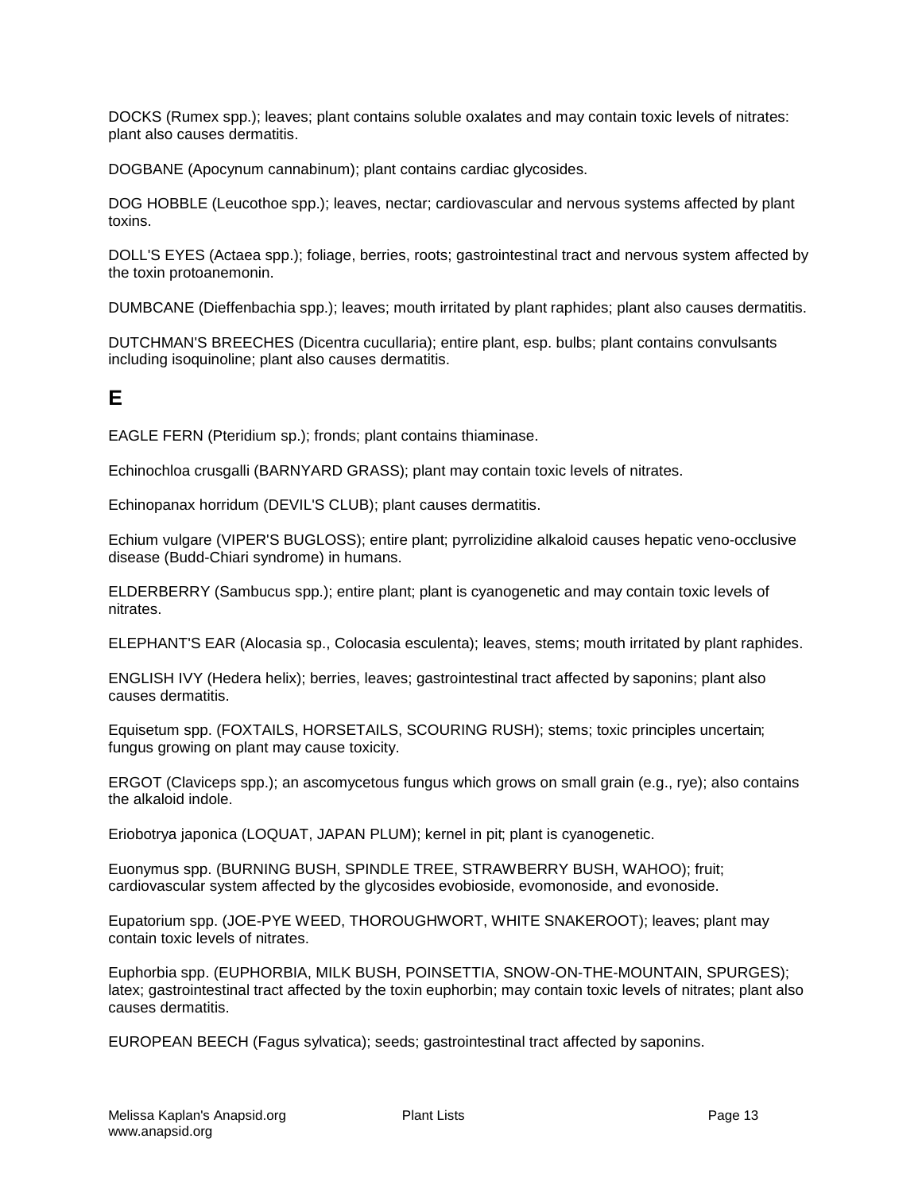DOCKS (Rumex spp.); leaves; plant contains soluble oxalates and may contain toxic levels of nitrates: plant also causes dermatitis.

DOGBANE (Apocynum cannabinum); plant contains cardiac glycosides.

DOG HOBBLE (Leucothoe spp.); leaves, nectar; cardiovascular and nervous systems affected by plant toxins.

DOLL'S EYES (Actaea spp.); foliage, berries, roots; gastrointestinal tract and nervous system affected by the toxin protoanemonin.

DUMBCANE (Dieffenbachia spp.); leaves; mouth irritated by plant raphides; plant also causes dermatitis.

DUTCHMAN'S BREECHES (Dicentra cucullaria); entire plant, esp. bulbs; plant contains convulsants including isoquinoline; plant also causes dermatitis.

## E

EAGLE FERN (Pteridium sp.); fronds; plant contains thiaminase.

Echinochloa crusgalli (BARNYARD GRASS); plant may contain toxic levels of nitrates.

Echinopanax horridum (DEVIL'S CLUB); plant causes dermatitis.

Echium vulgare (VIPER'S BUGLOSS); entire plant; pyrrolizidine alkaloid causes hepatic veno-occlusive disease (Budd-Chiari syndrome) in humans.

ELDERBERRY (Sambucus spp.); entire plant; plant is cyanogenetic and may contain toxic levels of nitrates.

ELEPHANT'S EAR (Alocasia sp., Colocasia esculenta); leaves, stems; mouth irritated by plant raphides.

ENGLISH IVY (Hedera helix); berries, leaves; gastrointestinal tract affected by saponins; plant also causes dermatitis.

Equisetum spp. (FOXTAILS, HORSETAILS, SCOURING RUSH); stems; toxic principles uncertain; fungus growing on plant may cause toxicity.

ERGOT (Claviceps spp.); an ascomycetous fungus which grows on small grain (e.g., rye); also contains the alkaloid indole.

Eriobotrya japonica (LOQUAT, JAPAN PLUM); kernel in pit; plant is cyanogenetic.

Euonymus spp. (BURNING BUSH, SPINDLE TREE, STRAWBERRY BUSH, WAHOO); fruit; cardiovascular system affected by the glycosides evobioside, evomonoside, and evonoside.

Eupatorium spp. (JOE-PYE WEED, THOROUGHWORT, WHITE SNAKEROOT); leaves; plant may contain toxic levels of nitrates.

Euphorbia spp. (EUPHORBIA, MILK BUSH, POINSETTIA, SNOW-ON-THE-MOUNTAIN, SPURGES); latex; gastrointestinal tract affected by the toxin euphorbin; may contain toxic levels of nitrates; plant also causes dermatitis.

EUROPEAN BEECH (Fagus sylvatica); seeds; gastrointestinal tract affected by saponins.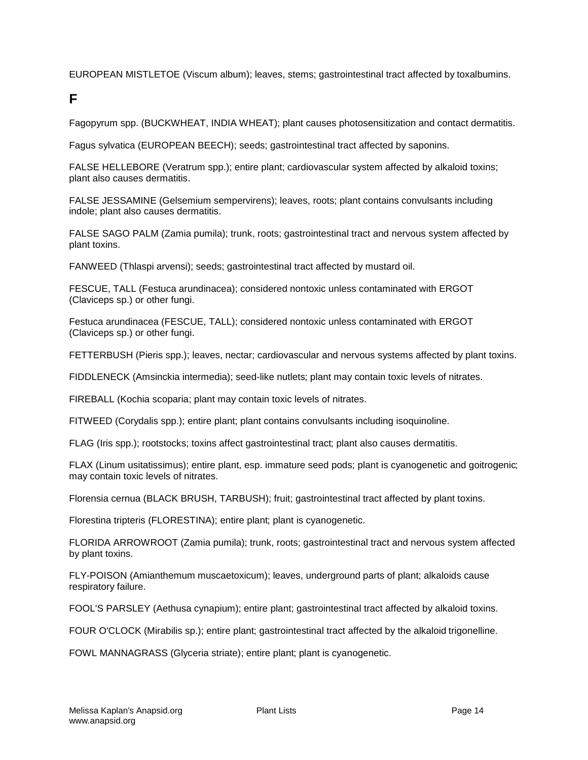EUROPEAN MISTLETOE (Viscum album); leaves, stems; gastrointestinal tract affected by toxalbumins.

## F

Fagopyrum spp. (BUCKWHEAT, INDIA WHEAT); plant causes photosensitization and contact dermatitis.

Fagus sylvatica (EUROPEAN BEECH); seeds; gastrointestinal tract affected by saponins.

FALSE HELLEBORE (Veratrum spp.); entire plant; cardiovascular system affected by alkaloid toxins; plant also causes dermatitis.

FALSE JESSAMINE (Gelsemium sempervirens); leaves, roots; plant contains convulsants including indole; plant also causes dermatitis.

FALSE SAGO PALM (Zamia pumila); trunk, roots; gastrointestinal tract and nervous system affected by plant toxins.

FANWEED (Thlaspi arvensi); seeds; gastrointestinal tract affected by mustard oil.

FESCUE, TALL (Festuca arundinacea); considered nontoxic unless contaminated with ERGOT (Claviceps sp.) or other fungi.

Festuca arundinacea (FESCUE, TALL); considered nontoxic unless contaminated with ERGOT (Claviceps sp.) or other fungi.

FETTERBUSH (Pieris spp.); leaves, nectar; cardiovascular and nervous systems affected by plant toxins.

FIDDLENECK (Amsinckia intermedia); seed-like nutlets; plant may contain toxic levels of nitrates.

FIREBALL (Kochia scoparia; plant may contain toxic levels of nitrates.

FITWEED (Corydalis spp.); entire plant; plant contains convulsants including isoquinoline.

FLAG (Iris spp.); rootstocks; toxins affect gastrointestinal tract; plant also causes dermatitis.

FLAX (Linum usitatissimus); entire plant, esp. immature seed pods; plant is cyanogenetic and goitrogenic; may contain toxic levels of nitrates.

Florensia cernua (BLACK BRUSH, TARBUSH); fruit; gastrointestinal tract affected by plant toxins.

Florestina tripteris (FLORESTINA); entire plant; plant is cyanogenetic.

FLORIDA ARROWROOT (Zamia pumila); trunk, roots; gastrointestinal tract and nervous system affected by plant toxins.

FLY-POISON (Amianthemum muscaetoxicum); leaves, underground parts of plant; alkaloids cause respiratory failure.

FOOL'S PARSLEY (Aethusa cynapium); entire plant; gastrointestinal tract affected by alkaloid toxins.

FOUR O'CLOCK (Mirabilis sp.); entire plant; gastrointestinal tract affected by the alkaloid trigonelline.

FOWL MANNAGRASS (Glyceria striate); entire plant; plant is cyanogenetic.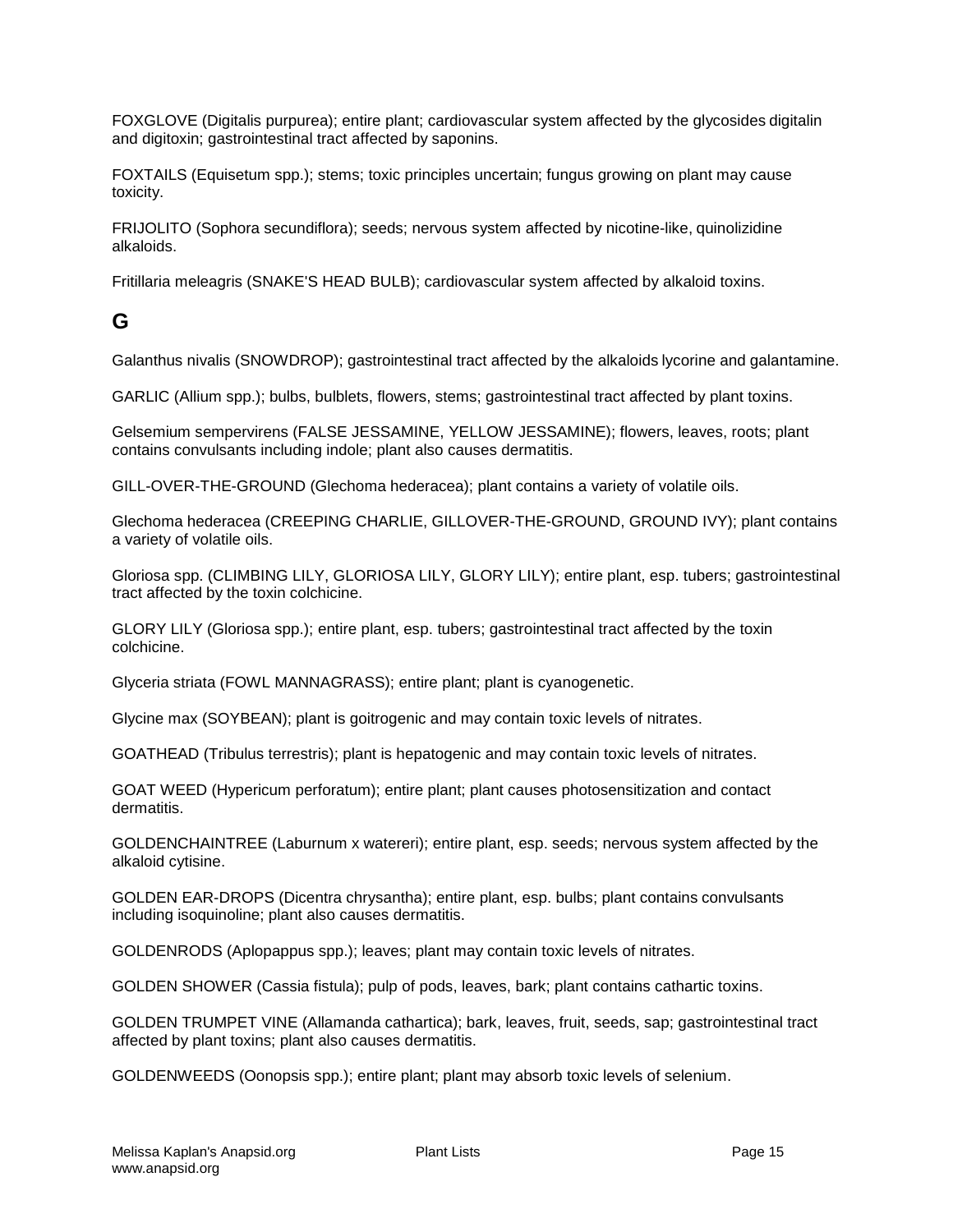FOXGLOVE (Digitalis purpurea); entire plant; cardiovascular system affected by the glycosides digitalin and digitoxin; gastrointestinal tract affected by saponins.

FOXTAILS (Equisetum spp.); stems; toxic principles uncertain; fungus growing on plant may cause toxicity.

FRIJOLITO (Sophora secundiflora); seeds; nervous system affected by nicotine-like, quinolizidine alkaloids.

Fritillaria meleagris (SNAKE'S HEAD BULB); cardiovascular system affected by alkaloid toxins.

## G

Galanthus nivalis (SNOWDROP); gastrointestinal tract affected by the alkaloids lycorine and galantamine.

GARLIC (Allium spp.); bulbs, bulblets, flowers, stems; gastrointestinal tract affected by plant toxins.

Gelsemium sempervirens (FALSE JESSAMINE, YELLOW JESSAMINE); flowers, leaves, roots; plant contains convulsants including indole; plant also causes dermatitis.

GILL-OVER-THE-GROUND (Glechoma hederacea); plant contains a variety of volatile oils.

Glechoma hederacea (CREEPING CHARLIE, GILLOVER-THE-GROUND, GROUND IVY); plant contains a variety of volatile oils.

Gloriosa spp. (CLIMBING LILY, GLORIOSA LILY, GLORY LILY); entire plant, esp. tubers; gastrointestinal tract affected by the toxin colchicine.

GLORY LILY (Gloriosa spp.); entire plant, esp. tubers; gastrointestinal tract affected by the toxin colchicine.

Glyceria striata (FOWL MANNAGRASS); entire plant; plant is cyanogenetic.

Glycine max (SOYBEAN); plant is goitrogenic and may contain toxic levels of nitrates.

GOATHEAD (Tribulus terrestris); plant is hepatogenic and may contain toxic levels of nitrates.

GOAT WEED (Hypericum perforatum); entire plant; plant causes photosensitization and contact dermatitis.

GOLDENCHAINTREE (Laburnum x watereri); entire plant, esp. seeds; nervous system affected by the alkaloid cytisine.

GOLDEN EAR-DROPS (Dicentra chrysantha); entire plant, esp. bulbs; plant contains convulsants including isoquinoline; plant also causes dermatitis.

GOLDENRODS (Aplopappus spp.); leaves; plant may contain toxic levels of nitrates.

GOLDEN SHOWER (Cassia fistula); pulp of pods, leaves, bark; plant contains cathartic toxins.

GOLDEN TRUMPET VINE (Allamanda cathartica); bark, leaves, fruit, seeds, sap; gastrointestinal tract affected by plant toxins; plant also causes dermatitis.

GOLDENWEEDS (Oonopsis spp.); entire plant; plant may absorb toxic levels of selenium.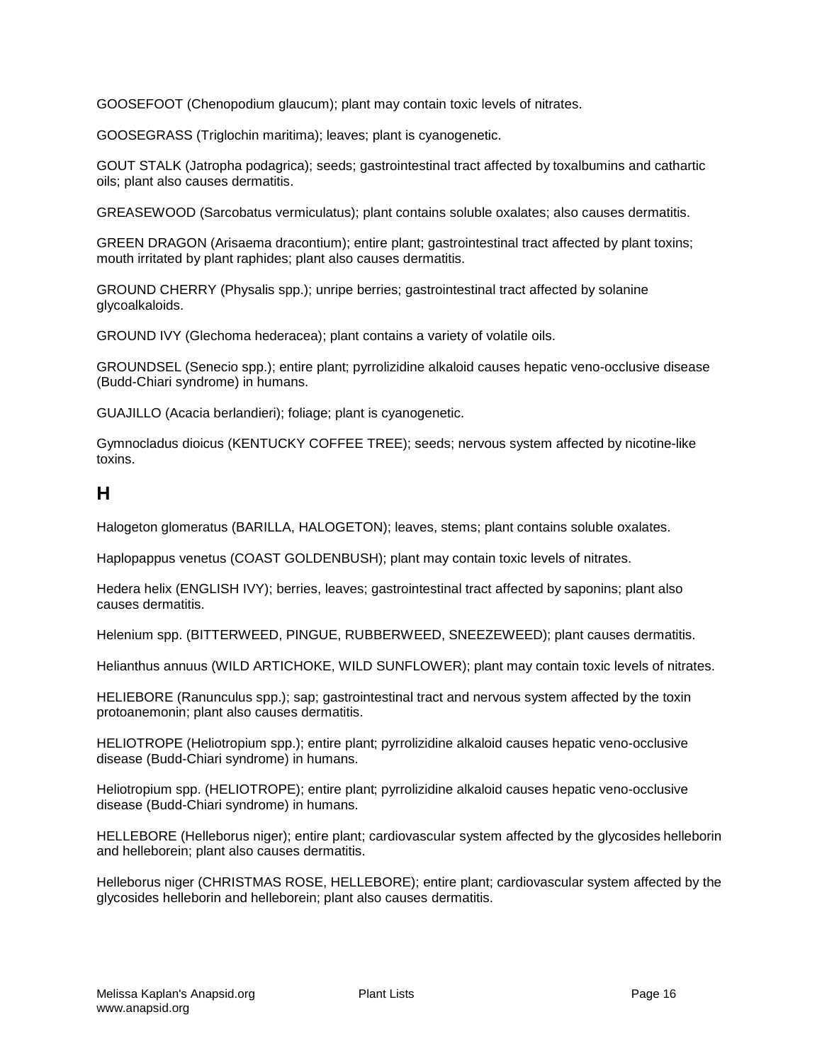GOOSEFOOT (Chenopodium glaucum); plant may contain toxic levels of nitrates.

GOOSEGRASS (Triglochin maritima); leaves; plant is cyanogenetic.

GOUT STALK (Jatropha podagrica); seeds; gastrointestinal tract affected by toxalbumins and cathartic oils; plant also causes dermatitis.

GREASEWOOD (Sarcobatus vermiculatus); plant contains soluble oxalates; also causes dermatitis.

GREEN DRAGON (Arisaema dracontium); entire plant; gastrointestinal tract affected by plant toxins; mouth irritated by plant raphides; plant also causes dermatitis.

GROUND CHERRY (Physalis spp.); unripe berries; gastrointestinal tract affected by solanine glycoalkaloids.

GROUND IVY (Glechoma hederacea); plant contains a variety of volatile oils.

GROUNDSEL (Senecio spp.); entire plant; pyrrolizidine alkaloid causes hepatic veno-occlusive disease (Budd-Chiari syndrome) in humans.

GUAJILLO (Acacia berlandieri); foliage; plant is cyanogenetic.

Gymnocladus dioicus (KENTUCKY COFFEE TREE); seeds; nervous system affected by nicotine-like toxins.

## H

Halogeton glomeratus (BARILLA, HALOGETON); leaves, stems; plant contains soluble oxalates.

Haplopappus venetus (COAST GOLDENBUSH); plant may contain toxic levels of nitrates.

Hedera helix (ENGLISH IVY); berries, leaves; gastrointestinal tract affected by saponins; plant also causes dermatitis.

Helenium spp. (BITTERWEED, PINGUE, RUBBERWEED, SNEEZEWEED); plant causes dermatitis.

Helianthus annuus (WILD ARTICHOKE, WILD SUNFLOWER); plant may contain toxic levels of nitrates.

HELIEBORE (Ranunculus spp.); sap; gastrointestinal tract and nervous system affected by the toxin protoanemonin; plant also causes dermatitis.

HELIOTROPE (Heliotropium spp.); entire plant; pyrrolizidine alkaloid causes hepatic veno-occlusive disease (Budd-Chiari syndrome) in humans.

Heliotropium spp. (HELIOTROPE); entire plant; pyrrolizidine alkaloid causes hepatic veno-occlusive disease (Budd-Chiari syndrome) in humans.

HELLEBORE (Helleborus niger); entire plant; cardiovascular system affected by the glycosides helleborin and helleborein; plant also causes dermatitis.

Helleborus niger (CHRISTMAS ROSE, HELLEBORE); entire plant; cardiovascular system affected by the glycosides helleborin and helleborein; plant also causes dermatitis.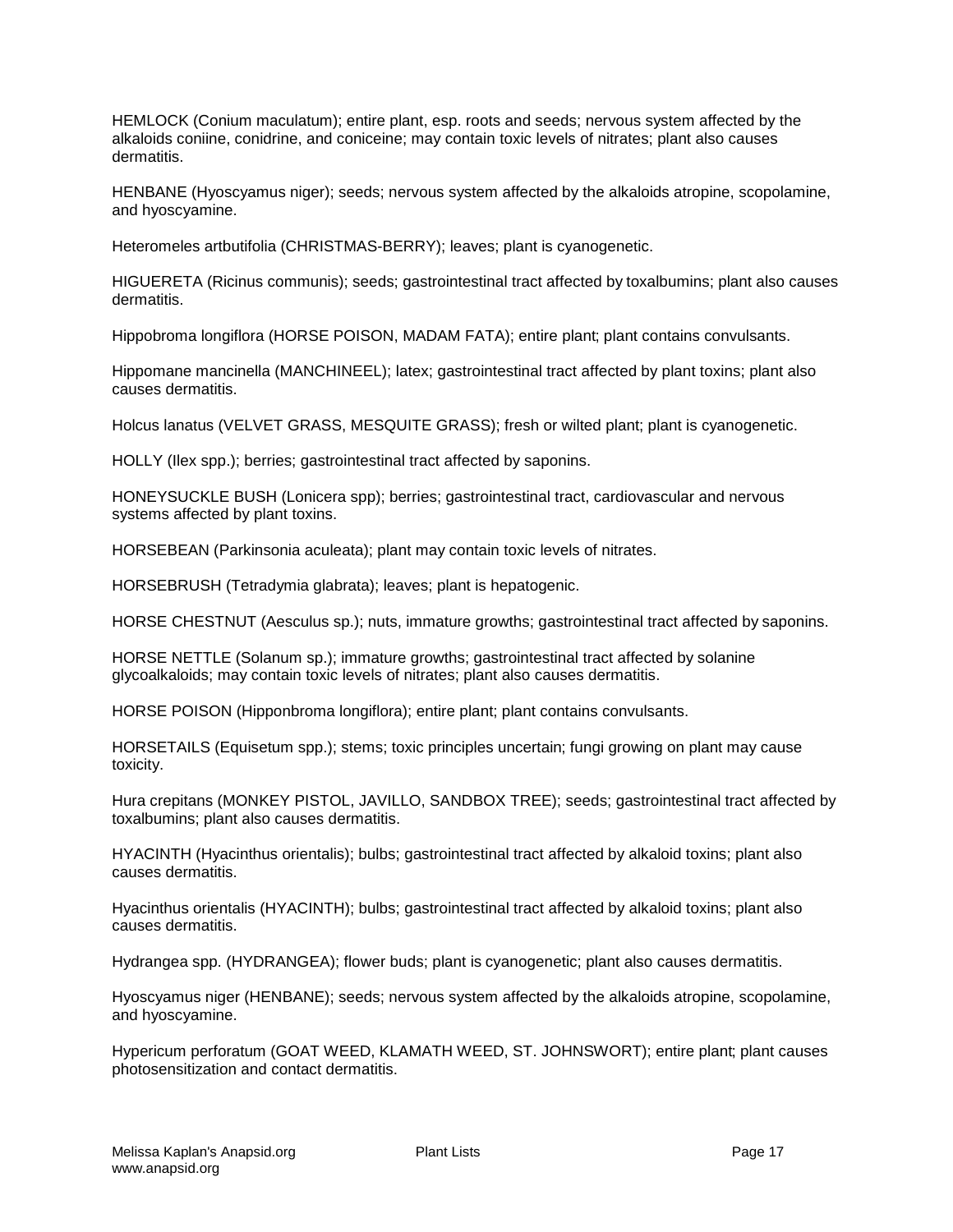HEMLOCK (Conium maculatum); entire plant, esp. roots and seeds; nervous system affected by the alkaloids coniine, conidrine, and coniceine; may contain toxic levels of nitrates; plant also causes dermatitis.

HENBANE (Hyoscyamus niger); seeds; nervous system affected by the alkaloids atropine, scopolamine, and hyoscyamine.

Heteromeles artbutifolia (CHRISTMAS-BERRY); leaves; plant is cyanogenetic.

HIGUERETA (Ricinus communis); seeds; gastrointestinal tract affected by toxalbumins; plant also causes dermatitis.

Hippobroma longiflora (HORSE POISON, MADAM FATA); entire plant; plant contains convulsants.

Hippomane mancinella (MANCHINEEL); latex; gastrointestinal tract affected by plant toxins; plant also causes dermatitis.

Holcus lanatus (VELVET GRASS, MESQUITE GRASS); fresh or wilted plant; plant is cyanogenetic.

HOLLY (Ilex spp.); berries; gastrointestinal tract affected by saponins.

HONEYSUCKLE BUSH (Lonicera spp); berries; gastrointestinal tract, cardiovascular and nervous systems affected by plant toxins.

HORSEBEAN (Parkinsonia aculeata); plant may contain toxic levels of nitrates.

HORSEBRUSH (Tetradymia glabrata); leaves; plant is hepatogenic.

HORSE CHESTNUT (Aesculus sp.); nuts, immature growths; gastrointestinal tract affected by saponins.

HORSE NETTLE (Solanum sp.); immature growths; gastrointestinal tract affected by solanine glycoalkaloids; may contain toxic levels of nitrates; plant also causes dermatitis.

HORSE POISON (Hipponbroma longiflora); entire plant; plant contains convulsants.

HORSETAILS (Equisetum spp.); stems; toxic principles uncertain; fungi growing on plant may cause toxicity.

Hura crepitans (MONKEY PISTOL, JAVILLO, SANDBOX TREE); seeds; gastrointestinal tract affected by toxalbumins; plant also causes dermatitis.

HYACINTH (Hyacinthus orientalis); bulbs; gastrointestinal tract affected by alkaloid toxins; plant also causes dermatitis.

Hyacinthus orientalis (HYACINTH); bulbs; gastrointestinal tract affected by alkaloid toxins; plant also causes dermatitis.

Hydrangea spp. (HYDRANGEA); flower buds; plant is cyanogenetic; plant also causes dermatitis.

Hyoscyamus niger (HENBANE); seeds; nervous system affected by the alkaloids atropine, scopolamine, and hyoscyamine.

Hypericum perforatum (GOAT WEED, KLAMATH WEED, ST. JOHNSWORT); entire plant; plant causes photosensitization and contact dermatitis.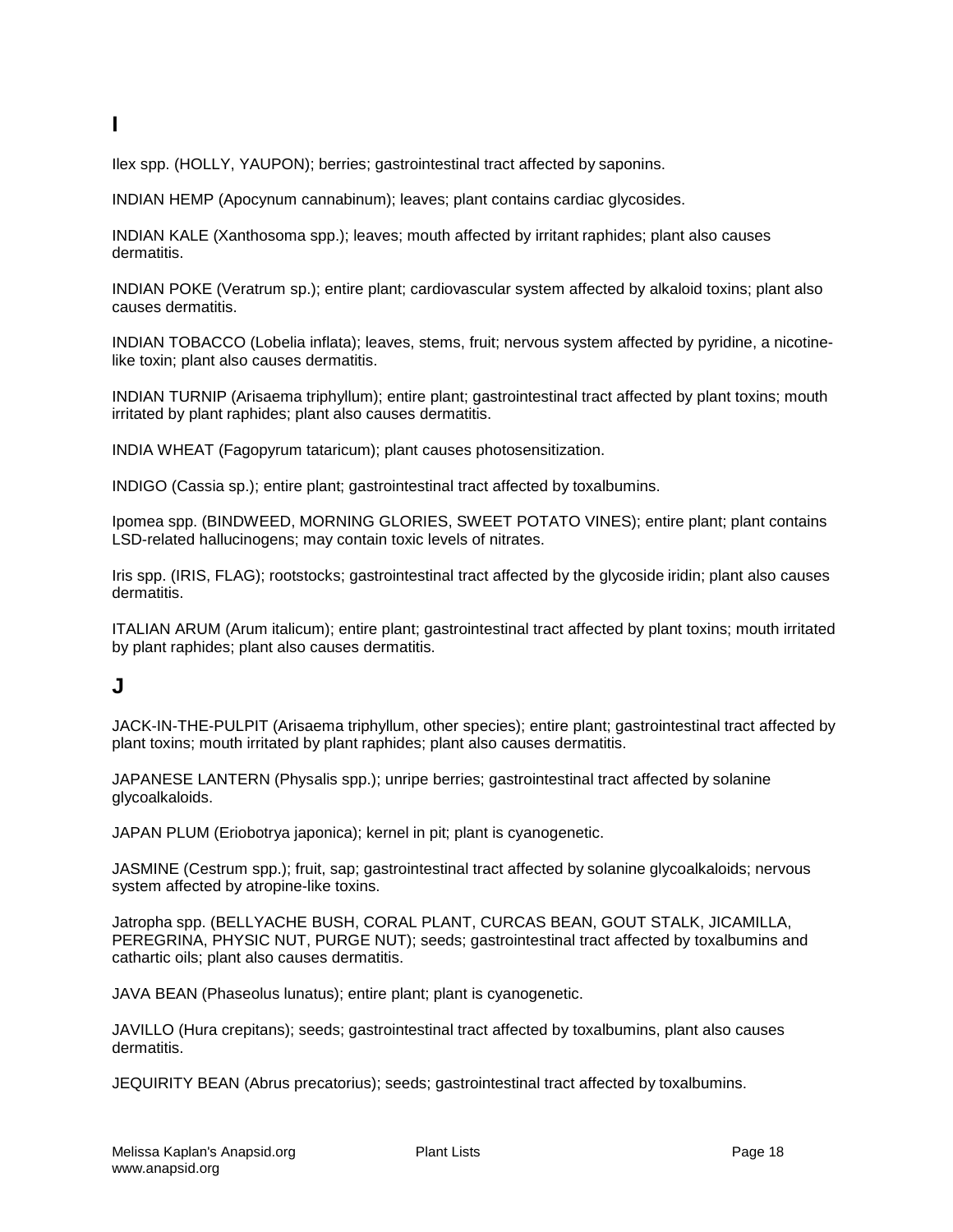## I

Ilex spp. (HOLLY, YAUPON); berries; gastrointestinal tract affected by saponins.

INDIAN HEMP (Apocynum cannabinum); leaves; plant contains cardiac glycosides.

INDIAN KALE (Xanthosoma spp.); leaves; mouth affected by irritant raphides; plant also causes dermatitis.

INDIAN POKE (Veratrum sp.); entire plant; cardiovascular system affected by alkaloid toxins; plant also causes dermatitis.

INDIAN TOBACCO (Lobelia inflata); leaves, stems, fruit; nervous system affected by pyridine, a nicotine-like toxin; plant also causes dermatitis.

INDIAN TURNIP (Arisaema triphyllum); entire plant; gastrointestinal tract affected by plant toxins; mouth irritated by plant raphides; plant also causes dermatitis.

INDIA WHEAT (Fagopyrum tataricum); plant causes photosensitization.

INDIGO (Cassia sp.); entire plant; gastrointestinal tract affected by toxalbumins.

Ipomea spp. (BINDWEED, MORNING GLORIES, SWEET POTATO VINES); entire plant; plant contains LSD-related hallucinogens; may contain toxic levels of nitrates.

Iris spp. (IRIS, FLAG); rootstocks; gastrointestinal tract affected by the glycoside iridin; plant also causes dermatitis.

ITALIAN ARUM (Arum italicum); entire plant; gastrointestinal tract affected by plant toxins; mouth irritated by plant raphides; plant also causes dermatitis.

## J

JACK-IN-THE-PULPIT (Arisaema triphyllum, other species); entire plant; gastrointestinal tract affected by plant toxins; mouth irritated by plant raphides; plant also causes dermatitis.

JAPANESE LANTERN (Physalis spp.); unripe berries; gastrointestinal tract affected by solanine glycoalkaloids.

JAPAN PLUM (Eriobotrya japonica); kernel in pit; plant is cyanogenetic.

JASMINE (Cestrum spp.); fruit, sap; gastrointestinal tract affected by solanine glycoalkaloids; nervous system affected by atropine-like toxins.

Jatropha spp. (BELLYACHE BUSH, CORAL PLANT, CURCAS BEAN, GOUT STALK, JICAMILLA, PEREGRINA, PHYSIC NUT, PURGE NUT); seeds; gastrointestinal tract affected by toxalbumins and cathartic oils; plant also causes dermatitis.

JAVA BEAN (Phaseolus lunatus); entire plant; plant is cyanogenetic.

JAVILLO (Hura crepitans); seeds; gastrointestinal tract affected by toxalbumins, plant also causes dermatitis.

JEQUIRITY BEAN (Abrus precatorius); seeds; gastrointestinal tract affected by toxalbumins.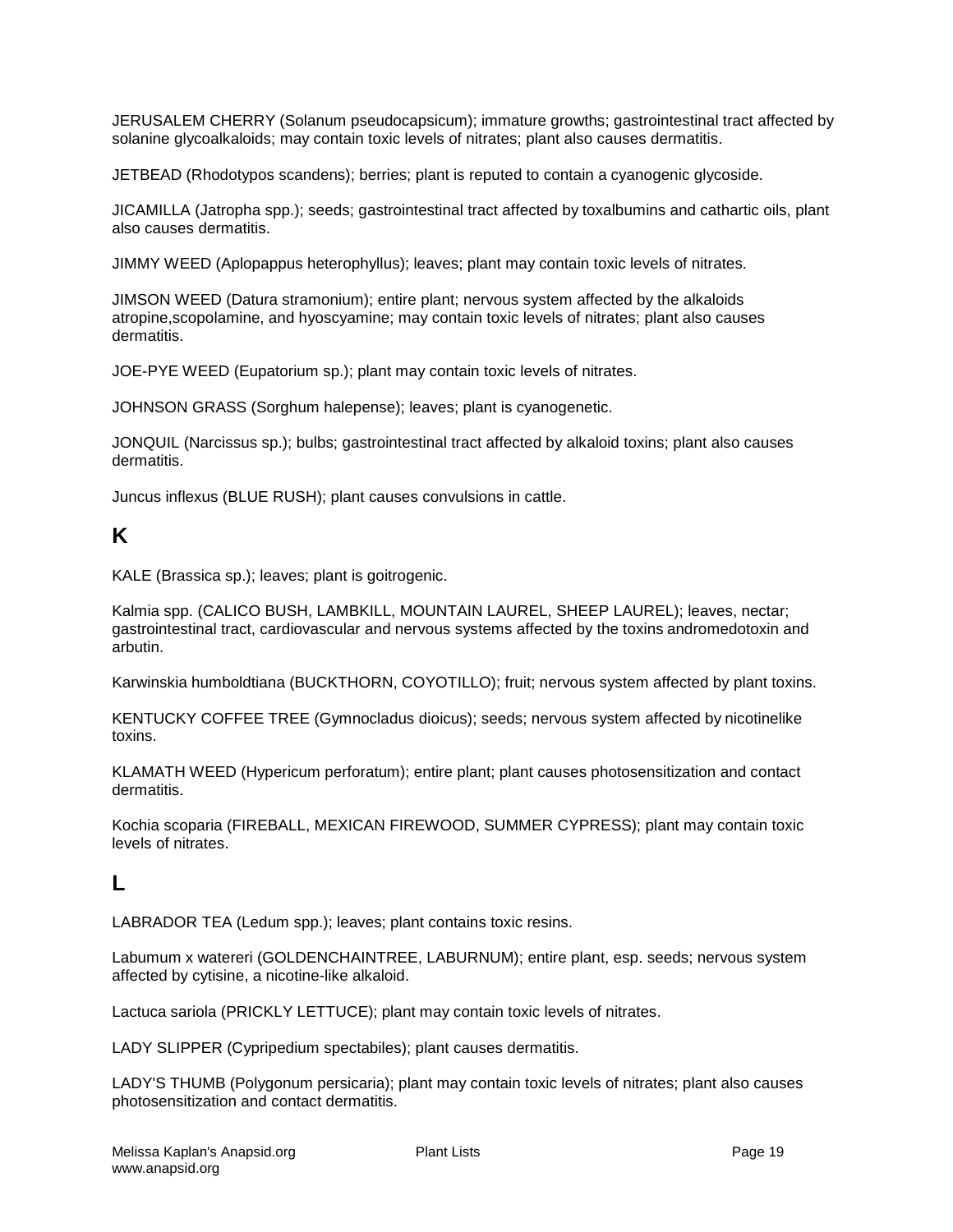JERUSALEM CHERRY (Solanum pseudocapsicum); immature growths; gastrointestinal tract affected by solanine glycoalkaloids; may contain toxic levels of nitrates; plant also causes dermatitis.

JETBEAD (Rhodotypos scandens); berries; plant is reputed to contain a cyanogenic glycoside.

JICAMILLA (Jatropha spp.); seeds; gastrointestinal tract affected by toxalbumins and cathartic oils, plant also causes dermatitis.

JIMMY WEED (Aplopappus heterophyllus); leaves; plant may contain toxic levels of nitrates.

JIMSON WEED (Datura stramonium); entire plant; nervous system affected by the alkaloids atropine,scopolamine, and hyoscyamine; may contain toxic levels of nitrates; plant also causes dermatitis.

JOE-PYE WEED (Eupatorium sp.); plant may contain toxic levels of nitrates.

JOHNSON GRASS (Sorghum halepense); leaves; plant is cyanogenetic.

JONQUIL (Narcissus sp.); bulbs; gastrointestinal tract affected by alkaloid toxins; plant also causes dermatitis.

Juncus inflexus (BLUE RUSH); plant causes convulsions in cattle.

## K

KALE (Brassica sp.); leaves; plant is goitrogenic.

Kalmia spp. (CALICO BUSH, LAMBKILL, MOUNTAIN LAUREL, SHEEP LAUREL); leaves, nectar; gastrointestinal tract, cardiovascular and nervous systems affected by the toxins andromedotoxin and arbutin.

Karwinskia humboldtiana (BUCKTHORN, COYOTILLO); fruit; nervous system affected by plant toxins.

KENTUCKY COFFEE TREE (Gymnocladus dioicus); seeds; nervous system affected by nicotinelike toxins.

KLAMATH WEED (Hypericum perforatum); entire plant; plant causes photosensitization and contact dermatitis.

Kochia scoparia (FIREBALL, MEXICAN FIREWOOD, SUMMER CYPRESS); plant may contain toxic levels of nitrates.

## L

LABRADOR TEA (Ledum spp.); leaves; plant contains toxic resins.

Labumum x watereri (GOLDENCHAINTREE, LABURNUM); entire plant, esp. seeds; nervous system affected by cytisine, a nicotine-like alkaloid.

Lactuca sariola (PRICKLY LETTUCE); plant may contain toxic levels of nitrates.

LADY SLIPPER (Cypripedium spectabiles); plant causes dermatitis.

LADY'S THUMB (Polygonum persicaria); plant may contain toxic levels of nitrates; plant also causes photosensitization and contact dermatitis.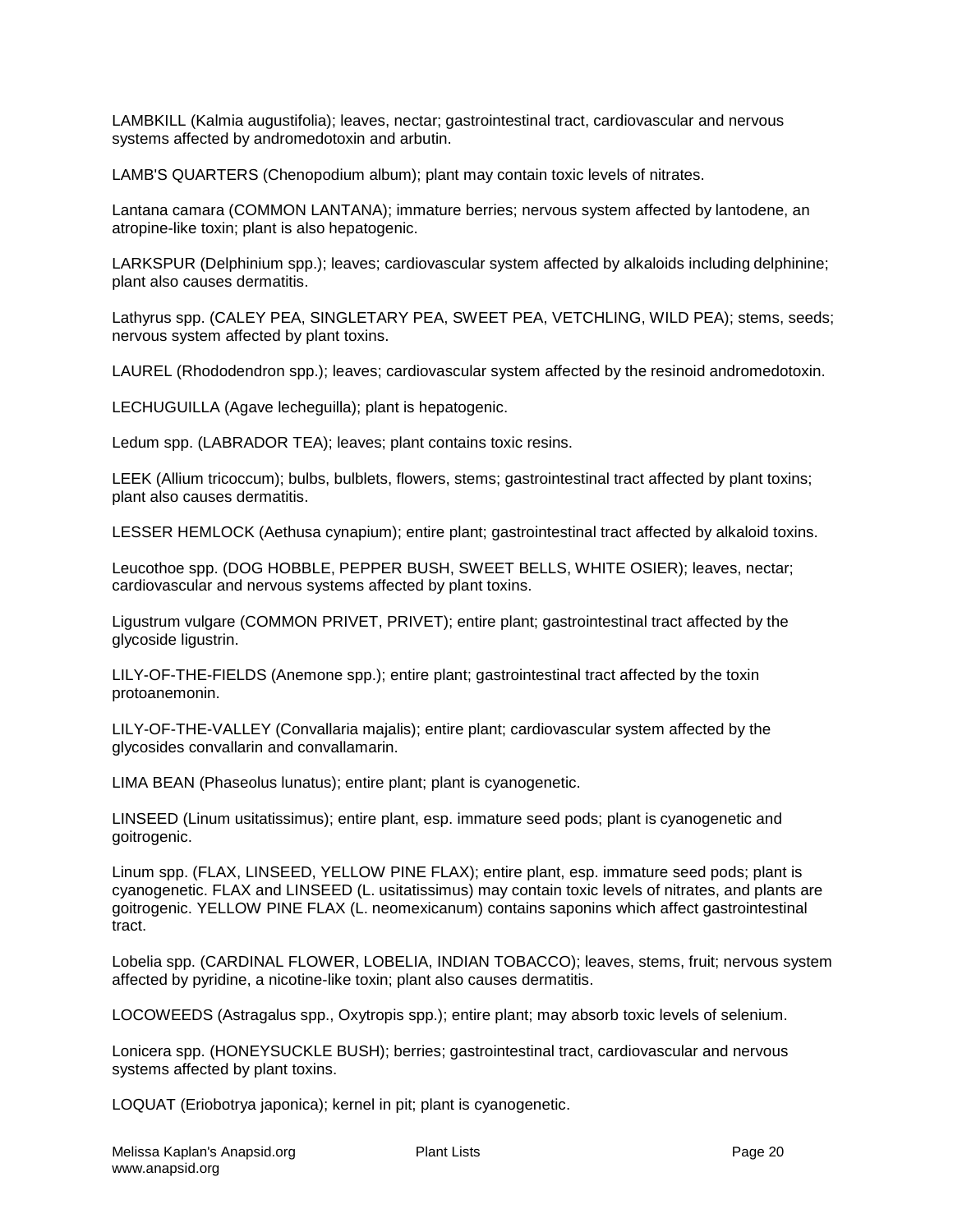LAMBKILL (Kalmia augustifolia); leaves, nectar; gastrointestinal tract, cardiovascular and nervous systems affected by andromedotoxin and arbutin.

LAMB'S QUARTERS (Chenopodium album); plant may contain toxic levels of nitrates.

Lantana camara (COMMON LANTANA); immature berries; nervous system affected by lantodene, an atropine-like toxin; plant is also hepatogenic.

LARKSPUR (Delphinium spp.); leaves; cardiovascular system affected by alkaloids including delphinine; plant also causes dermatitis.

Lathyrus spp. (CALEY PEA, SINGLETARY PEA, SWEET PEA, VETCHLING, WILD PEA); stems, seeds; nervous system affected by plant toxins.

LAUREL (Rhododendron spp.); leaves; cardiovascular system affected by the resinoid andromedotoxin.

LECHUGUILLA (Agave lecheguilla); plant is hepatogenic.

Ledum spp. (LABRADOR TEA); leaves; plant contains toxic resins.

LEEK (Allium tricoccum); bulbs, bulblets, flowers, stems; gastrointestinal tract affected by plant toxins; plant also causes dermatitis.

LESSER HEMLOCK (Aethusa cynapium); entire plant; gastrointestinal tract affected by alkaloid toxins.

Leucothoe spp. (DOG HOBBLE, PEPPER BUSH, SWEET BELLS, WHITE OSIER); leaves, nectar; cardiovascular and nervous systems affected by plant toxins.

Ligustrum vulgare (COMMON PRIVET, PRIVET); entire plant; gastrointestinal tract affected by the glycoside ligustrin.

LILY-OF-THE-FIELDS (Anemone spp.); entire plant; gastrointestinal tract affected by the toxin protoanemonin.

LILY-OF-THE-VALLEY (Convallaria majalis); entire plant; cardiovascular system affected by the glycosides convallarin and convallamarin.

LIMA BEAN (Phaseolus lunatus); entire plant; plant is cyanogenetic.

LINSEED (Linum usitatissimus); entire plant, esp. immature seed pods; plant is cyanogenetic and goitrogenic.

Linum spp. (FLAX, LINSEED, YELLOW PINE FLAX); entire plant, esp. immature seed pods; plant is cyanogenetic. FLAX and LINSEED (L. usitatissimus) may contain toxic levels of nitrates, and plants are goitrogenic. YELLOW PINE FLAX (L. neomexicanum) contains saponins which affect gastrointestinal tract.

Lobelia spp. (CARDINAL FLOWER, LOBELIA, INDIAN TOBACCO); leaves, stems, fruit; nervous system affected by pyridine, a nicotine-like toxin; plant also causes dermatitis.

LOCOWEEDS (Astragalus spp., Oxytropis spp.); entire plant; may absorb toxic levels of selenium.

Lonicera spp. (HONEYSUCKLE BUSH); berries; gastrointestinal tract, cardiovascular and nervous systems affected by plant toxins.

LOQUAT (Eriobotrya japonica); kernel in pit; plant is cyanogenetic.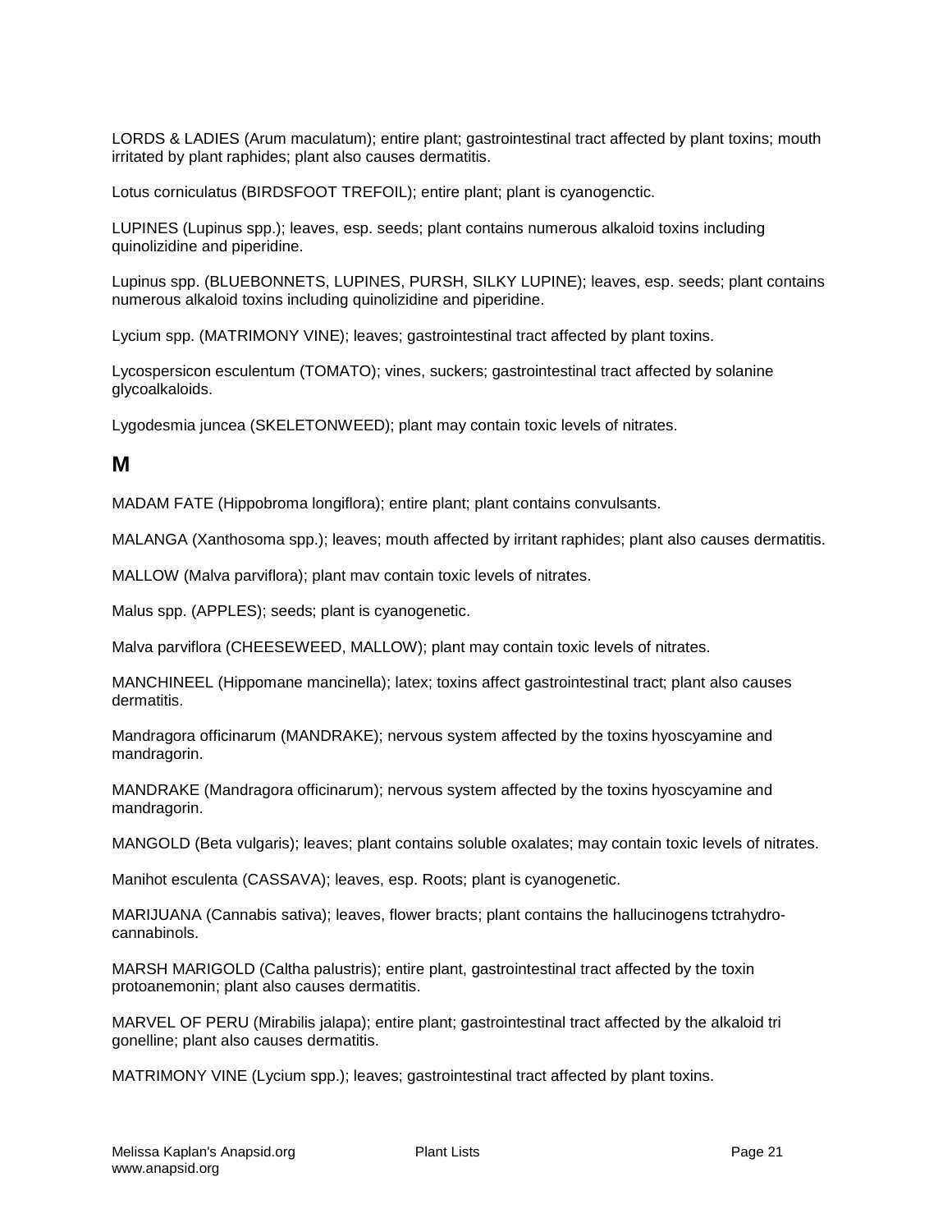LORDS & LADIES (Arum maculatum); entire plant; gastrointestinal tract affected by plant toxins; mouth irritated by plant raphides; plant also causes dermatitis.

Lotus corniculatus (BIRDSFOOT TREFOIL); entire plant; plant is cyanogenctic.

LUPINES (Lupinus spp.); leaves, esp. seeds; plant contains numerous alkaloid toxins including quinolizidine and piperidine.

Lupinus spp. (BLUEBONNETS, LUPINES, PURSH, SILKY LUPINE); leaves, esp. seeds; plant contains numerous alkaloid toxins including quinolizidine and piperidine.

Lycium spp. (MATRIMONY VINE); leaves; gastrointestinal tract affected by plant toxins.

Lycospersicon esculentum (TOMATO); vines, suckers; gastrointestinal tract affected by solanine glycoalkaloids.

Lygodesmia juncea (SKELETONWEED); plant may contain toxic levels of nitrates.

## M

MADAM FATE (Hippobroma longiflora); entire plant; plant contains convulsants.

MALANGA (Xanthosoma spp.); leaves; mouth affected by irritant raphides; plant also causes dermatitis.

MALLOW (Malva parviflora); plant mav contain toxic levels of nitrates.

Malus spp. (APPLES); seeds; plant is cyanogenetic.

Malva parviflora (CHEESEWEED, MALLOW); plant may contain toxic levels of nitrates.

MANCHINEEL (Hippomane mancinella); latex; toxins affect gastrointestinal tract; plant also causes dermatitis.

Mandragora officinarum (MANDRAKE); nervous system affected by the toxins hyoscyamine and mandragorin.

MANDRAKE (Mandragora officinarum); nervous system affected by the toxins hyoscyamine and mandragorin.

MANGOLD (Beta vulgaris); leaves; plant contains soluble oxalates; may contain toxic levels of nitrates.

Manihot esculenta (CASSAVA); leaves, esp. Roots; plant is cyanogenetic.

MARIJUANA (Cannabis sativa); leaves, flower bracts; plant contains the hallucinogens tctrahydro-cannabinols.

MARSH MARIGOLD (Caltha palustris); entire plant, gastrointestinal tract affected by the toxin protoanemonin; plant also causes dermatitis.

MARVEL OF PERU (Mirabilis jalapa); entire plant; gastrointestinal tract affected by the alkaloid tri gonelline; plant also causes dermatitis.

MATRIMONY VINE (Lycium spp.); leaves; gastrointestinal tract affected by plant toxins.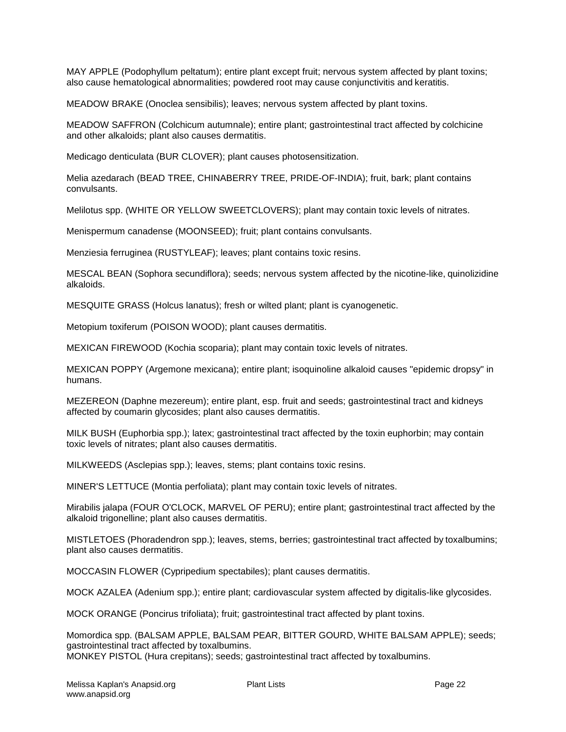MAY APPLE (Podophyllum peltatum); entire plant except fruit; nervous system affected by plant toxins; also cause hematological abnormalities; powdered root may cause conjunctivitis and keratitis.

MEADOW BRAKE (Onoclea sensibilis); leaves; nervous system affected by plant toxins.

MEADOW SAFFRON (Colchicum autumnale); entire plant; gastrointestinal tract affected by colchicine and other alkaloids; plant also causes dermatitis.

Medicago denticulata (BUR CLOVER); plant causes photosensitization.

Melia azedarach (BEAD TREE, CHINABERRY TREE, PRIDE-OF-INDIA); fruit, bark; plant contains convulsants.

Melilotus spp. (WHITE OR YELLOW SWEETCLOVERS); plant may contain toxic levels of nitrates.

Menispermum canadense (MOONSEED); fruit; plant contains convulsants.

Menziesia ferruginea (RUSTYLEAF); leaves; plant contains toxic resins.

MESCAL BEAN (Sophora secundiflora); seeds; nervous system affected by the nicotine-like, quinolizidine alkaloids.

MESQUITE GRASS (Holcus lanatus); fresh or wilted plant; plant is cyanogenetic.

Metopium toxiferum (POISON WOOD); plant causes dermatitis.

MEXICAN FIREWOOD (Kochia scoparia); plant may contain toxic levels of nitrates.

MEXICAN POPPY (Argemone mexicana); entire plant; isoquinoline alkaloid causes "epidemic dropsy" in humans.

MEZEREON (Daphne mezereum); entire plant, esp. fruit and seeds; gastrointestinal tract and kidneys affected by coumarin glycosides; plant also causes dermatitis.

MILK BUSH (Euphorbia spp.); latex; gastrointestinal tract affected by the toxin euphorbin; may contain toxic levels of nitrates; plant also causes dermatitis.

MILKWEEDS (Asclepias spp.); leaves, stems; plant contains toxic resins.

MINER'S LETTUCE (Montia perfoliata); plant may contain toxic levels of nitrates.

Mirabilis jalapa (FOUR O'CLOCK, MARVEL OF PERU); entire plant; gastrointestinal tract affected by the alkaloid trigonelline; plant also causes dermatitis.

MISTLETOES (Phoradendron spp.); leaves, stems, berries; gastrointestinal tract affected by toxalbumins; plant also causes dermatitis.

MOCCASIN FLOWER (Cypripedium spectabiles); plant causes dermatitis.

MOCK AZALEA (Adenium spp.); entire plant; cardiovascular system affected by digitalis-like glycosides.

MOCK ORANGE (Poncirus trifoliata); fruit; gastrointestinal tract affected by plant toxins.

Momordica spp. (BALSAM APPLE, BALSAM PEAR, BITTER GOURD, WHITE BALSAM APPLE); seeds; gastrointestinal tract affected by toxalbumins.

MONKEY PISTOL (Hura crepitans); seeds; gastrointestinal tract affected by toxalbumins.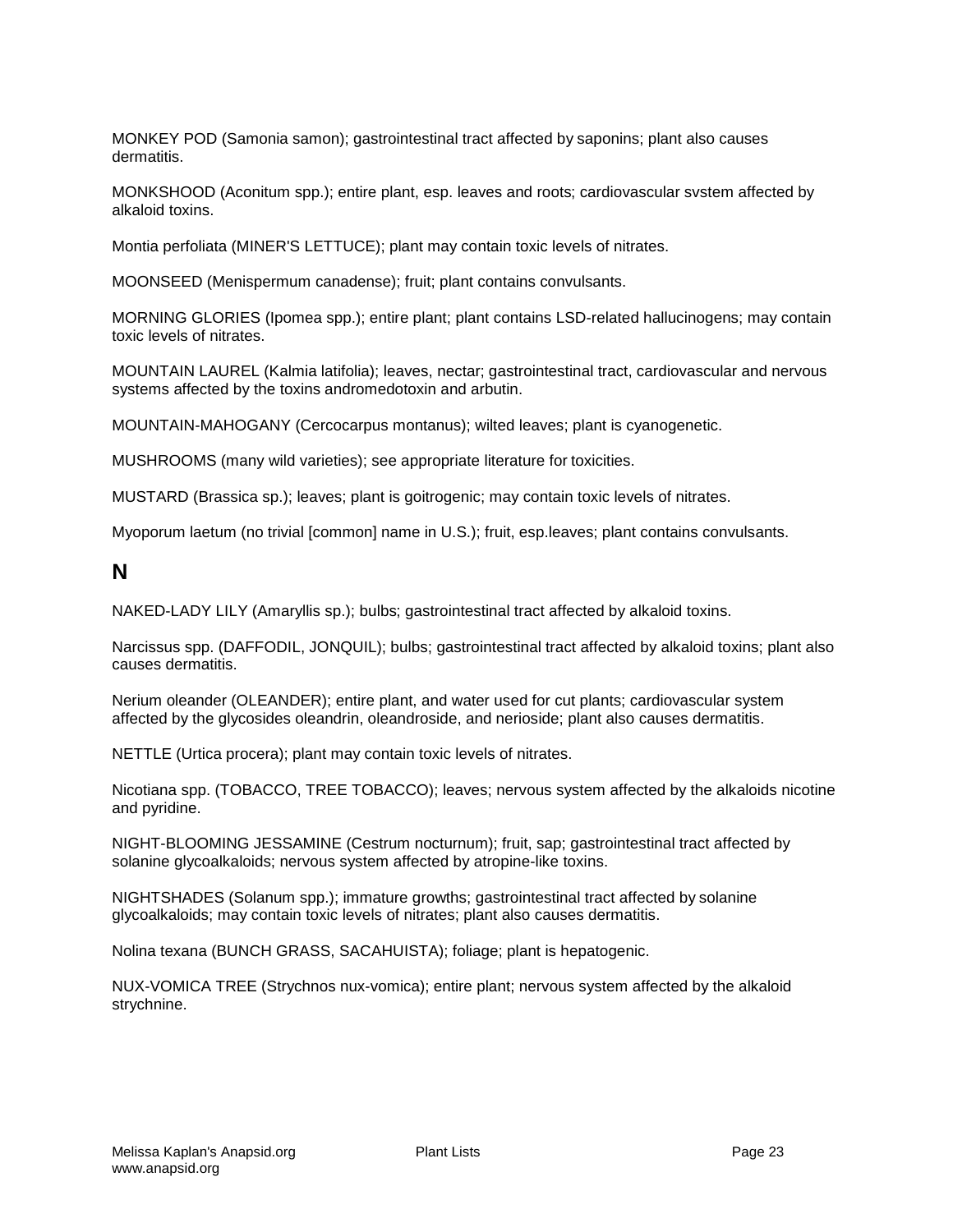MONKEY POD (Samonia samon); gastrointestinal tract affected by saponins; plant also causes dermatitis.

MONKSHOOD (Aconitum spp.); entire plant, esp. leaves and roots; cardiovascular svstem affected by alkaloid toxins.

Montia perfoliata (MINER'S LETTUCE); plant may contain toxic levels of nitrates.

MOONSEED (Menispermum canadense); fruit; plant contains convulsants.

MORNING GLORIES (Ipomea spp.); entire plant; plant contains LSD-related hallucinogens; may contain toxic levels of nitrates.

MOUNTAIN LAUREL (Kalmia latifolia); leaves, nectar; gastrointestinal tract, cardiovascular and nervous systems affected by the toxins andromedotoxin and arbutin.

MOUNTAIN-MAHOGANY (Cercocarpus montanus); wilted leaves; plant is cyanogenetic.

MUSHROOMS (many wild varieties); see appropriate literature for toxicities.

MUSTARD (Brassica sp.); leaves; plant is goitrogenic; may contain toxic levels of nitrates.

Myoporum laetum (no trivial [common] name in U.S.); fruit, esp.leaves; plant contains convulsants.

## N

NAKED-LADY LILY (Amaryllis sp.); bulbs; gastrointestinal tract affected by alkaloid toxins.

Narcissus spp. (DAFFODIL, JONQUIL); bulbs; gastrointestinal tract affected by alkaloid toxins; plant also causes dermatitis.

Nerium oleander (OLEANDER); entire plant, and water used for cut plants; cardiovascular system affected by the glycosides oleandrin, oleandroside, and nerioside; plant also causes dermatitis.

NETTLE (Urtica procera); plant may contain toxic levels of nitrates.

Nicotiana spp. (TOBACCO, TREE TOBACCO); leaves; nervous system affected by the alkaloids nicotine and pyridine.

NIGHT-BLOOMING JESSAMINE (Cestrum nocturnum); fruit, sap; gastrointestinal tract affected by solanine glycoalkaloids; nervous system affected by atropine-like toxins.

NIGHTSHADES (Solanum spp.); immature growths; gastrointestinal tract affected by solanine glycoalkaloids; may contain toxic levels of nitrates; plant also causes dermatitis.

Nolina texana (BUNCH GRASS, SACAHUISTA); foliage; plant is hepatogenic.

NUX-VOMICA TREE (Strychnos nux-vomica); entire plant; nervous system affected by the alkaloid strychnine.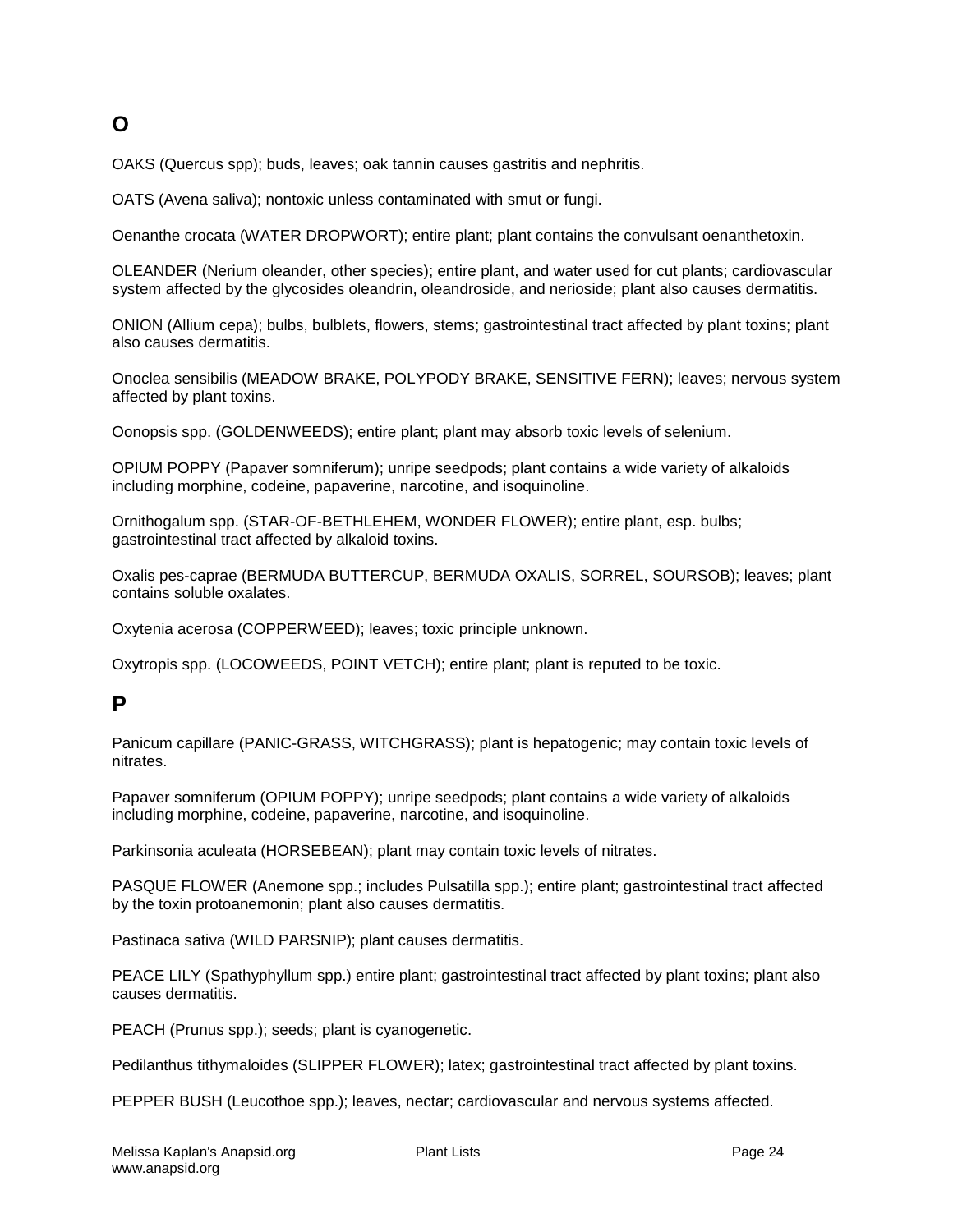## O

OAKS (Quercus spp); buds, leaves; oak tannin causes gastritis and nephritis.

OATS (Avena saliva); nontoxic unless contaminated with smut or fungi.

Oenanthe crocata (WATER DROPWORT); entire plant; plant contains the convulsant oenanthetoxin.

OLEANDER (Nerium oleander, other species); entire plant, and water used for cut plants; cardiovascular system affected by the glycosides oleandrin, oleandroside, and nerioside; plant also causes dermatitis.

ONION (Allium cepa); bulbs, bulblets, flowers, stems; gastrointestinal tract affected by plant toxins; plant also causes dermatitis.

Onoclea sensibilis (MEADOW BRAKE, POLYPODY BRAKE, SENSITIVE FERN); leaves; nervous system affected by plant toxins.

Oonopsis spp. (GOLDENWEEDS); entire plant; plant may absorb toxic levels of selenium.

OPIUM POPPY (Papaver somniferum); unripe seedpods; plant contains a wide variety of alkaloids including morphine, codeine, papaverine, narcotine, and isoquinoline.

Ornithogalum spp. (STAR-OF-BETHLEHEM, WONDER FLOWER); entire plant, esp. bulbs; gastrointestinal tract affected by alkaloid toxins.

Oxalis pes-caprae (BERMUDA BUTTERCUP, BERMUDA OXALIS, SORREL, SOURSOB); leaves; plant contains soluble oxalates.

Oxytenia acerosa (COPPERWEED); leaves; toxic principle unknown.

Oxytropis spp. (LOCOWEEDS, POINT VETCH); entire plant; plant is reputed to be toxic.

## P

Panicum capillare (PANIC-GRASS, WITCHGRASS); plant is hepatogenic; may contain toxic levels of nitrates.

Papaver somniferum (OPIUM POPPY); unripe seedpods; plant contains a wide variety of alkaloids including morphine, codeine, papaverine, narcotine, and isoquinoline.

Parkinsonia aculeata (HORSEBEAN); plant may contain toxic levels of nitrates.

PASQUE FLOWER (Anemone spp.; includes Pulsatilla spp.); entire plant; gastrointestinal tract affected by the toxin protoanemonin; plant also causes dermatitis.

Pastinaca sativa (WILD PARSNIP); plant causes dermatitis.

PEACE LILY (Spathyphyllum spp.) entire plant; gastrointestinal tract affected by plant toxins; plant also causes dermatitis.

PEACH (Prunus spp.); seeds; plant is cyanogenetic.

Pedilanthus tithymaloides (SLIPPER FLOWER); latex; gastrointestinal tract affected by plant toxins.

PEPPER BUSH (Leucothoe spp.); leaves, nectar; cardiovascular and nervous systems affected.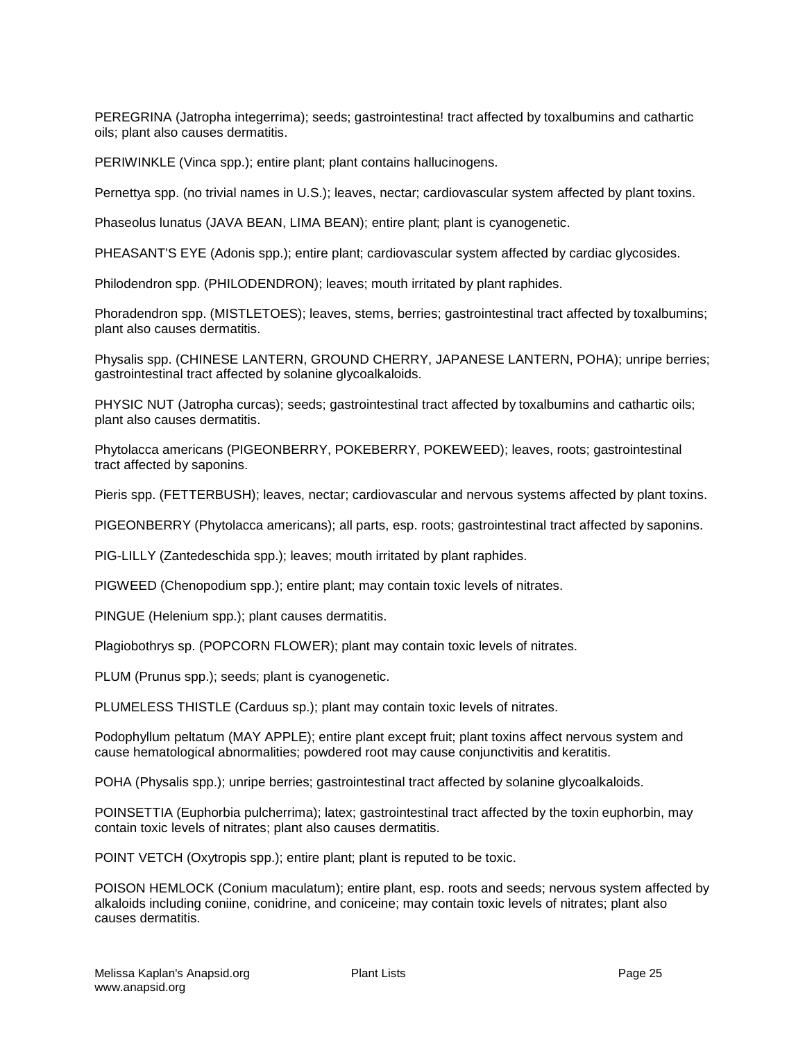PEREGRINA (Jatropha integerrima); seeds; gastrointestina! tract affected by toxalbumins and cathartic oils; plant also causes dermatitis.

PERIWINKLE (Vinca spp.); entire plant; plant contains hallucinogens.

Pernettya spp. (no trivial names in U.S.); leaves, nectar; cardiovascular system affected by plant toxins.

Phaseolus lunatus (JAVA BEAN, LIMA BEAN); entire plant; plant is cyanogenetic.

PHEASANT'S EYE (Adonis spp.); entire plant; cardiovascular system affected by cardiac glycosides.

Philodendron spp. (PHILODENDRON); leaves; mouth irritated by plant raphides.

Phoradendron spp. (MISTLETOES); leaves, stems, berries; gastrointestinal tract affected by toxalbumins; plant also causes dermatitis.

Physalis spp. (CHINESE LANTERN, GROUND CHERRY, JAPANESE LANTERN, POHA); unripe berries; gastrointestinal tract affected by solanine glycoalkaloids.

PHYSIC NUT (Jatropha curcas); seeds; gastrointestinal tract affected by toxalbumins and cathartic oils; plant also causes dermatitis.

Phytolacca americans (PIGEONBERRY, POKEBERRY, POKEWEED); leaves, roots; gastrointestinal tract affected by saponins.

Pieris spp. (FETTERBUSH); leaves, nectar; cardiovascular and nervous systems affected by plant toxins.

PIGEONBERRY (Phytolacca americans); all parts, esp. roots; gastrointestinal tract affected by saponins.

PIG-LILLY (Zantedeschida spp.); leaves; mouth irritated by plant raphides.

PIGWEED (Chenopodium spp.); entire plant; may contain toxic levels of nitrates.

PINGUE (Helenium spp.); plant causes dermatitis.

Plagiobothrys sp. (POPCORN FLOWER); plant may contain toxic levels of nitrates.

PLUM (Prunus spp.); seeds; plant is cyanogenetic.

PLUMELESS THISTLE (Carduus sp.); plant may contain toxic levels of nitrates.

Podophyllum peltatum (MAY APPLE); entire plant except fruit; plant toxins affect nervous system and cause hematological abnormalities; powdered root may cause conjunctivitis and keratitis.

POHA (Physalis spp.); unripe berries; gastrointestinal tract affected by solanine glycoalkaloids.

POINSETTIA (Euphorbia pulcherrima); latex; gastrointestinal tract affected by the toxin euphorbin, may contain toxic levels of nitrates; plant also causes dermatitis.

POINT VETCH (Oxytropis spp.); entire plant; plant is reputed to be toxic.

POISON HEMLOCK (Conium maculatum); entire plant, esp. roots and seeds; nervous system affected by alkaloids including coniine, conidrine, and coniceine; may contain toxic levels of nitrates; plant also causes dermatitis.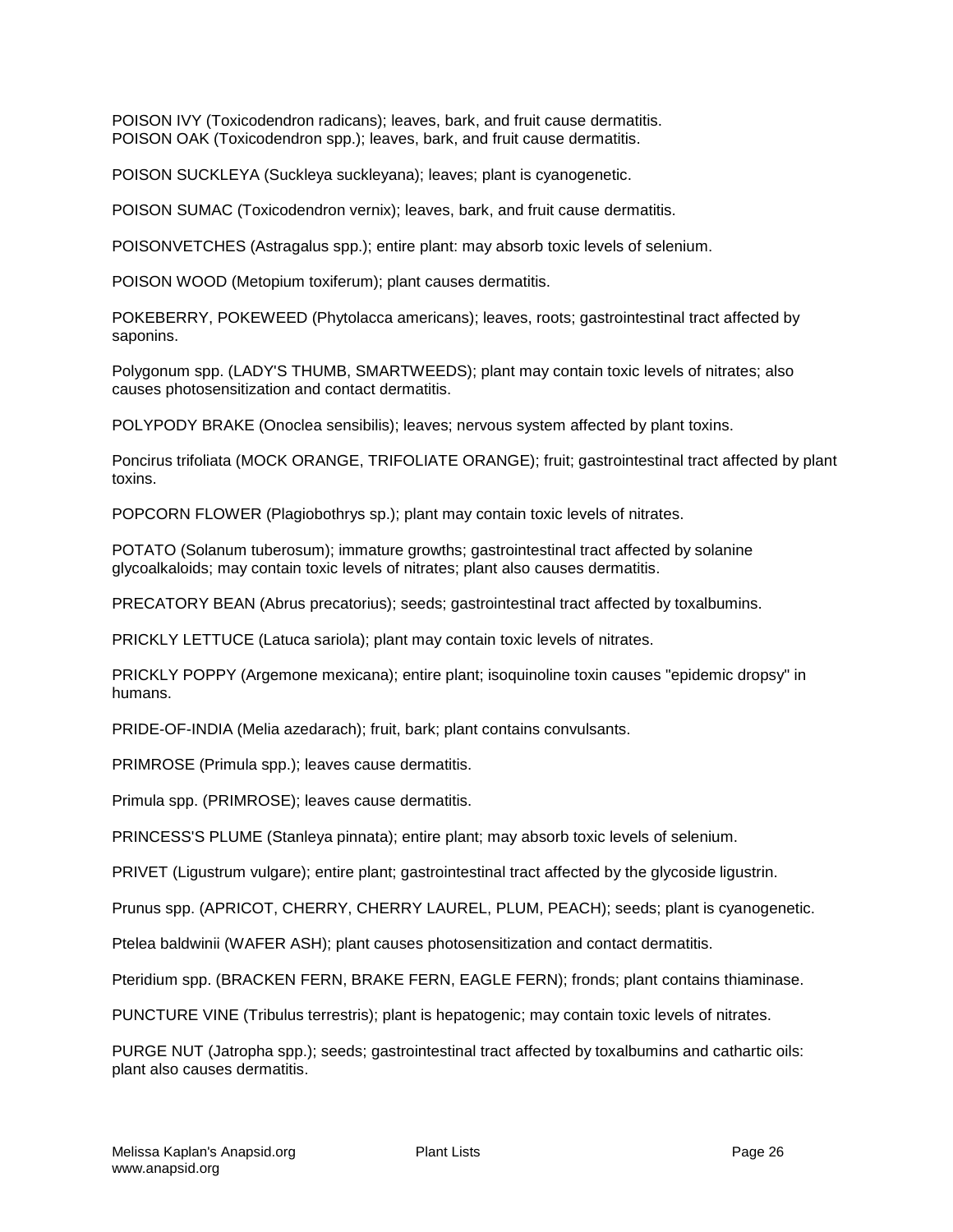POISON IVY (Toxicodendron radicans); leaves, bark, and fruit cause dermatitis.
POISON OAK (Toxicodendron spp.); leaves, bark, and fruit cause dermatitis.

POISON SUCKLEYA (Suckleya suckleyana); leaves; plant is cyanogenetic.

POISON SUMAC (Toxicodendron vernix); leaves, bark, and fruit cause dermatitis.

POISONVETCHES (Astragalus spp.); entire plant: may absorb toxic levels of selenium.

POISON WOOD (Metopium toxiferum); plant causes dermatitis.

POKEBERRY, POKEWEED (Phytolacca americans); leaves, roots; gastrointestinal tract affected by saponins.

Polygonum spp. (LADY'S THUMB, SMARTWEEDS); plant may contain toxic levels of nitrates; also causes photosensitization and contact dermatitis.

POLYPODY BRAKE (Onoclea sensibilis); leaves; nervous system affected by plant toxins.

Poncirus trifoliata (MOCK ORANGE, TRIFOLIATE ORANGE); fruit; gastrointestinal tract affected by plant toxins.

POPCORN FLOWER (Plagiobothrys sp.); plant may contain toxic levels of nitrates.

POTATO (Solanum tuberosum); immature growths; gastrointestinal tract affected by solanine glycoalkaloids; may contain toxic levels of nitrates; plant also causes dermatitis.

PRECATORY BEAN (Abrus precatorius); seeds; gastrointestinal tract affected by toxalbumins.

PRICKLY LETTUCE (Latuca sariola); plant may contain toxic levels of nitrates.

PRICKLY POPPY (Argemone mexicana); entire plant; isoquinoline toxin causes "epidemic dropsy" in humans.

PRIDE-OF-INDIA (Melia azedarach); fruit, bark; plant contains convulsants.

PRIMROSE (Primula spp.); leaves cause dermatitis.

Primula spp. (PRIMROSE); leaves cause dermatitis.

PRINCESS'S PLUME (Stanleya pinnata); entire plant; may absorb toxic levels of selenium.

PRIVET (Ligustrum vulgare); entire plant; gastrointestinal tract affected by the glycoside ligustrin.

Prunus spp. (APRICOT, CHERRY, CHERRY LAUREL, PLUM, PEACH); seeds; plant is cyanogenetic.

Ptelea baldwinii (WAFER ASH); plant causes photosensitization and contact dermatitis.

Pteridium spp. (BRACKEN FERN, BRAKE FERN, EAGLE FERN); fronds; plant contains thiaminase.

PUNCTURE VINE (Tribulus terrestris); plant is hepatogenic; may contain toxic levels of nitrates.

PURGE NUT (Jatropha spp.); seeds; gastrointestinal tract affected by toxalbumins and cathartic oils: plant also causes dermatitis.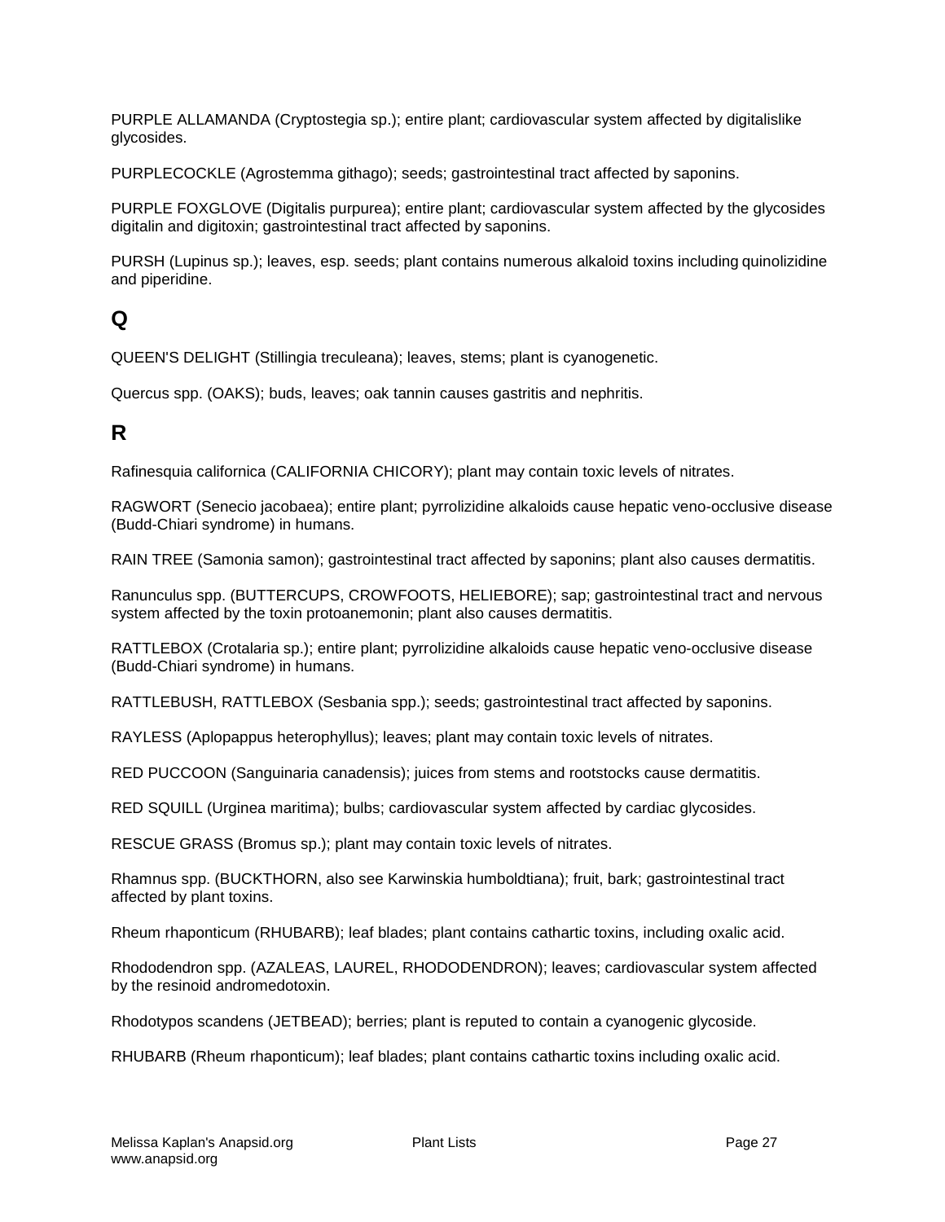PURPLE ALLAMANDA (Cryptostegia sp.); entire plant; cardiovascular system affected by digitalislike glycosides.

PURPLECOCKLE (Agrostemma githago); seeds; gastrointestinal tract affected by saponins.

PURPLE FOXGLOVE (Digitalis purpurea); entire plant; cardiovascular system affected by the glycosides digitalin and digitoxin; gastrointestinal tract affected by saponins.

PURSH (Lupinus sp.); leaves, esp. seeds; plant contains numerous alkaloid toxins including quinolizidine and piperidine.

## Q

QUEEN'S DELIGHT (Stillingia treculeana); leaves, stems; plant is cyanogenetic.

Quercus spp. (OAKS); buds, leaves; oak tannin causes gastritis and nephritis.

## R

Rafinesquia californica (CALIFORNIA CHICORY); plant may contain toxic levels of nitrates.

RAGWORT (Senecio jacobaea); entire plant; pyrrolizidine alkaloids cause hepatic veno-occlusive disease (Budd-Chiari syndrome) in humans.

RAIN TREE (Samonia samon); gastrointestinal tract affected by saponins; plant also causes dermatitis.

Ranunculus spp. (BUTTERCUPS, CROWFOOTS, HELIEBORE); sap; gastrointestinal tract and nervous system affected by the toxin protoanemonin; plant also causes dermatitis.

RATTLEBOX (Crotalaria sp.); entire plant; pyrrolizidine alkaloids cause hepatic veno-occlusive disease (Budd-Chiari syndrome) in humans.

RATTLEBUSH, RATTLEBOX (Sesbania spp.); seeds; gastrointestinal tract affected by saponins.

RAYLESS (Aplopappus heterophyllus); leaves; plant may contain toxic levels of nitrates.

RED PUCCOON (Sanguinaria canadensis); juices from stems and rootstocks cause dermatitis.

RED SQUILL (Urginea maritima); bulbs; cardiovascular system affected by cardiac glycosides.

RESCUE GRASS (Bromus sp.); plant may contain toxic levels of nitrates.

Rhamnus spp. (BUCKTHORN, also see Karwinskia humboldtiana); fruit, bark; gastrointestinal tract affected by plant toxins.

Rheum rhaponticum (RHUBARB); leaf blades; plant contains cathartic toxins, including oxalic acid.

Rhododendron spp. (AZALEAS, LAUREL, RHODODENDRON); leaves; cardiovascular system affected by the resinoid andromedotoxin.

Rhodotypos scandens (JETBEAD); berries; plant is reputed to contain a cyanogenic glycoside.

RHUBARB (Rheum rhaponticum); leaf blades; plant contains cathartic toxins including oxalic acid.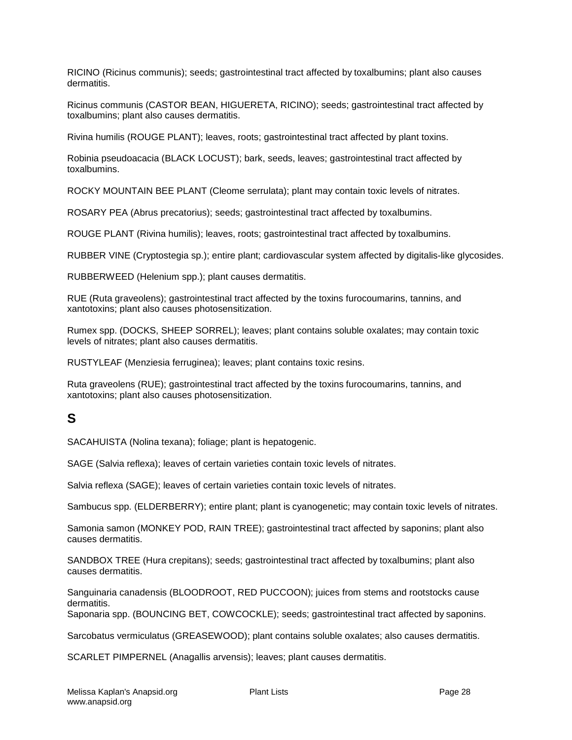RICINO (Ricinus communis); seeds; gastrointestinal tract affected by toxalbumins; plant also causes dermatitis.

Ricinus communis (CASTOR BEAN, HIGUERETA, RICINO); seeds; gastrointestinal tract affected by toxalbumins; plant also causes dermatitis.

Rivina humilis (ROUGE PLANT); leaves, roots; gastrointestinal tract affected by plant toxins.

Robinia pseudoacacia (BLACK LOCUST); bark, seeds, leaves; gastrointestinal tract affected by toxalbumins.

ROCKY MOUNTAIN BEE PLANT (Cleome serrulata); plant may contain toxic levels of nitrates.

ROSARY PEA (Abrus precatorius); seeds; gastrointestinal tract affected by toxalbumins.

ROUGE PLANT (Rivina humilis); leaves, roots; gastrointestinal tract affected by toxalbumins.

RUBBER VINE (Cryptostegia sp.); entire plant; cardiovascular system affected by digitalis-like glycosides.

RUBBERWEED (Helenium spp.); plant causes dermatitis.

RUE (Ruta graveolens); gastrointestinal tract affected by the toxins furocoumarins, tannins, and xantotoxins; plant also causes photosensitization.

Rumex spp. (DOCKS, SHEEP SORREL); leaves; plant contains soluble oxalates; may contain toxic levels of nitrates; plant also causes dermatitis.

RUSTYLEAF (Menziesia ferruginea); leaves; plant contains toxic resins.

Ruta graveolens (RUE); gastrointestinal tract affected by the toxins furocoumarins, tannins, and xantotoxins; plant also causes photosensitization.

## S

SACAHUISTA (Nolina texana); foliage; plant is hepatogenic.

SAGE (Salvia reflexa); leaves of certain varieties contain toxic levels of nitrates.

Salvia reflexa (SAGE); leaves of certain varieties contain toxic levels of nitrates.

Sambucus spp. (ELDERBERRY); entire plant; plant is cyanogenetic; may contain toxic levels of nitrates.

Samonia samon (MONKEY POD, RAIN TREE); gastrointestinal tract affected by saponins; plant also causes dermatitis.

SANDBOX TREE (Hura crepitans); seeds; gastrointestinal tract affected by toxalbumins; plant also causes dermatitis.

Sanguinaria canadensis (BLOODROOT, RED PUCCOON); juices from stems and rootstocks cause dermatitis.

Saponaria spp. (BOUNCING BET, COWCOCKLE); seeds; gastrointestinal tract affected by saponins.

Sarcobatus vermiculatus (GREASEWOOD); plant contains soluble oxalates; also causes dermatitis.

SCARLET PIMPERNEL (Anagallis arvensis); leaves; plant causes dermatitis.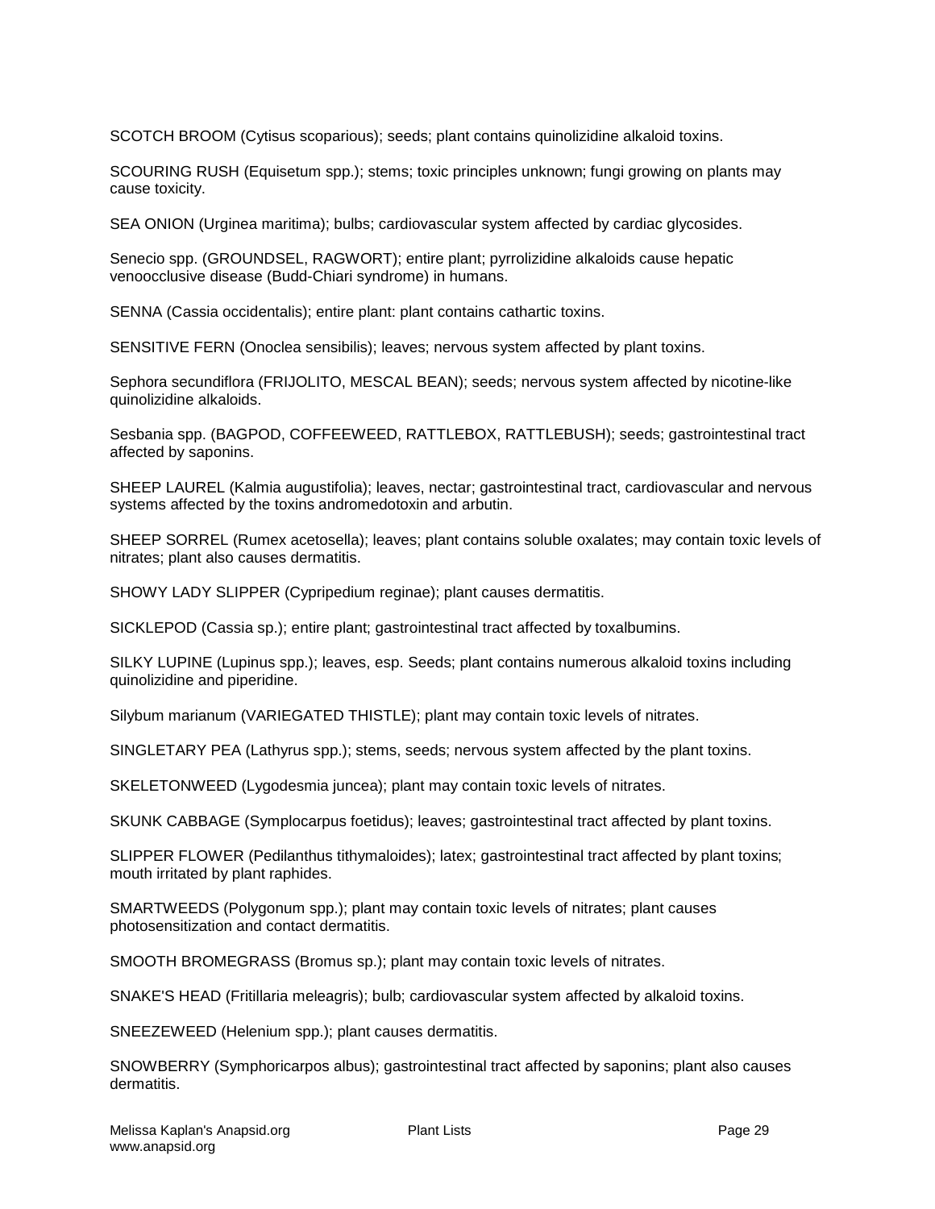SCOTCH BROOM (Cytisus scoparious); seeds; plant contains quinolizidine alkaloid toxins.

SCOURING RUSH (Equisetum spp.); stems; toxic principles unknown; fungi growing on plants may cause toxicity.

SEA ONION (Urginea maritima); bulbs; cardiovascular system affected by cardiac glycosides.

Senecio spp. (GROUNDSEL, RAGWORT); entire plant; pyrrolizidine alkaloids cause hepatic venoocclusive disease (Budd-Chiari syndrome) in humans.

SENNA (Cassia occidentalis); entire plant: plant contains cathartic toxins.

SENSITIVE FERN (Onoclea sensibilis); leaves; nervous system affected by plant toxins.

Sephora secundiflora (FRIJOLITO, MESCAL BEAN); seeds; nervous system affected by nicotine-like quinolizidine alkaloids.

Sesbania spp. (BAGPOD, COFFEEWEED, RATTLEBOX, RATTLEBUSH); seeds; gastrointestinal tract affected by saponins.

SHEEP LAUREL (Kalmia augustifolia); leaves, nectar; gastrointestinal tract, cardiovascular and nervous systems affected by the toxins andromedotoxin and arbutin.

SHEEP SORREL (Rumex acetosella); leaves; plant contains soluble oxalates; may contain toxic levels of nitrates; plant also causes dermatitis.

SHOWY LADY SLIPPER (Cypripedium reginae); plant causes dermatitis.

SICKLEPOD (Cassia sp.); entire plant; gastrointestinal tract affected by toxalbumins.

SILKY LUPINE (Lupinus spp.); leaves, esp. Seeds; plant contains numerous alkaloid toxins including quinolizidine and piperidine.

Silybum marianum (VARIEGATED THISTLE); plant may contain toxic levels of nitrates.

SINGLETARY PEA (Lathyrus spp.); stems, seeds; nervous system affected by the plant toxins.

SKELETONWEED (Lygodesmia juncea); plant may contain toxic levels of nitrates.

SKUNK CABBAGE (Symplocarpus foetidus); leaves; gastrointestinal tract affected by plant toxins.

SLIPPER FLOWER (Pedilanthus tithymaloides); latex; gastrointestinal tract affected by plant toxins; mouth irritated by plant raphides.

SMARTWEEDS (Polygonum spp.); plant may contain toxic levels of nitrates; plant causes photosensitization and contact dermatitis.

SMOOTH BROMEGRASS (Bromus sp.); plant may contain toxic levels of nitrates.

SNAKE'S HEAD (Fritillaria meleagris); bulb; cardiovascular system affected by alkaloid toxins.

SNEEZEWEED (Helenium spp.); plant causes dermatitis.

SNOWBERRY (Symphoricarpos albus); gastrointestinal tract affected by saponins; plant also causes dermatitis.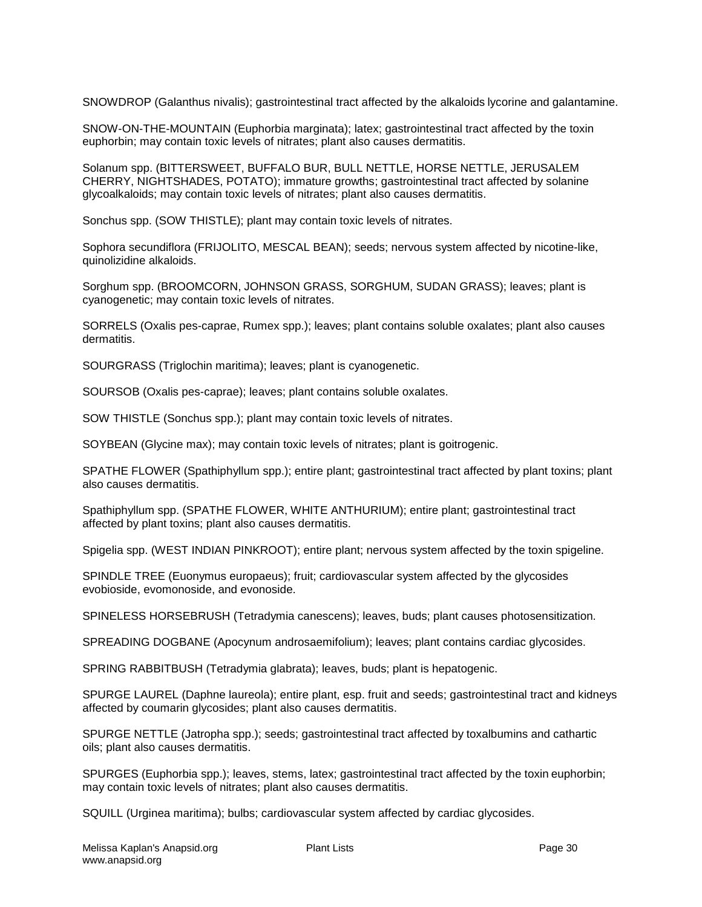SNOWDROP (Galanthus nivalis); gastrointestinal tract affected by the alkaloids lycorine and galantamine.

SNOW-ON-THE-MOUNTAIN (Euphorbia marginata); latex; gastrointestinal tract affected by the toxin euphorbin; may contain toxic levels of nitrates; plant also causes dermatitis.

Solanum spp. (BITTERSWEET, BUFFALO BUR, BULL NETTLE, HORSE NETTLE, JERUSALEM CHERRY, NIGHTSHADES, POTATO); immature growths; gastrointestinal tract affected by solanine glycoalkaloids; may contain toxic levels of nitrates; plant also causes dermatitis.

Sonchus spp. (SOW THISTLE); plant may contain toxic levels of nitrates.

Sophora secundiflora (FRIJOLITO, MESCAL BEAN); seeds; nervous system affected by nicotine-like, quinolizidine alkaloids.

Sorghum spp. (BROOMCORN, JOHNSON GRASS, SORGHUM, SUDAN GRASS); leaves; plant is cyanogenetic; may contain toxic levels of nitrates.

SORRELS (Oxalis pes-caprae, Rumex spp.); leaves; plant contains soluble oxalates; plant also causes dermatitis.

SOURGRASS (Triglochin maritima); leaves; plant is cyanogenetic.

SOURSOB (Oxalis pes-caprae); leaves; plant contains soluble oxalates.

SOW THISTLE (Sonchus spp.); plant may contain toxic levels of nitrates.

SOYBEAN (Glycine max); may contain toxic levels of nitrates; plant is goitrogenic.

SPATHE FLOWER (Spathiphyllum spp.); entire plant; gastrointestinal tract affected by plant toxins; plant also causes dermatitis.

Spathiphyllum spp. (SPATHE FLOWER, WHITE ANTHURIUM); entire plant; gastrointestinal tract affected by plant toxins; plant also causes dermatitis.

Spigelia spp. (WEST INDIAN PINKROOT); entire plant; nervous system affected by the toxin spigeline.

SPINDLE TREE (Euonymus europaeus); fruit; cardiovascular system affected by the glycosides evobioside, evomonoside, and evonoside.

SPINELESS HORSEBRUSH (Tetradymia canescens); leaves, buds; plant causes photosensitization.

SPREADING DOGBANE (Apocynum androsaemifolium); leaves; plant contains cardiac glycosides.

SPRING RABBITBUSH (Tetradymia glabrata); leaves, buds; plant is hepatogenic.

SPURGE LAUREL (Daphne laureola); entire plant, esp. fruit and seeds; gastrointestinal tract and kidneys affected by coumarin glycosides; plant also causes dermatitis.

SPURGE NETTLE (Jatropha spp.); seeds; gastrointestinal tract affected by toxalbumins and cathartic oils; plant also causes dermatitis.

SPURGES (Euphorbia spp.); leaves, stems, latex; gastrointestinal tract affected by the toxin euphorbin; may contain toxic levels of nitrates; plant also causes dermatitis.

SQUILL (Urginea maritima); bulbs; cardiovascular system affected by cardiac glycosides.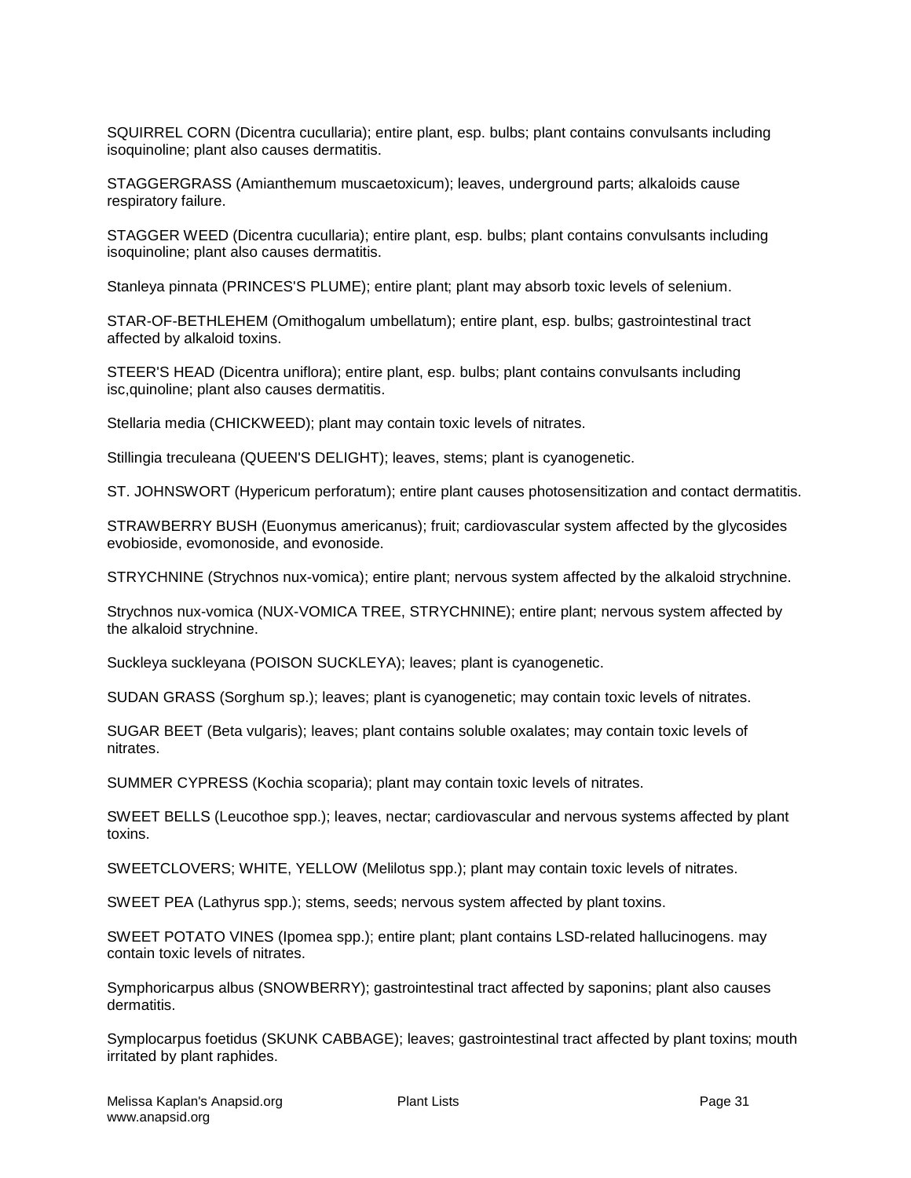SQUIRREL CORN (Dicentra cucullaria); entire plant, esp. bulbs; plant contains convulsants including isoquinoline; plant also causes dermatitis.

STAGGERGRASS (Amianthemum muscaetoxicum); leaves, underground parts; alkaloids cause respiratory failure.

STAGGER WEED (Dicentra cucullaria); entire plant, esp. bulbs; plant contains convulsants including isoquinoline; plant also causes dermatitis.

Stanleya pinnata (PRINCES'S PLUME); entire plant; plant may absorb toxic levels of selenium.

STAR-OF-BETHLEHEM (Omithogalum umbellatum); entire plant, esp. bulbs; gastrointestinal tract affected by alkaloid toxins.

STEER'S HEAD (Dicentra uniflora); entire plant, esp. bulbs; plant contains convulsants including isc,quinoline; plant also causes dermatitis.

Stellaria media (CHICKWEED); plant may contain toxic levels of nitrates.

Stillingia treculeana (QUEEN'S DELIGHT); leaves, stems; plant is cyanogenetic.

ST. JOHNSWORT (Hypericum perforatum); entire plant causes photosensitization and contact dermatitis.

STRAWBERRY BUSH (Euonymus americanus); fruit; cardiovascular system affected by the glycosides evobioside, evomonoside, and evonoside.

STRYCHNINE (Strychnos nux-vomica); entire plant; nervous system affected by the alkaloid strychnine.

Strychnos nux-vomica (NUX-VOMICA TREE, STRYCHNINE); entire plant; nervous system affected by the alkaloid strychnine.

Suckleya suckleyana (POISON SUCKLEYA); leaves; plant is cyanogenetic.

SUDAN GRASS (Sorghum sp.); leaves; plant is cyanogenetic; may contain toxic levels of nitrates.

SUGAR BEET (Beta vulgaris); leaves; plant contains soluble oxalates; may contain toxic levels of nitrates.

SUMMER CYPRESS (Kochia scoparia); plant may contain toxic levels of nitrates.

SWEET BELLS (Leucothoe spp.); leaves, nectar; cardiovascular and nervous systems affected by plant toxins.

SWEETCLOVERS; WHITE, YELLOW (Melilotus spp.); plant may contain toxic levels of nitrates.

SWEET PEA (Lathyrus spp.); stems, seeds; nervous system affected by plant toxins.

SWEET POTATO VINES (Ipomea spp.); entire plant; plant contains LSD-related hallucinogens. may contain toxic levels of nitrates.

Symphoricarpus albus (SNOWBERRY); gastrointestinal tract affected by saponins; plant also causes dermatitis.

Symplocarpus foetidus (SKUNK CABBAGE); leaves; gastrointestinal tract affected by plant toxins; mouth irritated by plant raphides.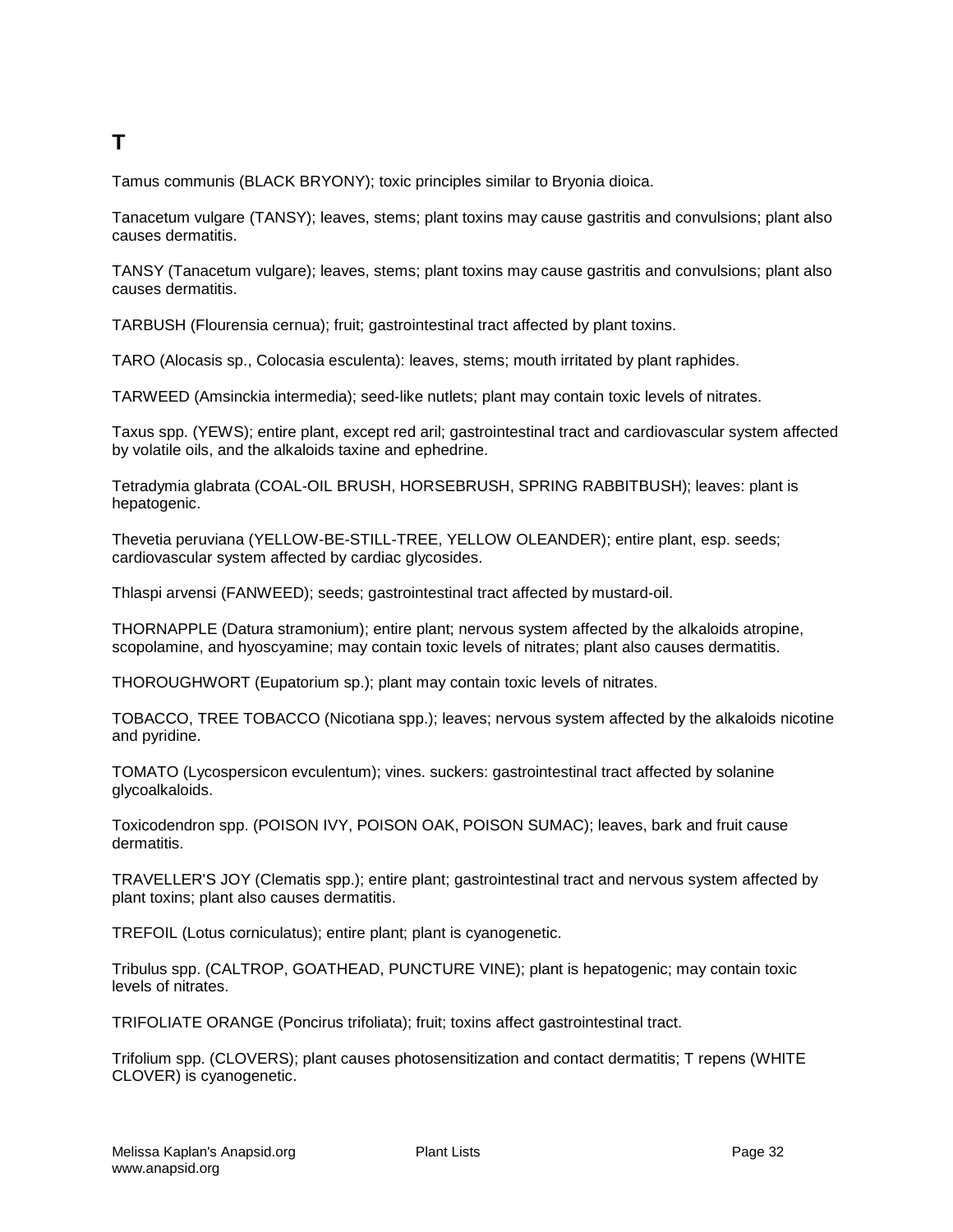# T

Tamus communis (BLACK BRYONY); toxic principles similar to Bryonia dioica.

Tanacetum vulgare (TANSY); leaves, stems; plant toxins may cause gastritis and convulsions; plant also causes dermatitis.

TANSY (Tanacetum vulgare); leaves, stems; plant toxins may cause gastritis and convulsions; plant also causes dermatitis.

TARBUSH (Flourensia cernua); fruit; gastrointestinal tract affected by plant toxins.

TARO (Alocasis sp., Colocasia esculenta): leaves, stems; mouth irritated by plant raphides.

TARWEED (Amsinckia intermedia); seed-like nutlets; plant may contain toxic levels of nitrates.

Taxus spp. (YEWS); entire plant, except red aril; gastrointestinal tract and cardiovascular system affected by volatile oils, and the alkaloids taxine and ephedrine.

Tetradymia glabrata (COAL-OIL BRUSH, HORSEBRUSH, SPRING RABBITBUSH); leaves: plant is hepatogenic.

Thevetia peruviana (YELLOW-BE-STILL-TREE, YELLOW OLEANDER); entire plant, esp. seeds; cardiovascular system affected by cardiac glycosides.

Thlaspi arvensi (FANWEED); seeds; gastrointestinal tract affected by mustard-oil.

THORNAPPLE (Datura stramonium); entire plant; nervous system affected by the alkaloids atropine, scopolamine, and hyoscyamine; may contain toxic levels of nitrates; plant also causes dermatitis.

THOROUGHWORT (Eupatorium sp.); plant may contain toxic levels of nitrates.

TOBACCO, TREE TOBACCO (Nicotiana spp.); leaves; nervous system affected by the alkaloids nicotine and pyridine.

TOMATO (Lycospersicon evculentum); vines. suckers: gastrointestinal tract affected by solanine glycoalkaloids.

Toxicodendron spp. (POISON IVY, POISON OAK, POISON SUMAC); leaves, bark and fruit cause dermatitis.

TRAVELLER'S JOY (Clematis spp.); entire plant; gastrointestinal tract and nervous system affected by plant toxins; plant also causes dermatitis.

TREFOIL (Lotus corniculatus); entire plant; plant is cyanogenetic.

Tribulus spp. (CALTROP, GOATHEAD, PUNCTURE VINE); plant is hepatogenic; may contain toxic levels of nitrates.

TRIFOLIATE ORANGE (Poncirus trifoliata); fruit; toxins affect gastrointestinal tract.

Trifolium spp. (CLOVERS); plant causes photosensitization and contact dermatitis; T repens (WHITE CLOVER) is cyanogenetic.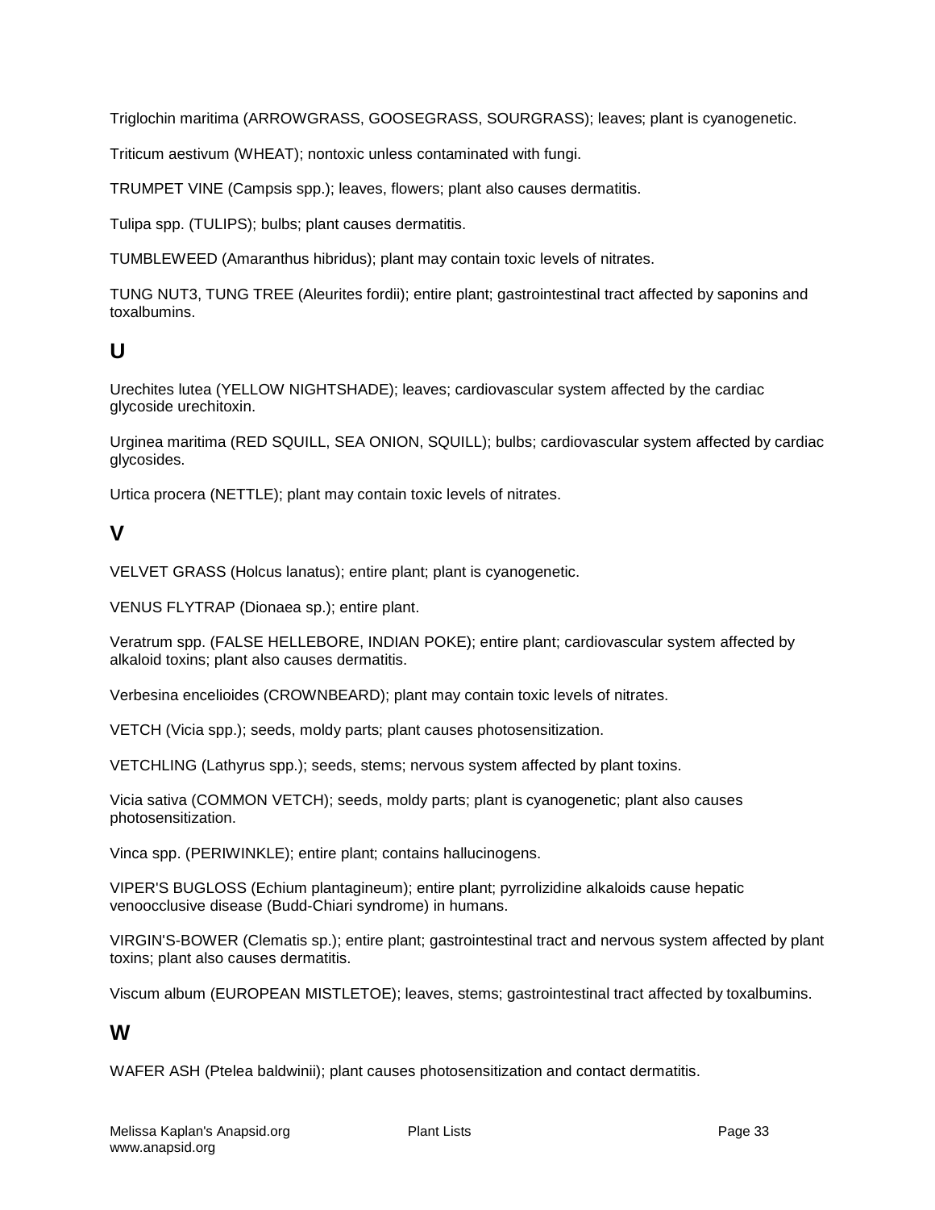Triglochin maritima (ARROWGRASS, GOOSEGRASS, SOURGRASS); leaves; plant is cyanogenetic.

Triticum aestivum (WHEAT); nontoxic unless contaminated with fungi.

TRUMPET VINE (Campsis spp.); leaves, flowers; plant also causes dermatitis.

Tulipa spp. (TULIPS); bulbs; plant causes dermatitis.

TUMBLEWEED (Amaranthus hibridus); plant may contain toxic levels of nitrates.

TUNG NUT3, TUNG TREE (Aleurites fordii); entire plant; gastrointestinal tract affected by saponins and toxalbumins.

## U

Urechites lutea (YELLOW NIGHTSHADE); leaves; cardiovascular system affected by the cardiac glycoside urechitoxin.

Urginea maritima (RED SQUILL, SEA ONION, SQUILL); bulbs; cardiovascular system affected by cardiac glycosides.

Urtica procera (NETTLE); plant may contain toxic levels of nitrates.

## V

VELVET GRASS (Holcus lanatus); entire plant; plant is cyanogenetic.

VENUS FLYTRAP (Dionaea sp.); entire plant.

Veratrum spp. (FALSE HELLEBORE, INDIAN POKE); entire plant; cardiovascular system affected by alkaloid toxins; plant also causes dermatitis.

Verbesina encelioides (CROWNBEARD); plant may contain toxic levels of nitrates.

VETCH (Vicia spp.); seeds, moldy parts; plant causes photosensitization.

VETCHLING (Lathyrus spp.); seeds, stems; nervous system affected by plant toxins.

Vicia sativa (COMMON VETCH); seeds, moldy parts; plant is cyanogenetic; plant also causes photosensitization.

Vinca spp. (PERIWINKLE); entire plant; contains hallucinogens.

VIPER'S BUGLOSS (Echium plantagineum); entire plant; pyrrolizidine alkaloids cause hepatic venoocclusive disease (Budd-Chiari syndrome) in humans.

VIRGIN'S-BOWER (Clematis sp.); entire plant; gastrointestinal tract and nervous system affected by plant toxins; plant also causes dermatitis.

Viscum album (EUROPEAN MISTLETOE); leaves, stems; gastrointestinal tract affected by toxalbumins.

## W

WAFER ASH (Ptelea baldwinii); plant causes photosensitization and contact dermatitis.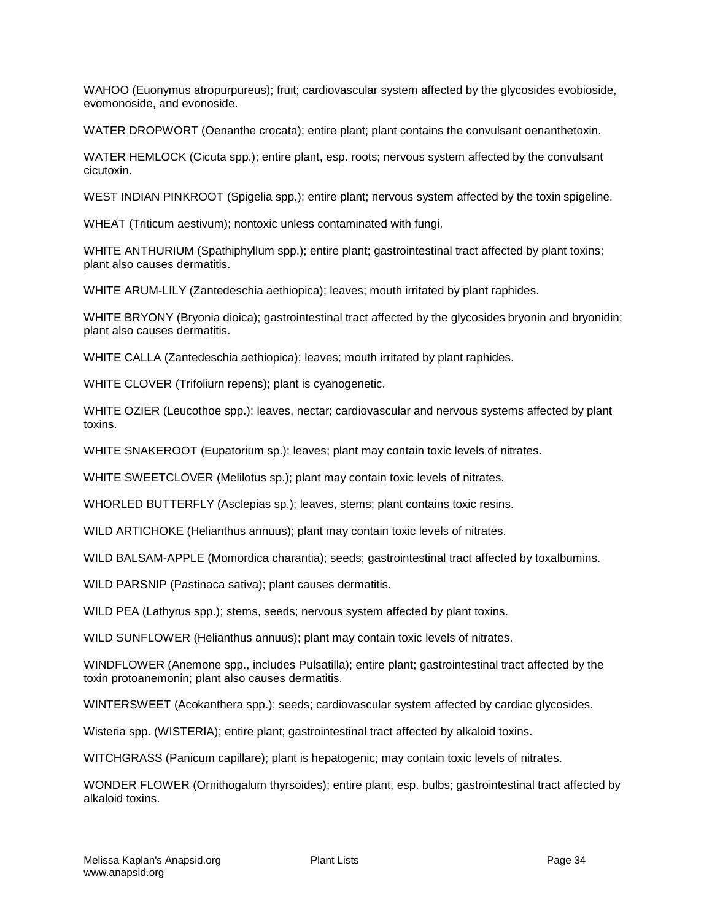WAHOO (Euonymus atropurpureus); fruit; cardiovascular system affected by the glycosides evobioside, evomonoside, and evonoside.

WATER DROPWORT (Oenanthe crocata); entire plant; plant contains the convulsant oenanthetoxin.

WATER HEMLOCK (Cicuta spp.); entire plant, esp. roots; nervous system affected by the convulsant cicutoxin.

WEST INDIAN PINKROOT (Spigelia spp.); entire plant; nervous system affected by the toxin spigeline.

WHEAT (Triticum aestivum); nontoxic unless contaminated with fungi.

WHITE ANTHURIUM (Spathiphyllum spp.); entire plant; gastrointestinal tract affected by plant toxins; plant also causes dermatitis.

WHITE ARUM-LILY (Zantedeschia aethiopica); leaves; mouth irritated by plant raphides.

WHITE BRYONY (Bryonia dioica); gastrointestinal tract affected by the glycosides bryonin and bryonidin; plant also causes dermatitis.

WHITE CALLA (Zantedeschia aethiopica); leaves; mouth irritated by plant raphides.

WHITE CLOVER (Trifoliurn repens); plant is cyanogenetic.

WHITE OZIER (Leucothoe spp.); leaves, nectar; cardiovascular and nervous systems affected by plant toxins.

WHITE SNAKEROOT (Eupatorium sp.); leaves; plant may contain toxic levels of nitrates.

WHITE SWEETCLOVER (Melilotus sp.); plant may contain toxic levels of nitrates.

WHORLED BUTTERFLY (Asclepias sp.); leaves, stems; plant contains toxic resins.

WILD ARTICHOKE (Helianthus annuus); plant may contain toxic levels of nitrates.

WILD BALSAM-APPLE (Momordica charantia); seeds; gastrointestinal tract affected by toxalbumins.

WILD PARSNIP (Pastinaca sativa); plant causes dermatitis.

WILD PEA (Lathyrus spp.); stems, seeds; nervous system affected by plant toxins.

WILD SUNFLOWER (Helianthus annuus); plant may contain toxic levels of nitrates.

WINDFLOWER (Anemone spp., includes Pulsatilla); entire plant; gastrointestinal tract affected by the toxin protoanemonin; plant also causes dermatitis.

WINTERSWEET (Acokanthera spp.); seeds; cardiovascular system affected by cardiac glycosides.

Wisteria spp. (WISTERIA); entire plant; gastrointestinal tract affected by alkaloid toxins.

WITCHGRASS (Panicum capillare); plant is hepatogenic; may contain toxic levels of nitrates.

WONDER FLOWER (Ornithogalum thyrsoides); entire plant, esp. bulbs; gastrointestinal tract affected by alkaloid toxins.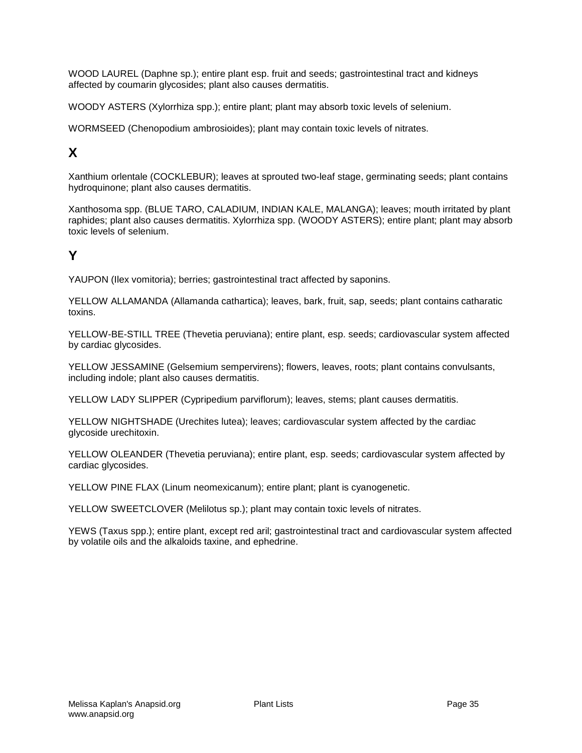WOOD LAUREL (Daphne sp.); entire plant esp. fruit and seeds; gastrointestinal tract and kidneys affected by coumarin glycosides; plant also causes dermatitis.

WOODY ASTERS (Xylorrhiza spp.); entire plant; plant may absorb toxic levels of selenium.

WORMSEED (Chenopodium ambrosioides); plant may contain toxic levels of nitrates.

## X

Xanthium orlentale (COCKLEBUR); leaves at sprouted two-leaf stage, germinating seeds; plant contains hydroquinone; plant also causes dermatitis.

Xanthosoma spp. (BLUE TARO, CALADIUM, INDIAN KALE, MALANGA); leaves; mouth irritated by plant raphides; plant also causes dermatitis. Xylorrhiza spp. (WOODY ASTERS); entire plant; plant may absorb toxic levels of selenium.

## Y

YAUPON (Ilex vomitoria); berries; gastrointestinal tract affected by saponins.

YELLOW ALLAMANDA (Allamanda cathartica); leaves, bark, fruit, sap, seeds; plant contains catharatic toxins.

YELLOW-BE-STILL TREE (Thevetia peruviana); entire plant, esp. seeds; cardiovascular system affected by cardiac glycosides.

YELLOW JESSAMINE (Gelsemium sempervirens); flowers, leaves, roots; plant contains convulsants, including indole; plant also causes dermatitis.

YELLOW LADY SLIPPER (Cypripedium parviflorum); leaves, stems; plant causes dermatitis.

YELLOW NIGHTSHADE (Urechites lutea); leaves; cardiovascular system affected by the cardiac glycoside urechitoxin.

YELLOW OLEANDER (Thevetia peruviana); entire plant, esp. seeds; cardiovascular system affected by cardiac glycosides.

YELLOW PINE FLAX (Linum neomexicanum); entire plant; plant is cyanogenetic.

YELLOW SWEETCLOVER (Melilotus sp.); plant may contain toxic levels of nitrates.

YEWS (Taxus spp.); entire plant, except red aril; gastrointestinal tract and cardiovascular system affected by volatile oils and the alkaloids taxine, and ephedrine.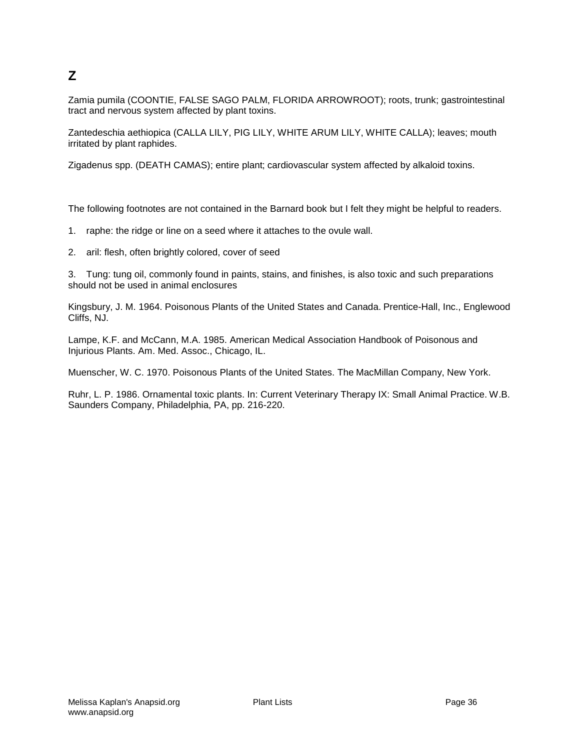## Z

Zamia pumila (COONTIE, FALSE SAGO PALM, FLORIDA ARROWROOT); roots, trunk; gastrointestinal tract and nervous system affected by plant toxins.

Zantedeschia aethiopica (CALLA LILY, PIG LILY, WHITE ARUM LILY, WHITE CALLA); leaves; mouth irritated by plant raphides.

Zigadenus spp. (DEATH CAMAS); entire plant; cardiovascular system affected by alkaloid toxins.

The following footnotes are not contained in the Barnard book but I felt they might be helpful to readers.

1. raphe: the ridge or line on a seed where it attaches to the ovule wall.

2. aril: flesh, often brightly colored, cover of seed

3. Tung: tung oil, commonly found in paints, stains, and finishes, is also toxic and such preparations should not be used in animal enclosures

Kingsbury, J. M. 1964. Poisonous Plants of the United States and Canada. Prentice-Hall, Inc., Englewood Cliffs, NJ.

Lampe, K.F. and McCann, M.A. 1985. American Medical Association Handbook of Poisonous and Injurious Plants. Am. Med. Assoc., Chicago, IL.

Muenscher, W. C. 1970. Poisonous Plants of the United States. The MacMillan Company, New York.

Ruhr, L. P. 1986. Ornamental toxic plants. In: Current Veterinary Therapy IX: Small Animal Practice. W.B. Saunders Company, Philadelphia, PA, pp. 216-220.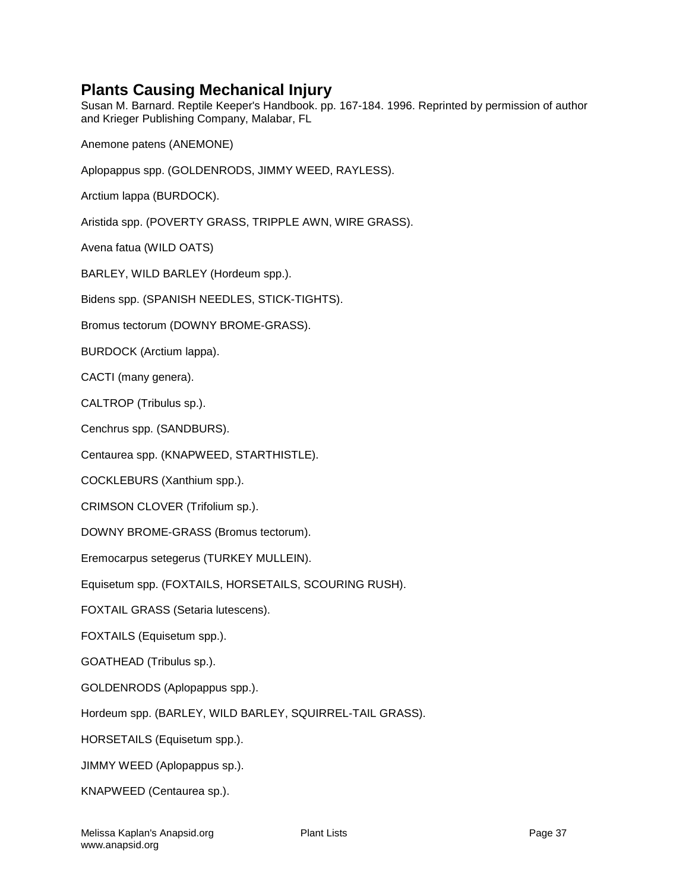## Plants Causing Mechanical Injury

Susan M. Barnard. Reptile Keeper's Handbook. pp. 167-184. 1996. Reprinted by permission of author and Krieger Publishing Company, Malabar, FL

Anemone patens (ANEMONE)

Aplopappus spp. (GOLDENRODS, JIMMY WEED, RAYLESS).

Arctium lappa (BURDOCK).

Aristida spp. (POVERTY GRASS, TRIPPLE AWN, WIRE GRASS).

Avena fatua (WILD OATS)

BARLEY, WILD BARLEY (Hordeum spp.).

Bidens spp. (SPANISH NEEDLES, STICK-TIGHTS).

Bromus tectorum (DOWNY BROME-GRASS).

BURDOCK (Arctium lappa).

CACTI (many genera).

CALTROP (Tribulus sp.).

Cenchrus spp. (SANDBURS).

Centaurea spp. (KNAPWEED, STARTHISTLE).

COCKLEBURS (Xanthium spp.).

CRIMSON CLOVER (Trifolium sp.).

DOWNY BROME-GRASS (Bromus tectorum).

Eremocarpus setegerus (TURKEY MULLEIN).

Equisetum spp. (FOXTAILS, HORSETAILS, SCOURING RUSH).

FOXTAIL GRASS (Setaria lutescens).

FOXTAILS (Equisetum spp.).

GOATHEAD (Tribulus sp.).

GOLDENRODS (Aplopappus spp.).

Hordeum spp. (BARLEY, WILD BARLEY, SQUIRREL-TAIL GRASS).

HORSETAILS (Equisetum spp.).

JIMMY WEED (Aplopappus sp.).

KNAPWEED (Centaurea sp.).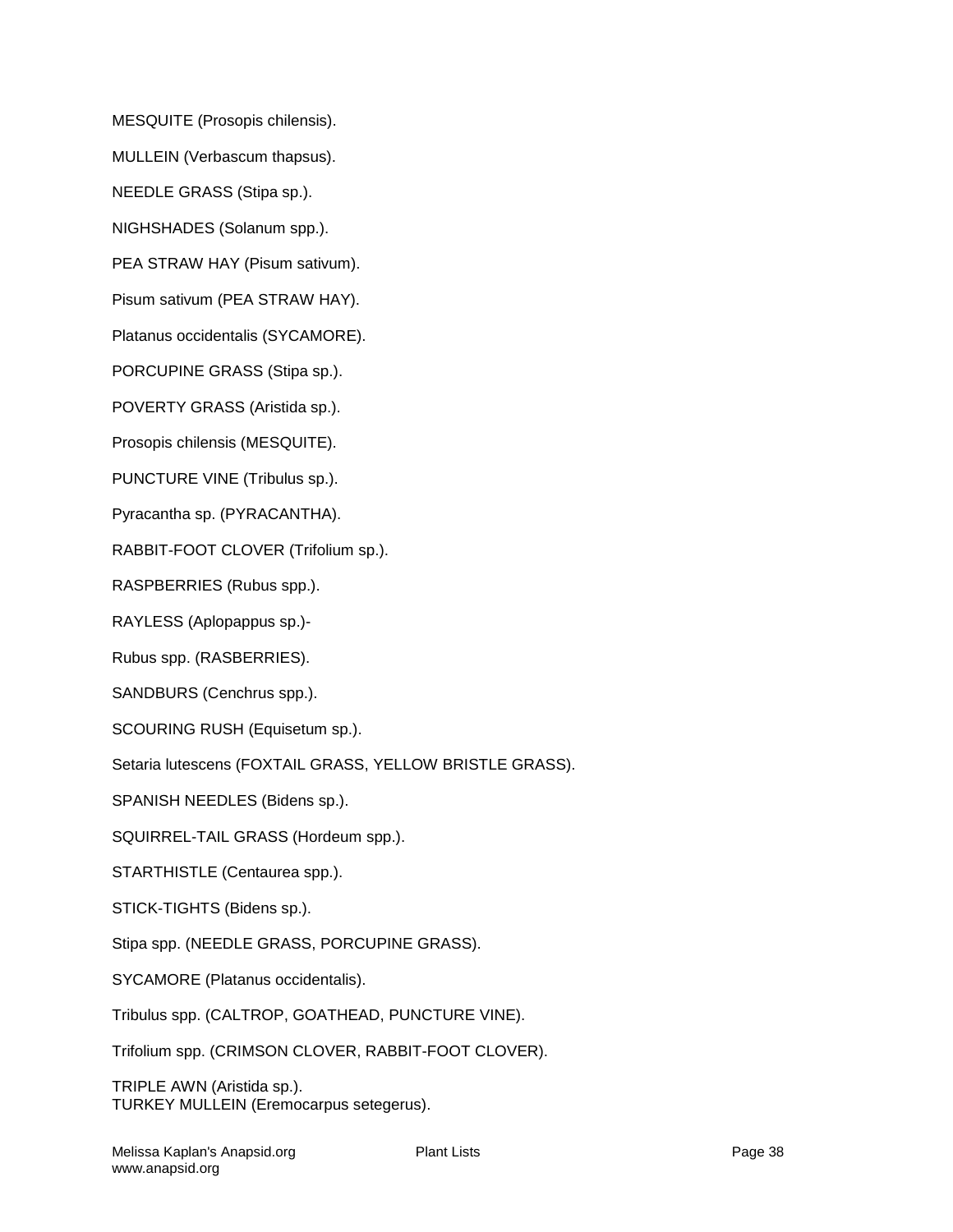MESQUITE (Prosopis chilensis).

MULLEIN (Verbascum thapsus).

NEEDLE GRASS (Stipa sp.).

NIGHSHADES (Solanum spp.).

PEA STRAW HAY (Pisum sativum).

Pisum sativum (PEA STRAW HAY).

Platanus occidentalis (SYCAMORE).

PORCUPINE GRASS (Stipa sp.).

POVERTY GRASS (Aristida sp.).

Prosopis chilensis (MESQUITE).

PUNCTURE VINE (Tribulus sp.).

Pyracantha sp. (PYRACANTHA).

RABBIT-FOOT CLOVER (Trifolium sp.).

RASPBERRIES (Rubus spp.).

RAYLESS (Aplopappus sp.)-

Rubus spp. (RASBERRIES).

SANDBURS (Cenchrus spp.).

SCOURING RUSH (Equisetum sp.).

Setaria lutescens (FOXTAIL GRASS, YELLOW BRISTLE GRASS).

SPANISH NEEDLES (Bidens sp.).

SQUIRREL-TAIL GRASS (Hordeum spp.).

STARTHISTLE (Centaurea spp.).

STICK-TIGHTS (Bidens sp.).

Stipa spp. (NEEDLE GRASS, PORCUPINE GRASS).

SYCAMORE (Platanus occidentalis).

Tribulus spp. (CALTROP, GOATHEAD, PUNCTURE VINE).

Trifolium spp. (CRIMSON CLOVER, RABBIT-FOOT CLOVER).

TRIPLE AWN (Aristida sp.).
TURKEY MULLEIN (Eremocarpus setegerus).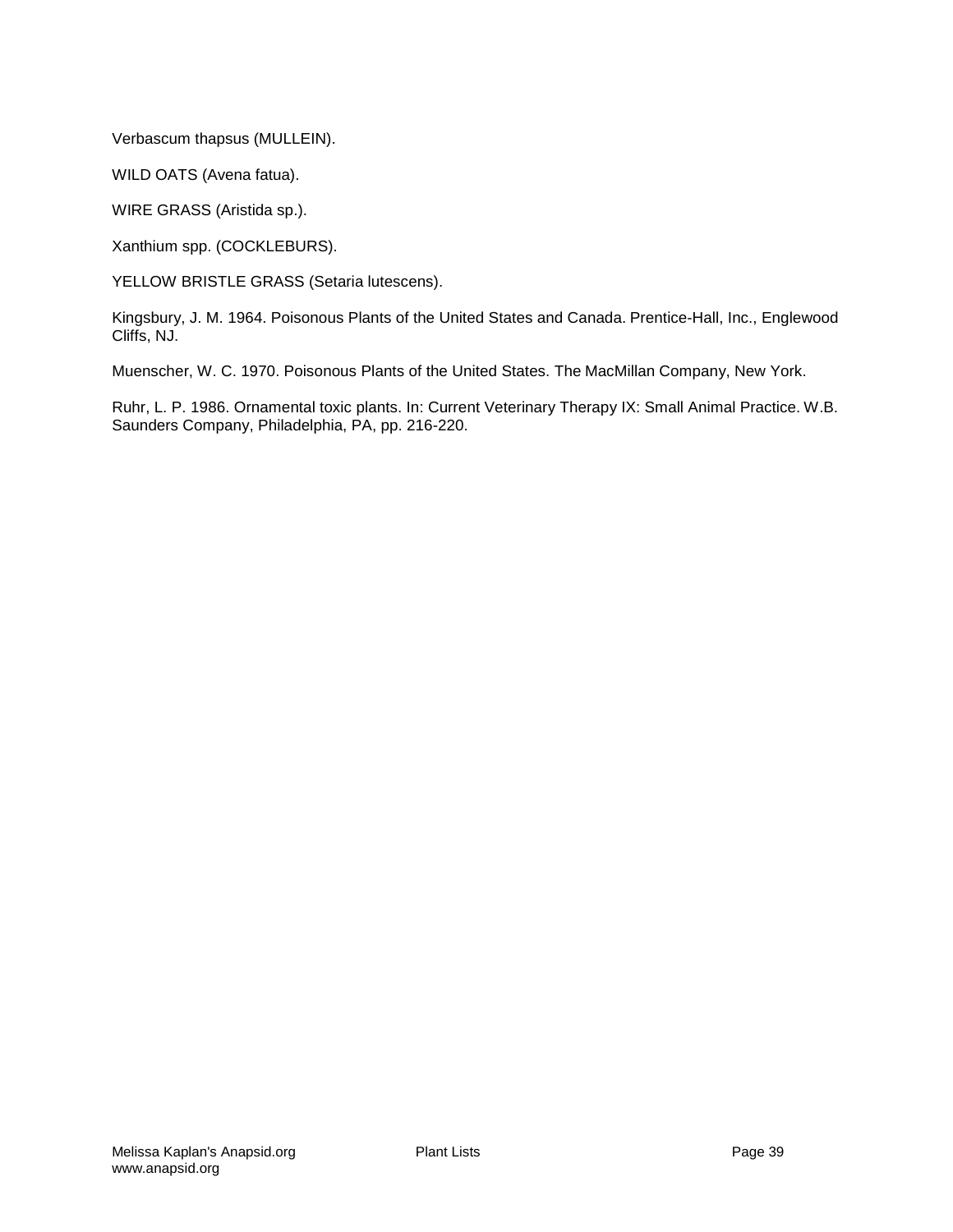Verbascum thapsus (MULLEIN).

WILD OATS (Avena fatua).

WIRE GRASS (Aristida sp.).

Xanthium spp. (COCKLEBURS).

YELLOW BRISTLE GRASS (Setaria lutescens).

Kingsbury, J. M. 1964. Poisonous Plants of the United States and Canada. Prentice-Hall, Inc., Englewood Cliffs, NJ.

Muenscher, W. C. 1970. Poisonous Plants of the United States. The MacMillan Company, New York.

Ruhr, L. P. 1986. Ornamental toxic plants. In: Current Veterinary Therapy IX: Small Animal Practice. W.B. Saunders Company, Philadelphia, PA, pp. 216-220.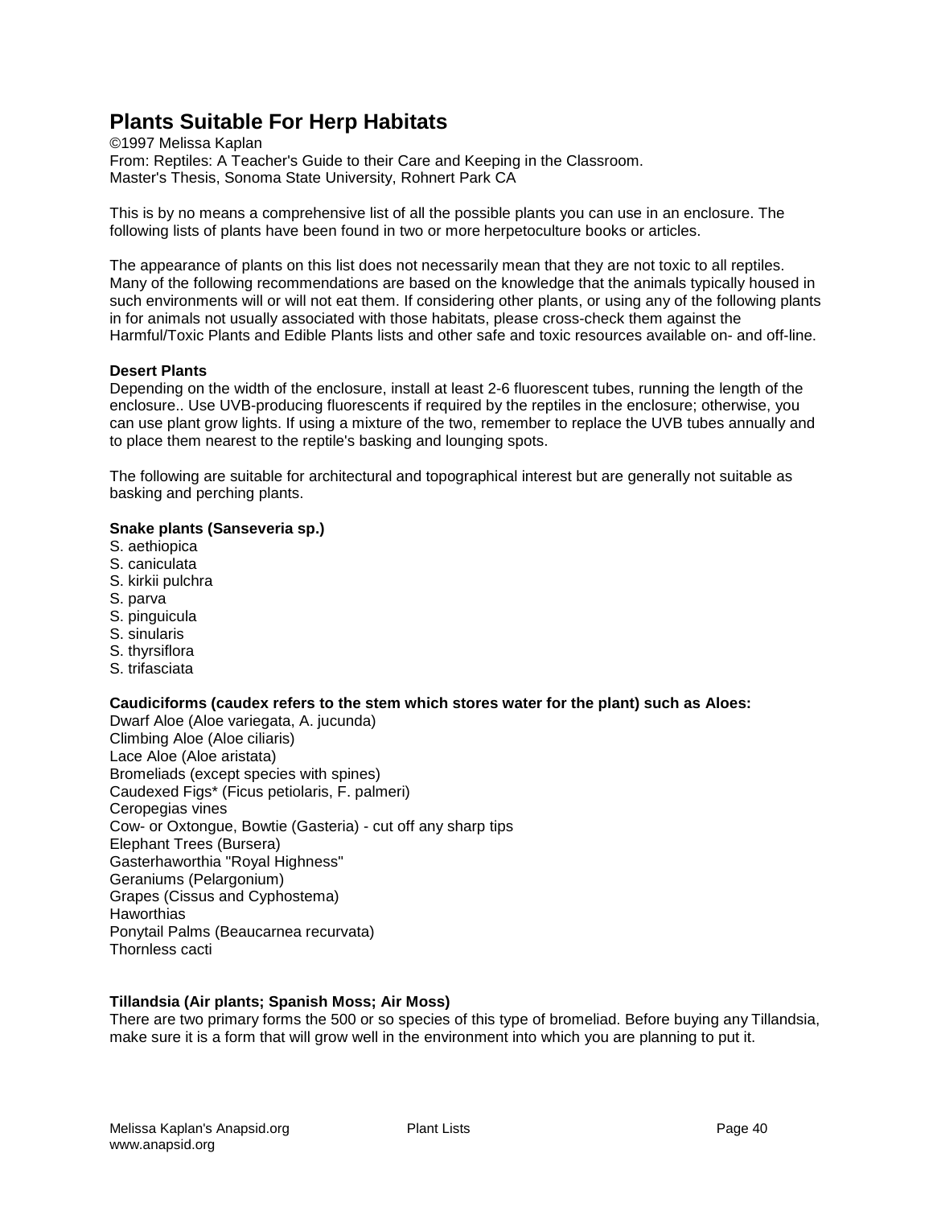# Plants Suitable For Herp Habitats

©1997 Melissa Kaplan
From: Reptiles: A Teacher's Guide to their Care and Keeping in the Classroom.
Master's Thesis, Sonoma State University, Rohnert Park CA

This is by no means a comprehensive list of all the possible plants you can use in an enclosure. The following lists of plants have been found in two or more herpetoculture books or articles.

The appearance of plants on this list does not necessarily mean that they are not toxic to all reptiles. Many of the following recommendations are based on the knowledge that the animals typically housed in such environments will or will not eat them. If considering other plants, or using any of the following plants in for animals not usually associated with those habitats, please cross-check them against the Harmful/Toxic Plants and Edible Plants lists and other safe and toxic resources available on- and off-line.

**Desert Plants**

Depending on the width of the enclosure, install at least 2-6 fluorescent tubes, running the length of the enclosure.. Use UVB-producing fluorescents if required by the reptiles in the enclosure; otherwise, you can use plant grow lights. If using a mixture of the two, remember to replace the UVB tubes annually and to place them nearest to the reptile's basking and lounging spots.

The following are suitable for architectural and topographical interest but are generally not suitable as basking and perching plants.

**Snake plants (Sanseveria sp.)**

S. aethiopica
S. caniculata
S. kirkii pulchra
S. parva
S. pinguicula
S. sinularis
S. thyrsiflora
S. trifasciata

**Caudiciforms (caudex refers to the stem which stores water for the plant) such as Aloes:**

Dwarf Aloe (Aloe variegata, A. jucunda)
Climbing Aloe (Aloe ciliaris)
Lace Aloe (Aloe aristata)
Bromeliads (except species with spines)
Caudexed Figs* (Ficus petiolaris, F. palmeri)
Ceropegias vines
Cow- or Oxtongue, Bowtie (Gasteria) - cut off any sharp tips
Elephant Trees (Bursera)
Gasterhaworthia "Royal Highness"
Geraniums (Pelargonium)
Grapes (Cissus and Cyphostema)
Haworthias
Ponytail Palms (Beaucarnea recurvata)
Thornless cacti

**Tillandsia (Air plants; Spanish Moss; Air Moss)**

There are two primary forms the 500 or so species of this type of bromeliad. Before buying any Tillandsia, make sure it is a form that will grow well in the environment into which you are planning to put it.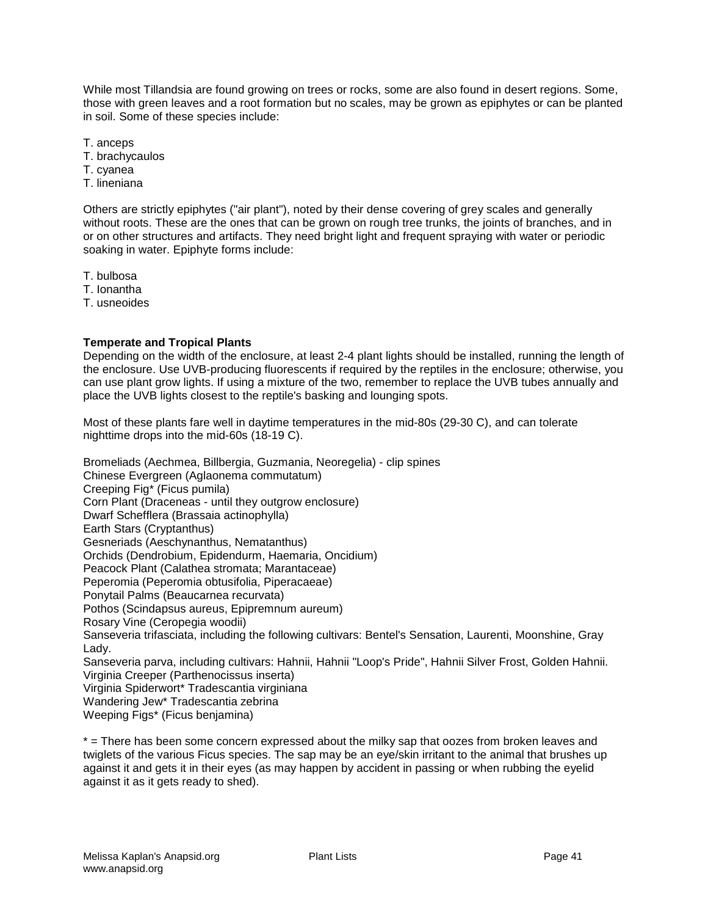While most Tillandsia are found growing on trees or rocks, some are also found in desert regions. Some, those with green leaves and a root formation but no scales, may be grown as epiphytes or can be planted in soil. Some of these species include:

T. anceps
T. brachycaulos
T. cyanea
T. lineniana

Others are strictly epiphytes ("air plant"), noted by their dense covering of grey scales and generally without roots. These are the ones that can be grown on rough tree trunks, the joints of branches, and in or on other structures and artifacts. They need bright light and frequent spraying with water or periodic soaking in water. Epiphyte forms include:

T. bulbosa
T. Ionantha
T. usneoides

**Temperate and Tropical Plants**
Depending on the width of the enclosure, at least 2-4 plant lights should be installed, running the length of the enclosure. Use UVB-producing fluorescents if required by the reptiles in the enclosure; otherwise, you can use plant grow lights. If using a mixture of the two, remember to replace the UVB tubes annually and place the UVB lights closest to the reptile's basking and lounging spots.

Most of these plants fare well in daytime temperatures in the mid-80s (29-30 C), and can tolerate nighttime drops into the mid-60s (18-19 C).

Bromeliads (Aechmea, Billbergia, Guzmania, Neoregelia) - clip spines
Chinese Evergreen (Aglaonema commutatum)
Creeping Fig* (Ficus pumila)
Corn Plant (Draceneas - until they outgrow enclosure)
Dwarf Schefflera (Brassaia actinophylla)
Earth Stars (Cryptanthus)
Gesneriads (Aeschynanthus, Nematanthus)
Orchids (Dendrobium, Epidendurm, Haemaria, Oncidium)
Peacock Plant (Calathea stromata; Marantaceae)
Peperomia (Peperomia obtusifolia, Piperacaeae)
Ponytail Palms (Beaucarnea recurvata)
Pothos (Scindapsus aureus, Epipremnum aureum)
Rosary Vine (Ceropegia woodii)
Sanseveria trifasciata, including the following cultivars: Bentel's Sensation, Laurenti, Moonshine, Gray Lady.
Sanseveria parva, including cultivars: Hahnii, Hahnii "Loop's Pride", Hahnii Silver Frost, Golden Hahnii.
Virginia Creeper (Parthenocissus inserta)
Virginia Spiderwort* Tradescantia virginiana
Wandering Jew* Tradescantia zebrina
Weeping Figs* (Ficus benjamina)

* = There has been some concern expressed about the milky sap that oozes from broken leaves and twiglets of the various Ficus species. The sap may be an eye/skin irritant to the animal that brushes up against it and gets it in their eyes (as may happen by accident in passing or when rubbing the eyelid against it as it gets ready to shed).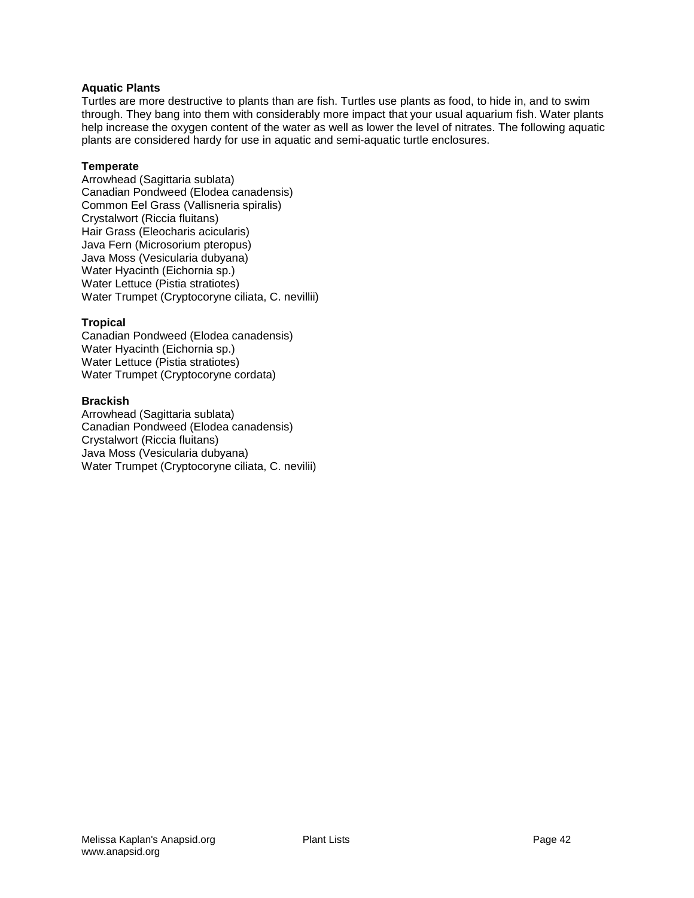## Aquatic Plants

Turtles are more destructive to plants than are fish. Turtles use plants as food, to hide in, and to swim through. They bang into them with considerably more impact that your usual aquarium fish. Water plants help increase the oxygen content of the water as well as lower the level of nitrates. The following aquatic plants are considered hardy for use in aquatic and semi-aquatic turtle enclosures.

### Temperate

Arrowhead (Sagittaria sublata)
Canadian Pondweed (Elodea canadensis)
Common Eel Grass (Vallisneria spiralis)
Crystalwort (Riccia fluitans)
Hair Grass (Eleocharis acicularis)
Java Fern (Microsorium pteropus)
Java Moss (Vesicularia dubyana)
Water Hyacinth (Eichornia sp.)
Water Lettuce (Pistia stratiotes)
Water Trumpet (Cryptocoryne ciliata, C. nevillii)

### Tropical

Canadian Pondweed (Elodea canadensis)
Water Hyacinth (Eichornia sp.)
Water Lettuce (Pistia stratiotes)
Water Trumpet (Cryptocoryne cordata)

### Brackish

Arrowhead (Sagittaria sublata)
Canadian Pondweed (Elodea canadensis)
Crystalwort (Riccia fluitans)
Java Moss (Vesicularia dubyana)
Water Trumpet (Cryptocoryne ciliata, C. nevilii)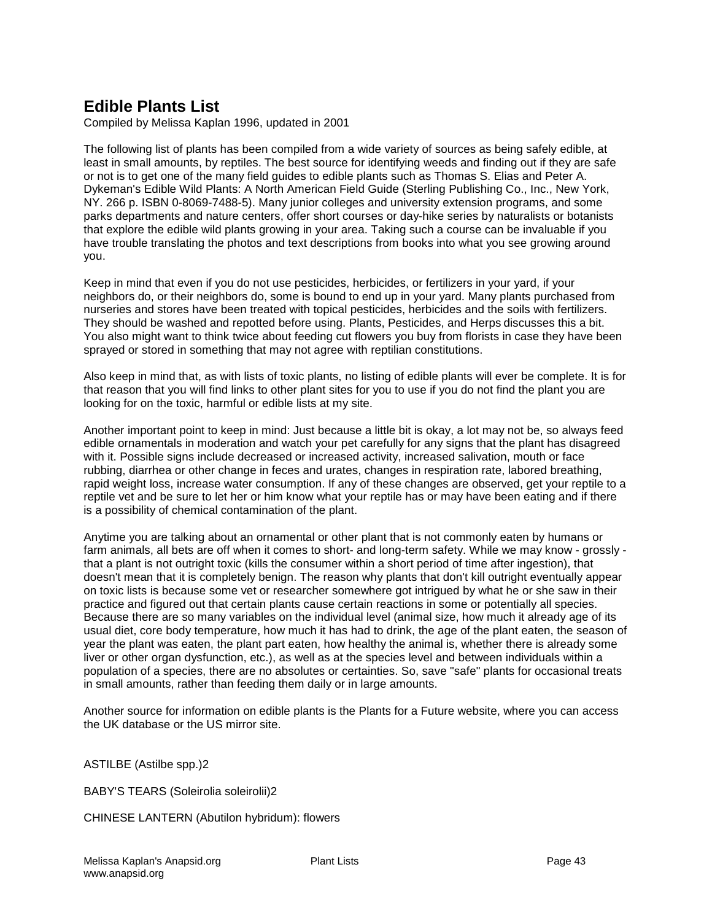## Edible Plants List

Compiled by Melissa Kaplan 1996, updated in 2001

The following list of plants has been compiled from a wide variety of sources as being safely edible, at least in small amounts, by reptiles. The best source for identifying weeds and finding out if they are safe or not is to get one of the many field guides to edible plants such as Thomas S. Elias and Peter A. Dykeman's Edible Wild Plants: A North American Field Guide (Sterling Publishing Co., Inc., New York, NY. 266 p. ISBN 0-8069-7488-5). Many junior colleges and university extension programs, and some parks departments and nature centers, offer short courses or day-hike series by naturalists or botanists that explore the edible wild plants growing in your area. Taking such a course can be invaluable if you have trouble translating the photos and text descriptions from books into what you see growing around you.

Keep in mind that even if you do not use pesticides, herbicides, or fertilizers in your yard, if your neighbors do, or their neighbors do, some is bound to end up in your yard. Many plants purchased from nurseries and stores have been treated with topical pesticides, herbicides and the soils with fertilizers. They should be washed and repotted before using. Plants, Pesticides, and Herps discusses this a bit. You also might want to think twice about feeding cut flowers you buy from florists in case they have been sprayed or stored in something that may not agree with reptilian constitutions.

Also keep in mind that, as with lists of toxic plants, no listing of edible plants will ever be complete. It is for that reason that you will find links to other plant sites for you to use if you do not find the plant you are looking for on the toxic, harmful or edible lists at my site.

Another important point to keep in mind: Just because a little bit is okay, a lot may not be, so always feed edible ornamentals in moderation and watch your pet carefully for any signs that the plant has disagreed with it. Possible signs include decreased or increased activity, increased salivation, mouth or face rubbing, diarrhea or other change in feces and urates, changes in respiration rate, labored breathing, rapid weight loss, increase water consumption. If any of these changes are observed, get your reptile to a reptile vet and be sure to let her or him know what your reptile has or may have been eating and if there is a possibility of chemical contamination of the plant.

Anytime you are talking about an ornamental or other plant that is not commonly eaten by humans or farm animals, all bets are off when it comes to short- and long-term safety. While we may know - grossly - that a plant is not outright toxic (kills the consumer within a short period of time after ingestion), that doesn't mean that it is completely benign. The reason why plants that don't kill outright eventually appear on toxic lists is because some vet or researcher somewhere got intrigued by what he or she saw in their practice and figured out that certain plants cause certain reactions in some or potentially all species. Because there are so many variables on the individual level (animal size, how much it already age of its usual diet, core body temperature, how much it has had to drink, the age of the plant eaten, the season of year the plant was eaten, the plant part eaten, how healthy the animal is, whether there is already some liver or other organ dysfunction, etc.), as well as at the species level and between individuals within a population of a species, there are no absolutes or certainties. So, save "safe" plants for occasional treats in small amounts, rather than feeding them daily or in large amounts.

Another source for information on edible plants is the Plants for a Future website, where you can access the UK database or the US mirror site.

ASTILBE (Astilbe spp.)2

BABY'S TEARS (Soleirolia soleirolii)2

CHINESE LANTERN (Abutilon hybridum): flowers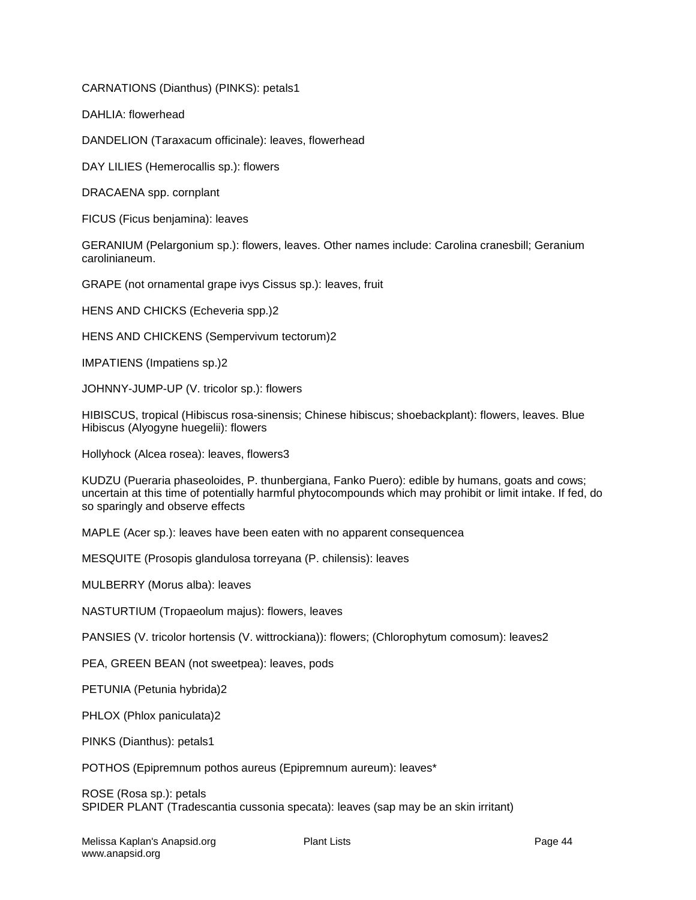CARNATIONS (Dianthus) (PINKS): petals1

DAHLIA: flowerhead

DANDELION (Taraxacum officinale): leaves, flowerhead

DAY LILIES (Hemerocallis sp.): flowers

DRACAENA spp. cornplant

FICUS (Ficus benjamina): leaves

GERANIUM (Pelargonium sp.): flowers, leaves. Other names include: Carolina cranesbill; Geranium carolinianeum.

GRAPE (not ornamental grape ivys Cissus sp.): leaves, fruit

HENS AND CHICKS (Echeveria spp.)2

HENS AND CHICKENS (Sempervivum tectorum)2

IMPATIENS (Impatiens sp.)2

JOHNNY-JUMP-UP (V. tricolor sp.): flowers

HIBISCUS, tropical (Hibiscus rosa-sinensis; Chinese hibiscus; shoebackplant): flowers, leaves. Blue Hibiscus (Alyogyne huegelii): flowers

Hollyhock (Alcea rosea): leaves, flowers3

KUDZU (Pueraria phaseoloides, P. thunbergiana, Fanko Puero): edible by humans, goats and cows; uncertain at this time of potentially harmful phytocompounds which may prohibit or limit intake. If fed, do so sparingly and observe effects

MAPLE (Acer sp.): leaves have been eaten with no apparent consequencea

MESQUITE (Prosopis glandulosa torreyana (P. chilensis): leaves

MULBERRY (Morus alba): leaves

NASTURTIUM (Tropaeolum majus): flowers, leaves

PANSIES (V. tricolor hortensis (V. wittrockiana)): flowers; (Chlorophytum comosum): leaves2

PEA, GREEN BEAN (not sweetpea): leaves, pods

PETUNIA (Petunia hybrida)2

PHLOX (Phlox paniculata)2

PINKS (Dianthus): petals1

POTHOS (Epipremnum pothos aureus (Epipremnum aureum): leaves*

ROSE (Rosa sp.): petals
SPIDER PLANT (Tradescantia cussonia specata): leaves (sap may be an skin irritant)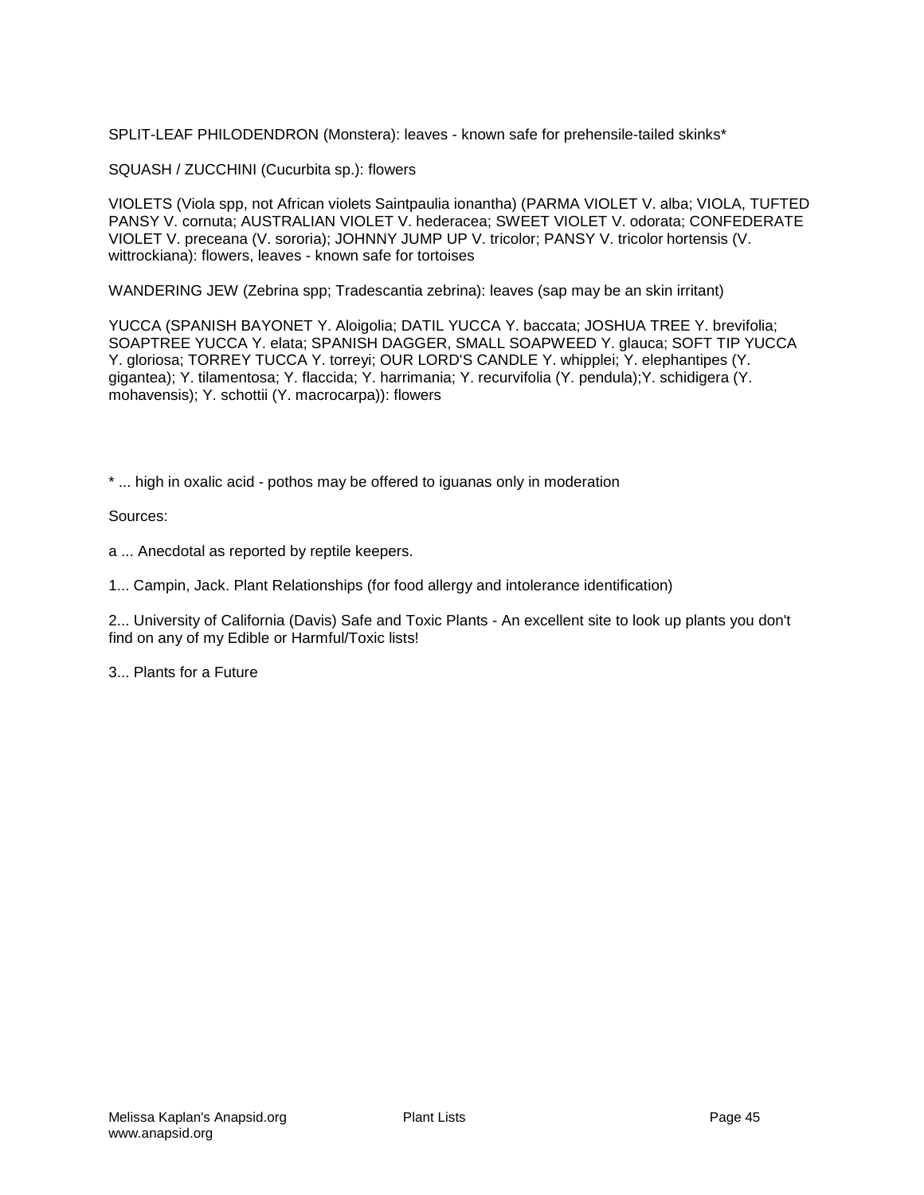SPLIT-LEAF PHILODENDRON (Monstera): leaves - known safe for prehensile-tailed skinks*

SQUASH / ZUCCHINI (Cucurbita sp.): flowers

VIOLETS (Viola spp, not African violets Saintpaulia ionantha) (PARMA VIOLET V. alba; VIOLA, TUFTED PANSY V. cornuta; AUSTRALIAN VIOLET V. hederacea; SWEET VIOLET V. odorata; CONFEDERATE VIOLET V. preceana (V. sororia); JOHNNY JUMP UP V. tricolor; PANSY V. tricolor hortensis (V. wittrockiana): flowers, leaves - known safe for tortoises

WANDERING JEW (Zebrina spp; Tradescantia zebrina): leaves (sap may be an skin irritant)

YUCCA (SPANISH BAYONET Y. Aloigolia; DATIL YUCCA Y. baccata; JOSHUA TREE Y. brevifolia; SOAPTREE YUCCA Y. elata; SPANISH DAGGER, SMALL SOAPWEED Y. glauca; SOFT TIP YUCCA Y. gloriosa; TORREY TUCCA Y. torreyi; OUR LORD'S CANDLE Y. whipplei; Y. elephantipes (Y. gigantea); Y. tilamentosa; Y. flaccida; Y. harrimania; Y. recurvifolia (Y. pendula);Y. schidigera (Y. mohavensis); Y. schottii (Y. macrocarpa)): flowers

\* ... high in oxalic acid - pothos may be offered to iguanas only in moderation

Sources:

a ... Anecdotal as reported by reptile keepers.

1... Campin, Jack. Plant Relationships (for food allergy and intolerance identification)

2... University of California (Davis) Safe and Toxic Plants - An excellent site to look up plants you don't find on any of my Edible or Harmful/Toxic lists!

3... Plants for a Future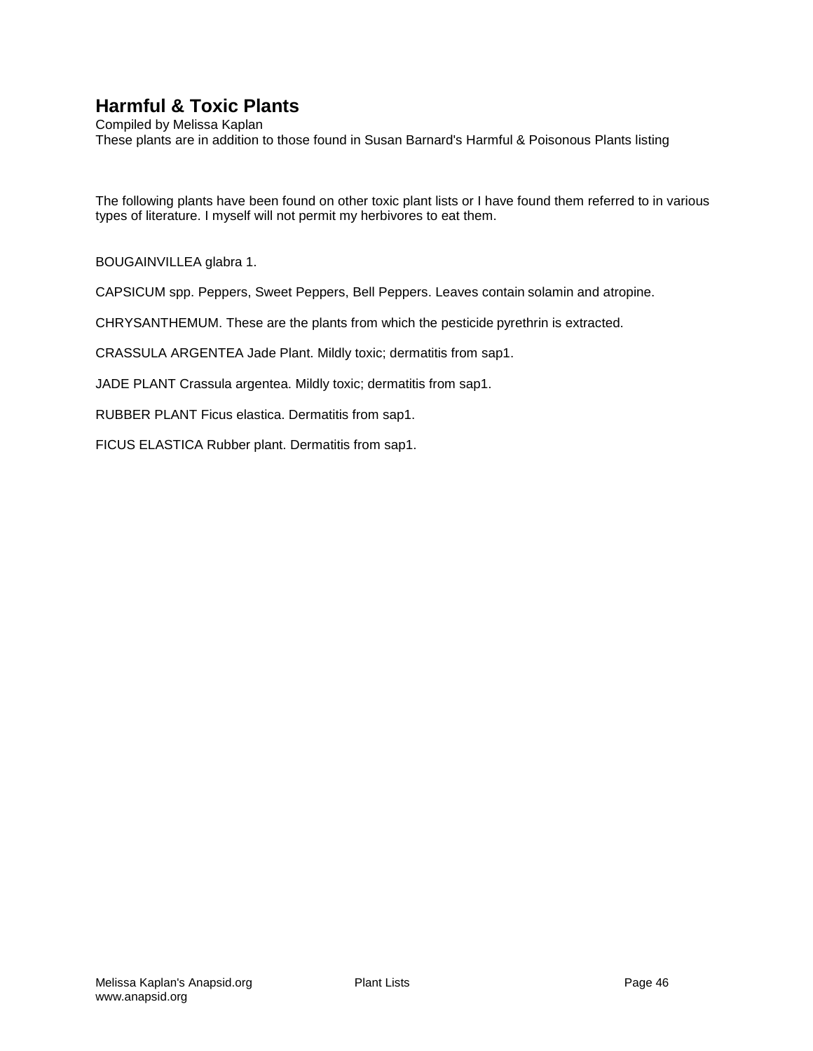# Harmful & Toxic Plants

Compiled by Melissa Kaplan
These plants are in addition to those found in Susan Barnard's Harmful & Poisonous Plants listing

The following plants have been found on other toxic plant lists or I have found them referred to in various types of literature. I myself will not permit my herbivores to eat them.

BOUGAINVILLEA glabra 1.

CAPSICUM spp. Peppers, Sweet Peppers, Bell Peppers. Leaves contain solamin and atropine.

CHRYSANTHEMUM. These are the plants from which the pesticide pyrethrin is extracted.

CRASSULA ARGENTEA Jade Plant. Mildly toxic; dermatitis from sap1.

JADE PLANT Crassula argentea. Mildly toxic; dermatitis from sap1.

RUBBER PLANT Ficus elastica. Dermatitis from sap1.

FICUS ELASTICA Rubber plant. Dermatitis from sap1.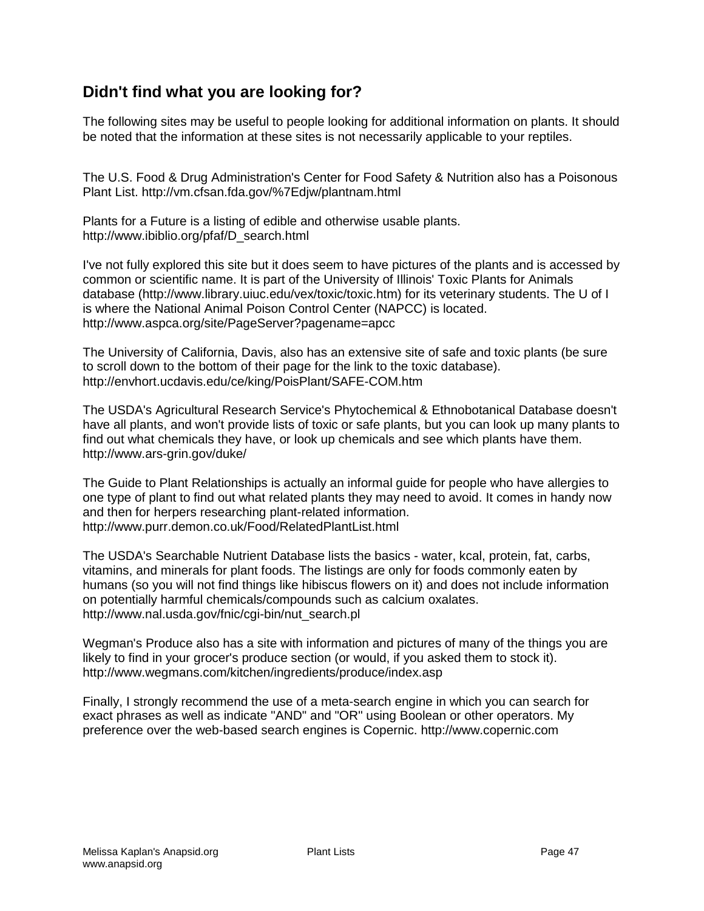## Didn't find what you are looking for?

The following sites may be useful to people looking for additional information on plants. It should be noted that the information at these sites is not necessarily applicable to your reptiles.

The U.S. Food & Drug Administration's Center for Food Safety & Nutrition also has a Poisonous Plant List. http://vm.cfsan.fda.gov/%7Edjw/plantnam.html

Plants for a Future is a listing of edible and otherwise usable plants. http://www.ibiblio.org/pfaf/D_search.html

I've not fully explored this site but it does seem to have pictures of the plants and is accessed by common or scientific name. It is part of the University of Illinois' Toxic Plants for Animals database (http://www.library.uiuc.edu/vex/toxic/toxic.htm) for its veterinary students. The U of I is where the National Animal Poison Control Center (NAPCC) is located. http://www.aspca.org/site/PageServer?pagename=apcc

The University of California, Davis, also has an extensive site of safe and toxic plants (be sure to scroll down to the bottom of their page for the link to the toxic database). http://envhort.ucdavis.edu/ce/king/PoisPlant/SAFE-COM.htm

The USDA's Agricultural Research Service's Phytochemical & Ethnobotanical Database doesn't have all plants, and won't provide lists of toxic or safe plants, but you can look up many plants to find out what chemicals they have, or look up chemicals and see which plants have them. http://www.ars-grin.gov/duke/

The Guide to Plant Relationships is actually an informal guide for people who have allergies to one type of plant to find out what related plants they may need to avoid. It comes in handy now and then for herpers researching plant-related information. http://www.purr.demon.co.uk/Food/RelatedPlantList.html

The USDA's Searchable Nutrient Database lists the basics - water, kcal, protein, fat, carbs, vitamins, and minerals for plant foods. The listings are only for foods commonly eaten by humans (so you will not find things like hibiscus flowers on it) and does not include information on potentially harmful chemicals/compounds such as calcium oxalates. http://www.nal.usda.gov/fnic/cgi-bin/nut_search.pl

Wegman's Produce also has a site with information and pictures of many of the things you are likely to find in your grocer's produce section (or would, if you asked them to stock it). http://www.wegmans.com/kitchen/ingredients/produce/index.asp

Finally, I strongly recommend the use of a meta-search engine in which you can search for exact phrases as well as indicate "AND" and "OR" using Boolean or other operators. My preference over the web-based search engines is Copernic. http://www.copernic.com